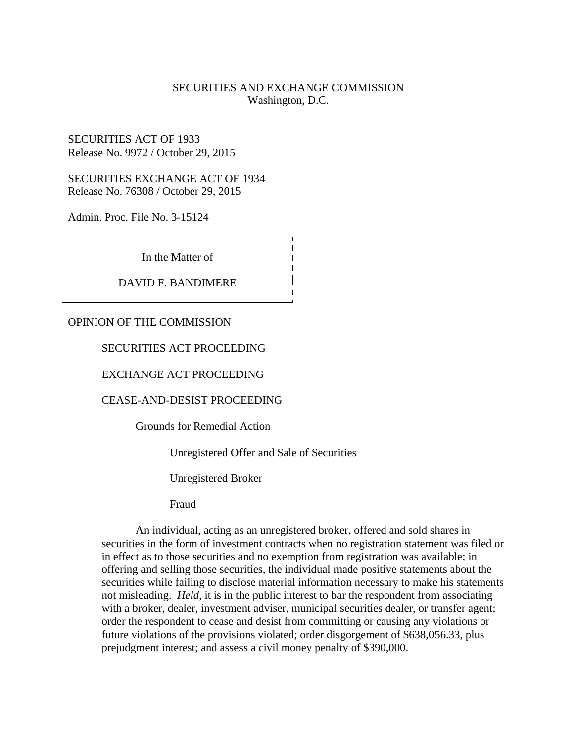SECURITIES AND EXCHANGE COMMISSION
Washington, D.C.

SECURITIES ACT OF 1933
Release No. 9972 / October 29, 2015

SECURITIES EXCHANGE ACT OF 1934
Release No. 76308 / October 29, 2015

Admin. Proc. File No. 3-15124

In the Matter of

DAVID F. BANDIMERE

OPINION OF THE COMMISSION

SECURITIES ACT PROCEEDING

EXCHANGE ACT PROCEEDING

CEASE-AND-DESIST PROCEEDING

Grounds for Remedial Action

Unregistered Offer and Sale of Securities

Unregistered Broker

Fraud

An individual, acting as an unregistered broker, offered and sold shares in securities in the form of investment contracts when no registration statement was filed or in effect as to those securities and no exemption from registration was available; in offering and selling those securities, the individual made positive statements about the securities while failing to disclose material information necessary to make his statements not misleading. *Held*, it is in the public interest to bar the respondent from associating with a broker, dealer, investment adviser, municipal securities dealer, or transfer agent; order the respondent to cease and desist from committing or causing any violations or future violations of the provisions violated; order disgorgement of $638,056.33, plus prejudgment interest; and assess a civil money penalty of $390,000.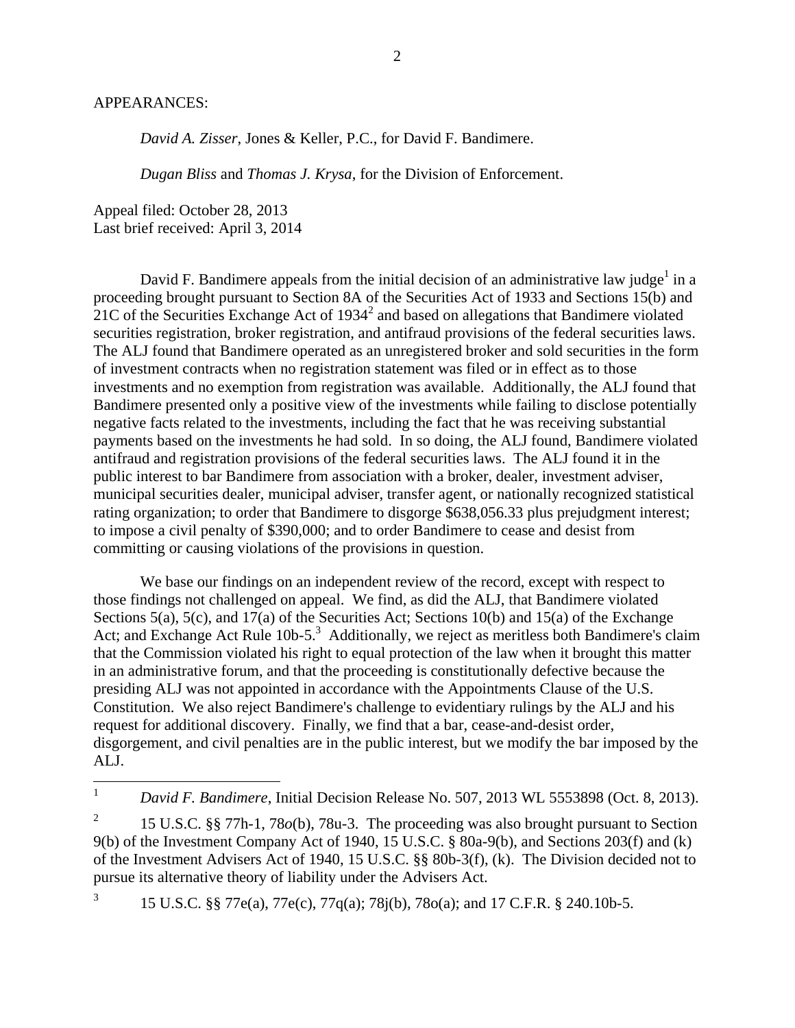APPEARANCES:

*David A. Zisser*, Jones & Keller, P.C., for David F. Bandimere.

*Dugan Bliss* and *Thomas J. Krysa*, for the Division of Enforcement.

Appeal filed: October 28, 2013
Last brief received: April 3, 2014

David F. Bandimere appeals from the initial decision of an administrative law judge[1] in a proceeding brought pursuant to Section 8A of the Securities Act of 1933 and Sections 15(b) and 21C of the Securities Exchange Act of 1934[2] and based on allegations that Bandimere violated securities registration, broker registration, and antifraud provisions of the federal securities laws. The ALJ found that Bandimere operated as an unregistered broker and sold securities in the form of investment contracts when no registration statement was filed or in effect as to those investments and no exemption from registration was available. Additionally, the ALJ found that Bandimere presented only a positive view of the investments while failing to disclose potentially negative facts related to the investments, including the fact that he was receiving substantial payments based on the investments he had sold. In so doing, the ALJ found, Bandimere violated antifraud and registration provisions of the federal securities laws. The ALJ found it in the public interest to bar Bandimere from association with a broker, dealer, investment adviser, municipal securities dealer, municipal adviser, transfer agent, or nationally recognized statistical rating organization; to order that Bandimere to disgorge $638,056.33 plus prejudgment interest; to impose a civil penalty of $390,000; and to order Bandimere to cease and desist from committing or causing violations of the provisions in question.

We base our findings on an independent review of the record, except with respect to those findings not challenged on appeal. We find, as did the ALJ, that Bandimere violated Sections 5(a), 5(c), and 17(a) of the Securities Act; Sections 10(b) and 15(a) of the Exchange Act; and Exchange Act Rule 10b-5.[3] Additionally, we reject as meritless both Bandimere's claim that the Commission violated his right to equal protection of the law when it brought this matter in an administrative forum, and that the proceeding is constitutionally defective because the presiding ALJ was not appointed in accordance with the Appointments Clause of the U.S. Constitution. We also reject Bandimere's challenge to evidentiary rulings by the ALJ and his request for additional discovery. Finally, we find that a bar, cease-and-desist order, disgorgement, and civil penalties are in the public interest, but we modify the bar imposed by the ALJ.

---

[1] *David F. Bandimere*, Initial Decision Release No. 507, 2013 WL 5553898 (Oct. 8, 2013).

[2] 15 U.S.C. §§ 77h-1, 78*o*(b), 78u-3. The proceeding was also brought pursuant to Section 9(b) of the Investment Company Act of 1940, 15 U.S.C. § 80a-9(b), and Sections 203(f) and (k) of the Investment Advisers Act of 1940, 15 U.S.C. §§ 80b-3(f), (k). The Division decided not to pursue its alternative theory of liability under the Advisers Act.

[3] 15 U.S.C. §§ 77e(a), 77e(c), 77q(a); 78j(b), 78o(a); and 17 C.F.R. § 240.10b-5.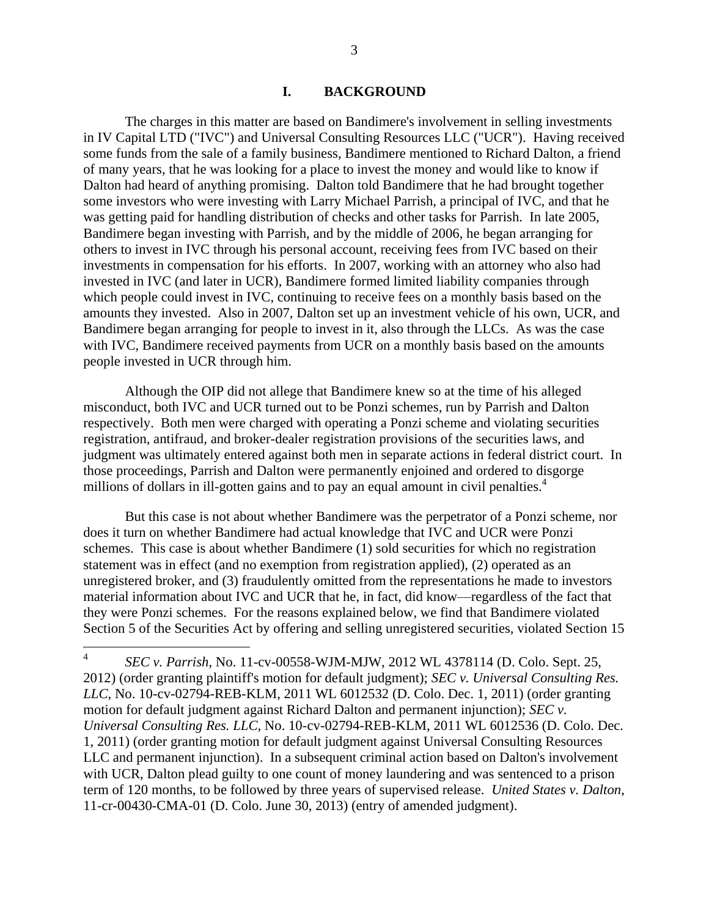## I. BACKGROUND

The charges in this matter are based on Bandimere's involvement in selling investments in IV Capital LTD ("IVC") and Universal Consulting Resources LLC ("UCR"). Having received some funds from the sale of a family business, Bandimere mentioned to Richard Dalton, a friend of many years, that he was looking for a place to invest the money and would like to know if Dalton had heard of anything promising. Dalton told Bandimere that he had brought together some investors who were investing with Larry Michael Parrish, a principal of IVC, and that he was getting paid for handling distribution of checks and other tasks for Parrish. In late 2005, Bandimere began investing with Parrish, and by the middle of 2006, he began arranging for others to invest in IVC through his personal account, receiving fees from IVC based on their investments in compensation for his efforts. In 2007, working with an attorney who also had invested in IVC (and later in UCR), Bandimere formed limited liability companies through which people could invest in IVC, continuing to receive fees on a monthly basis based on the amounts they invested. Also in 2007, Dalton set up an investment vehicle of his own, UCR, and Bandimere began arranging for people to invest in it, also through the LLCs. As was the case with IVC, Bandimere received payments from UCR on a monthly basis based on the amounts people invested in UCR through him.

Although the OIP did not allege that Bandimere knew so at the time of his alleged misconduct, both IVC and UCR turned out to be Ponzi schemes, run by Parrish and Dalton respectively. Both men were charged with operating a Ponzi scheme and violating securities registration, antifraud, and broker-dealer registration provisions of the securities laws, and judgment was ultimately entered against both men in separate actions in federal district court. In those proceedings, Parrish and Dalton were permanently enjoined and ordered to disgorge millions of dollars in ill-gotten gains and to pay an equal amount in civil penalties.[4]

But this case is not about whether Bandimere was the perpetrator of a Ponzi scheme, nor does it turn on whether Bandimere had actual knowledge that IVC and UCR were Ponzi schemes. This case is about whether Bandimere (1) sold securities for which no registration statement was in effect (and no exemption from registration applied), (2) operated as an unregistered broker, and (3) fraudulently omitted from the representations he made to investors material information about IVC and UCR that he, in fact, did know—regardless of the fact that they were Ponzi schemes. For the reasons explained below, we find that Bandimere violated Section 5 of the Securities Act by offering and selling unregistered securities, violated Section 15

---

[4] *SEC v. Parrish*, No. 11-cv-00558-WJM-MJW, 2012 WL 4378114 (D. Colo. Sept. 25, 2012) (order granting plaintiff's motion for default judgment); *SEC v. Universal Consulting Res. LLC*, No. 10-cv-02794-REB-KLM, 2011 WL 6012532 (D. Colo. Dec. 1, 2011) (order granting motion for default judgment against Richard Dalton and permanent injunction); *SEC v. Universal Consulting Res. LLC*, No. 10-cv-02794-REB-KLM, 2011 WL 6012536 (D. Colo. Dec. 1, 2011) (order granting motion for default judgment against Universal Consulting Resources LLC and permanent injunction). In a subsequent criminal action based on Dalton's involvement with UCR, Dalton plead guilty to one count of money laundering and was sentenced to a prison term of 120 months, to be followed by three years of supervised release. *United States v. Dalton*, 11-cr-00430-CMA-01 (D. Colo. June 30, 2013) (entry of amended judgment).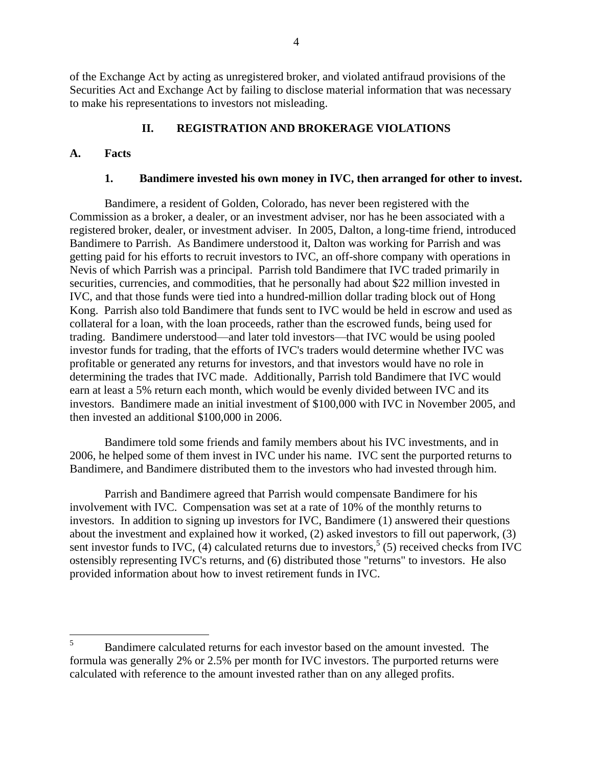of the Exchange Act by acting as unregistered broker, and violated antifraud provisions of the Securities Act and Exchange Act by failing to disclose material information that was necessary to make his representations to investors not misleading.

## II. REGISTRATION AND BROKERAGE VIOLATIONS

### A. Facts

#### 1. Bandimere invested his own money in IVC, then arranged for other to invest.

Bandimere, a resident of Golden, Colorado, has never been registered with the Commission as a broker, a dealer, or an investment adviser, nor has he been associated with a registered broker, dealer, or investment adviser. In 2005, Dalton, a long-time friend, introduced Bandimere to Parrish. As Bandimere understood it, Dalton was working for Parrish and was getting paid for his efforts to recruit investors to IVC, an off-shore company with operations in Nevis of which Parrish was a principal. Parrish told Bandimere that IVC traded primarily in securities, currencies, and commodities, that he personally had about $22 million invested in IVC, and that those funds were tied into a hundred-million dollar trading block out of Hong Kong. Parrish also told Bandimere that funds sent to IVC would be held in escrow and used as collateral for a loan, with the loan proceeds, rather than the escrowed funds, being used for trading. Bandimere understood—and later told investors—that IVC would be using pooled investor funds for trading, that the efforts of IVC's traders would determine whether IVC was profitable or generated any returns for investors, and that investors would have no role in determining the trades that IVC made. Additionally, Parrish told Bandimere that IVC would earn at least a 5% return each month, which would be evenly divided between IVC and its investors. Bandimere made an initial investment of $100,000 with IVC in November 2005, and then invested an additional $100,000 in 2006.

Bandimere told some friends and family members about his IVC investments, and in 2006, he helped some of them invest in IVC under his name. IVC sent the purported returns to Bandimere, and Bandimere distributed them to the investors who had invested through him.

Parrish and Bandimere agreed that Parrish would compensate Bandimere for his involvement with IVC. Compensation was set at a rate of 10% of the monthly returns to investors. In addition to signing up investors for IVC, Bandimere (1) answered their questions about the investment and explained how it worked, (2) asked investors to fill out paperwork, (3) sent investor funds to IVC, (4) calculated returns due to investors,[5] (5) received checks from IVC ostensibly representing IVC's returns, and (6) distributed those "returns" to investors. He also provided information about how to invest retirement funds in IVC.

---

[5] Bandimere calculated returns for each investor based on the amount invested. The formula was generally 2% or 2.5% per month for IVC investors. The purported returns were calculated with reference to the amount invested rather than on any alleged profits.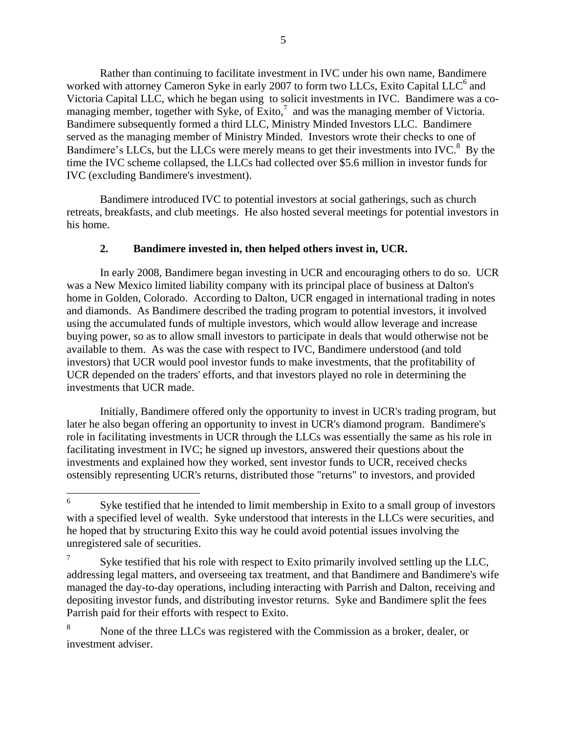Rather than continuing to facilitate investment in IVC under his own name, Bandimere worked with attorney Cameron Syke in early 2007 to form two LLCs, Exito Capital LLC[6] and Victoria Capital LLC, which he began using to solicit investments in IVC. Bandimere was a co-managing member, together with Syke, of Exito,[7] and was the managing member of Victoria. Bandimere subsequently formed a third LLC, Ministry Minded Investors LLC. Bandimere served as the managing member of Ministry Minded. Investors wrote their checks to one of Bandimere's LLCs, but the LLCs were merely means to get their investments into IVC.[8] By the time the IVC scheme collapsed, the LLCs had collected over $5.6 million in investor funds for IVC (excluding Bandimere's investment).

Bandimere introduced IVC to potential investors at social gatherings, such as church retreats, breakfasts, and club meetings. He also hosted several meetings for potential investors in his home.

### 2. Bandimere invested in, then helped others invest in, UCR.

In early 2008, Bandimere began investing in UCR and encouraging others to do so. UCR was a New Mexico limited liability company with its principal place of business at Dalton's home in Golden, Colorado. According to Dalton, UCR engaged in international trading in notes and diamonds. As Bandimere described the trading program to potential investors, it involved using the accumulated funds of multiple investors, which would allow leverage and increase buying power, so as to allow small investors to participate in deals that would otherwise not be available to them. As was the case with respect to IVC, Bandimere understood (and told investors) that UCR would pool investor funds to make investments, that the profitability of UCR depended on the traders' efforts, and that investors played no role in determining the investments that UCR made.

Initially, Bandimere offered only the opportunity to invest in UCR's trading program, but later he also began offering an opportunity to invest in UCR's diamond program. Bandimere's role in facilitating investments in UCR through the LLCs was essentially the same as his role in facilitating investment in IVC; he signed up investors, answered their questions about the investments and explained how they worked, sent investor funds to UCR, received checks ostensibly representing UCR's returns, distributed those "returns" to investors, and provided

---

[6] Syke testified that he intended to limit membership in Exito to a small group of investors with a specified level of wealth. Syke understood that interests in the LLCs were securities, and he hoped that by structuring Exito this way he could avoid potential issues involving the unregistered sale of securities.

[7] Syke testified that his role with respect to Exito primarily involved settling up the LLC, addressing legal matters, and overseeing tax treatment, and that Bandimere and Bandimere's wife managed the day-to-day operations, including interacting with Parrish and Dalton, receiving and depositing investor funds, and distributing investor returns. Syke and Bandimere split the fees Parrish paid for their efforts with respect to Exito.

[8] None of the three LLCs was registered with the Commission as a broker, dealer, or investment adviser.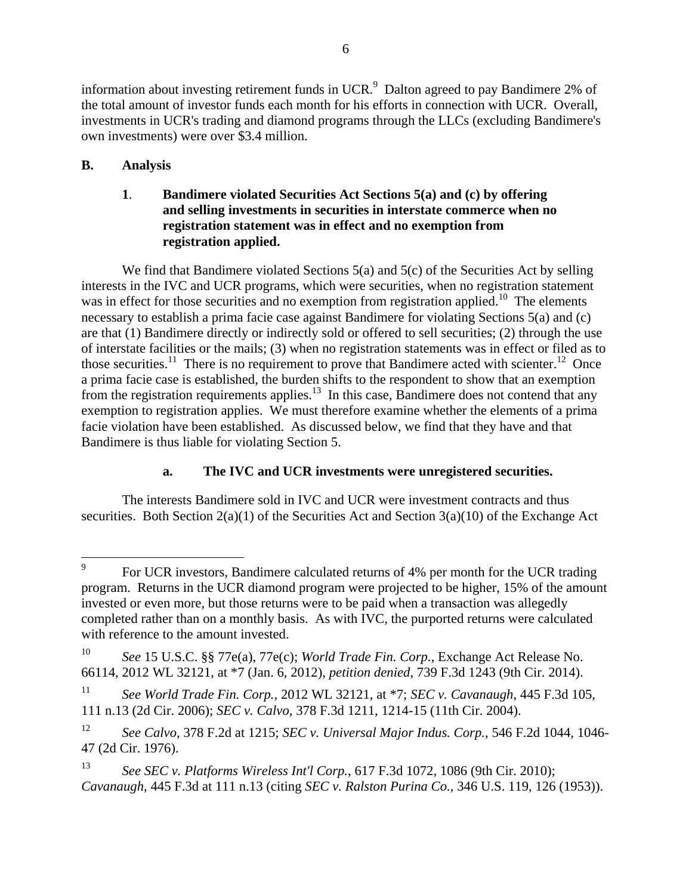information about investing retirement funds in UCR.[9] Dalton agreed to pay Bandimere 2% of the total amount of investor funds each month for his efforts in connection with UCR. Overall, investments in UCR's trading and diamond programs through the LLCs (excluding Bandimere's own investments) were over $3.4 million.

## B. Analysis

### 1. Bandimere violated Securities Act Sections 5(a) and (c) by offering and selling investments in securities in interstate commerce when no registration statement was in effect and no exemption from registration applied.

We find that Bandimere violated Sections 5(a) and 5(c) of the Securities Act by selling interests in the IVC and UCR programs, which were securities, when no registration statement was in effect for those securities and no exemption from registration applied.[10] The elements necessary to establish a prima facie case against Bandimere for violating Sections 5(a) and (c) are that (1) Bandimere directly or indirectly sold or offered to sell securities; (2) through the use of interstate facilities or the mails; (3) when no registration statements was in effect or filed as to those securities.[11] There is no requirement to prove that Bandimere acted with scienter.[12] Once a prima facie case is established, the burden shifts to the respondent to show that an exemption from the registration requirements applies.[13] In this case, Bandimere does not contend that any exemption to registration applies. We must therefore examine whether the elements of a prima facie violation have been established. As discussed below, we find that they have and that Bandimere is thus liable for violating Section 5.

#### a. The IVC and UCR investments were unregistered securities.

The interests Bandimere sold in IVC and UCR were investment contracts and thus securities. Both Section 2(a)(1) of the Securities Act and Section 3(a)(10) of the Exchange Act

---

[9] For UCR investors, Bandimere calculated returns of 4% per month for the UCR trading program. Returns in the UCR diamond program were projected to be higher, 15% of the amount invested or even more, but those returns were to be paid when a transaction was allegedly completed rather than on a monthly basis. As with IVC, the purported returns were calculated with reference to the amount invested.

[10] *See* 15 U.S.C. §§ 77e(a), 77e(c); *World Trade Fin. Corp.*, Exchange Act Release No. 66114, 2012 WL 32121, at *7 (Jan. 6, 2012), *petition denied*, 739 F.3d 1243 (9th Cir. 2014).

[11] *See World Trade Fin. Corp.*, 2012 WL 32121, at *7; *SEC v. Cavanaugh*, 445 F.3d 105, 111 n.13 (2d Cir. 2006); *SEC v. Calvo*, 378 F.3d 1211, 1214-15 (11th Cir. 2004).

[12] *See Calvo*, 378 F.2d at 1215; *SEC v. Universal Major Indus. Corp.*, 546 F.2d 1044, 1046-47 (2d Cir. 1976).

[13] *See SEC v. Platforms Wireless Int'l Corp.*, 617 F.3d 1072, 1086 (9th Cir. 2010); *Cavanaugh*, 445 F.3d at 111 n.13 (citing *SEC v. Ralston Purina Co.*, 346 U.S. 119, 126 (1953)).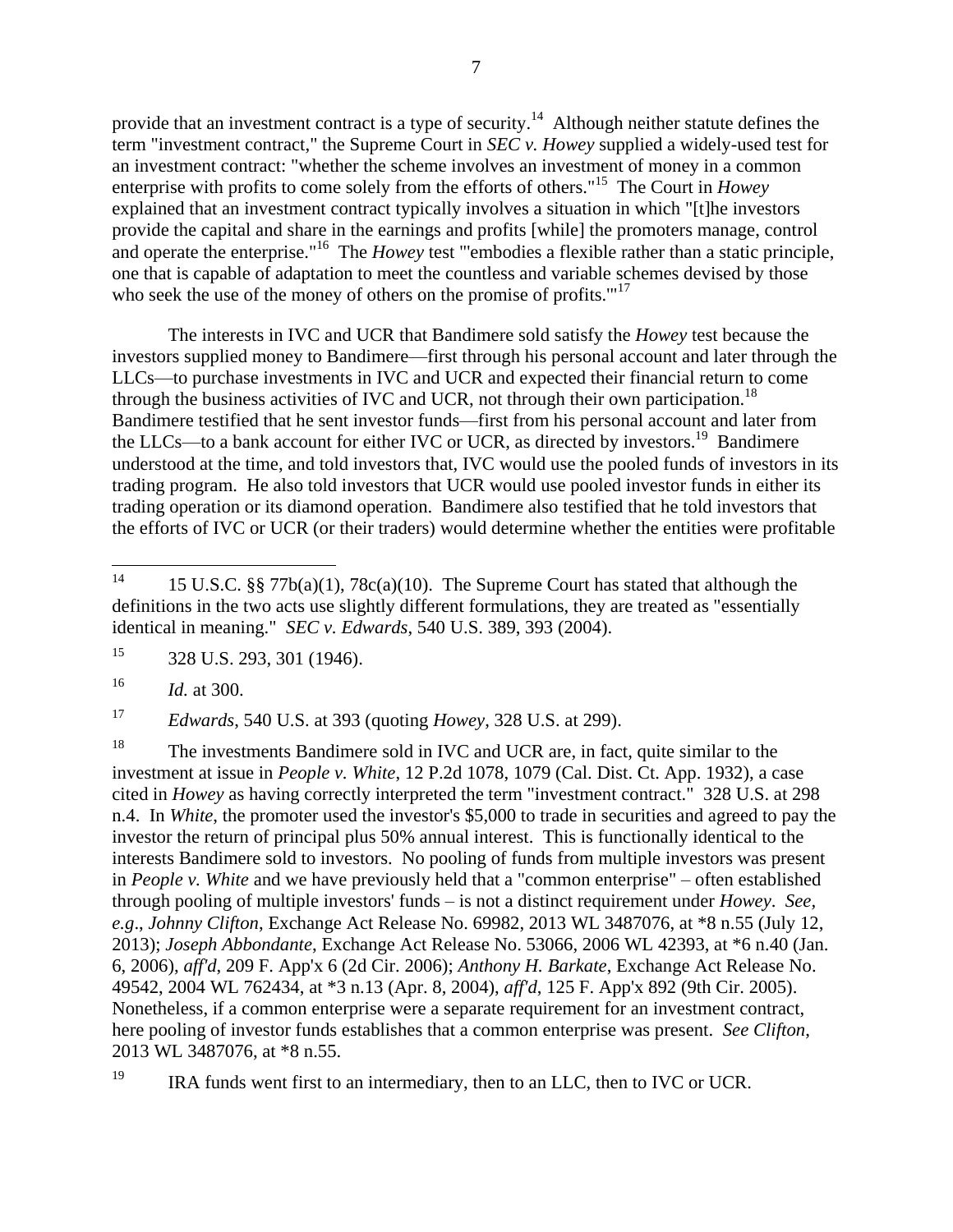provide that an investment contract is a type of security.[14] Although neither statute defines the term "investment contract," the Supreme Court in *SEC v. Howey* supplied a widely-used test for an investment contract: "whether the scheme involves an investment of money in a common enterprise with profits to come solely from the efforts of others."[15] The Court in *Howey* explained that an investment contract typically involves a situation in which "[t]he investors provide the capital and share in the earnings and profits [while] the promoters manage, control and operate the enterprise."[16] The *Howey* test "'embodies a flexible rather than a static principle, one that is capable of adaptation to meet the countless and variable schemes devised by those who seek the use of the money of others on the promise of profits.'"[17]

The interests in IVC and UCR that Bandimere sold satisfy the *Howey* test because the investors supplied money to Bandimere—first through his personal account and later through the LLCs—to purchase investments in IVC and UCR and expected their financial return to come through the business activities of IVC and UCR, not through their own participation.[18] Bandimere testified that he sent investor funds—first from his personal account and later from the LLCs—to a bank account for either IVC or UCR, as directed by investors.[19] Bandimere understood at the time, and told investors that, IVC would use the pooled funds of investors in its trading program. He also told investors that UCR would use pooled investor funds in either its trading operation or its diamond operation. Bandimere also testified that he told investors that the efforts of IVC or UCR (or their traders) would determine whether the entities were profitable

---

[14] 15 U.S.C. §§ 77b(a)(1), 78c(a)(10). The Supreme Court has stated that although the definitions in the two acts use slightly different formulations, they are treated as "essentially identical in meaning." *SEC v. Edwards*, 540 U.S. 389, 393 (2004).

[15] 328 U.S. 293, 301 (1946).

[16] *Id.* at 300.

[17] *Edwards*, 540 U.S. at 393 (quoting *Howey*, 328 U.S. at 299).

[18] The investments Bandimere sold in IVC and UCR are, in fact, quite similar to the investment at issue in *People v. White*, 12 P.2d 1078, 1079 (Cal. Dist. Ct. App. 1932), a case cited in *Howey* as having correctly interpreted the term "investment contract." 328 U.S. at 298 n.4. In *White*, the promoter used the investor's $5,000 to trade in securities and agreed to pay the investor the return of principal plus 50% annual interest. This is functionally identical to the interests Bandimere sold to investors. No pooling of funds from multiple investors was present in *People v. White* and we have previously held that a "common enterprise" – often established through pooling of multiple investors' funds – is not a distinct requirement under *Howey*. *See, e.g*., *Johnny Clifton*, Exchange Act Release No. 69982, 2013 WL 3487076, at *8 n.55 (July 12, 2013); *Joseph Abbondante*, Exchange Act Release No. 53066, 2006 WL 42393, at *6 n.40 (Jan. 6, 2006), *aff'd*, 209 F. App'x 6 (2d Cir. 2006); *Anthony H. Barkate*, Exchange Act Release No. 49542, 2004 WL 762434, at *3 n.13 (Apr. 8, 2004), *aff'd*, 125 F. App'x 892 (9th Cir. 2005). Nonetheless, if a common enterprise were a separate requirement for an investment contract, here pooling of investor funds establishes that a common enterprise was present. *See Clifton*, 2013 WL 3487076, at *8 n.55.

[19] IRA funds went first to an intermediary, then to an LLC, then to IVC or UCR.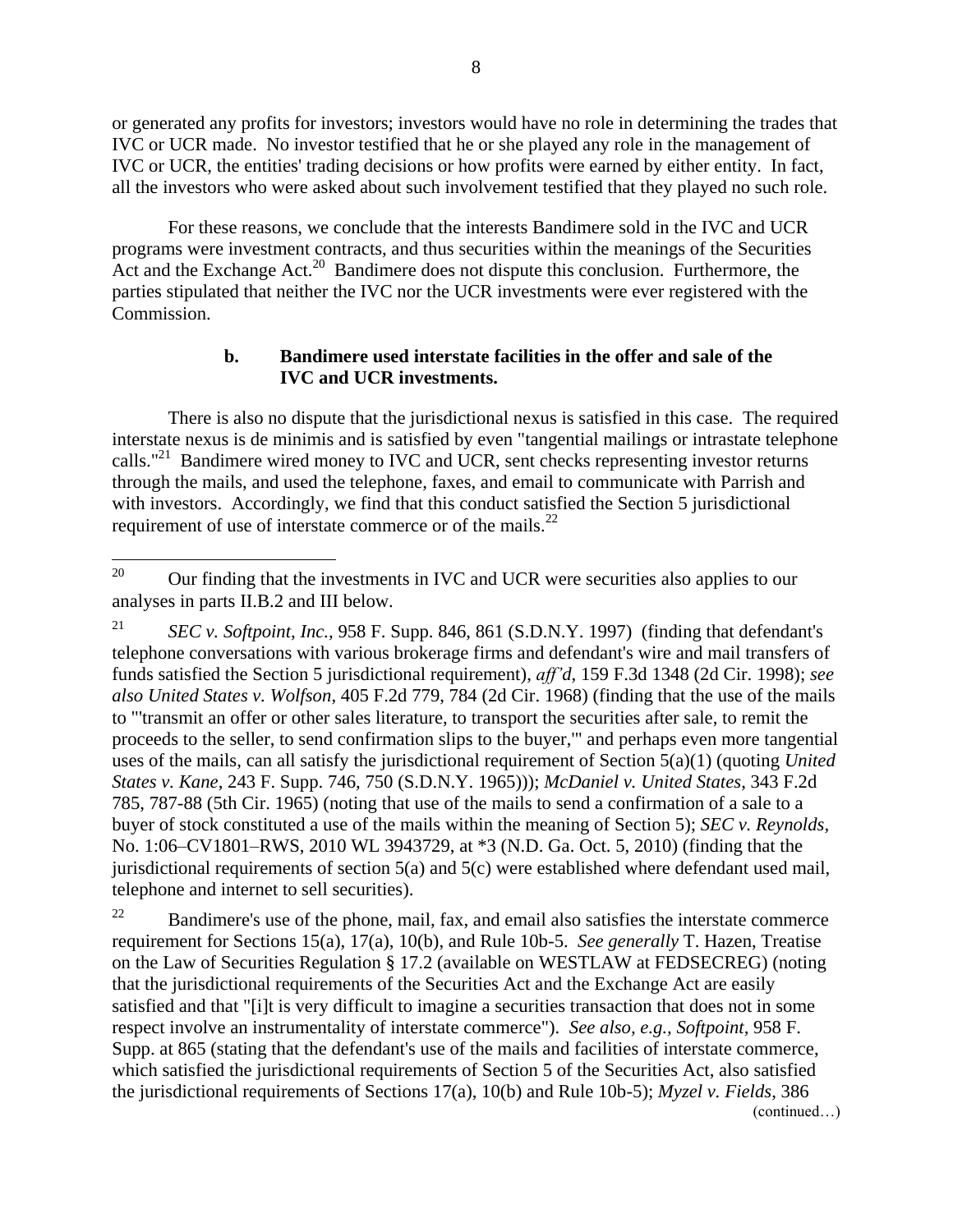or generated any profits for investors; investors would have no role in determining the trades that IVC or UCR made. No investor testified that he or she played any role in the management of IVC or UCR, the entities' trading decisions or how profits were earned by either entity. In fact, all the investors who were asked about such involvement testified that they played no such role.

For these reasons, we conclude that the interests Bandimere sold in the IVC and UCR programs were investment contracts, and thus securities within the meanings of the Securities Act and the Exchange Act.[20] Bandimere does not dispute this conclusion. Furthermore, the parties stipulated that neither the IVC nor the UCR investments were ever registered with the Commission.

#### b. Bandimere used interstate facilities in the offer and sale of the IVC and UCR investments.

There is also no dispute that the jurisdictional nexus is satisfied in this case. The required interstate nexus is de minimis and is satisfied by even "tangential mailings or intrastate telephone calls."[21] Bandimere wired money to IVC and UCR, sent checks representing investor returns through the mails, and used the telephone, faxes, and email to communicate with Parrish and with investors. Accordingly, we find that this conduct satisfied the Section 5 jurisdictional requirement of use of interstate commerce or of the mails.[22]

---

[20] Our finding that the investments in IVC and UCR were securities also applies to our analyses in parts II.B.2 and III below.

[21] *SEC v. Softpoint, Inc.,* 958 F. Supp. 846, 861 (S.D.N.Y. 1997) (finding that defendant's telephone conversations with various brokerage firms and defendant's wire and mail transfers of funds satisfied the Section 5 jurisdictional requirement), *aff'd*, 159 F.3d 1348 (2d Cir. 1998); *see also United States v. Wolfson*, 405 F.2d 779, 784 (2d Cir. 1968) (finding that the use of the mails to "'transmit an offer or other sales literature, to transport the securities after sale, to remit the proceeds to the seller, to send confirmation slips to the buyer,'" and perhaps even more tangential uses of the mails, can all satisfy the jurisdictional requirement of Section 5(a)(1) (quoting *United States v. Kane*, 243 F. Supp. 746, 750 (S.D.N.Y. 1965))); *McDaniel v. United States*, 343 F.2d 785, 787-88 (5th Cir. 1965) (noting that use of the mails to send a confirmation of a sale to a buyer of stock constituted a use of the mails within the meaning of Section 5); *SEC v. Reynolds,* No. 1:06–CV1801–RWS, 2010 WL 3943729, at *3 (N.D. Ga. Oct. 5, 2010) (finding that the jurisdictional requirements of section 5(a) and 5(c) were established where defendant used mail, telephone and internet to sell securities).

[22] Bandimere's use of the phone, mail, fax, and email also satisfies the interstate commerce requirement for Sections 15(a), 17(a), 10(b), and Rule 10b-5. *See generally* T. Hazen, Treatise on the Law of Securities Regulation § 17.2 (available on WESTLAW at FEDSECREG) (noting that the jurisdictional requirements of the Securities Act and the Exchange Act are easily satisfied and that "[i]t is very difficult to imagine a securities transaction that does not in some respect involve an instrumentality of interstate commerce"). *See also, e.g., Softpoint*, 958 F. Supp. at 865 (stating that the defendant's use of the mails and facilities of interstate commerce, which satisfied the jurisdictional requirements of Section 5 of the Securities Act, also satisfied the jurisdictional requirements of Sections 17(a), 10(b) and Rule 10b-5); *Myzel v. Fields*, 386

(continued…)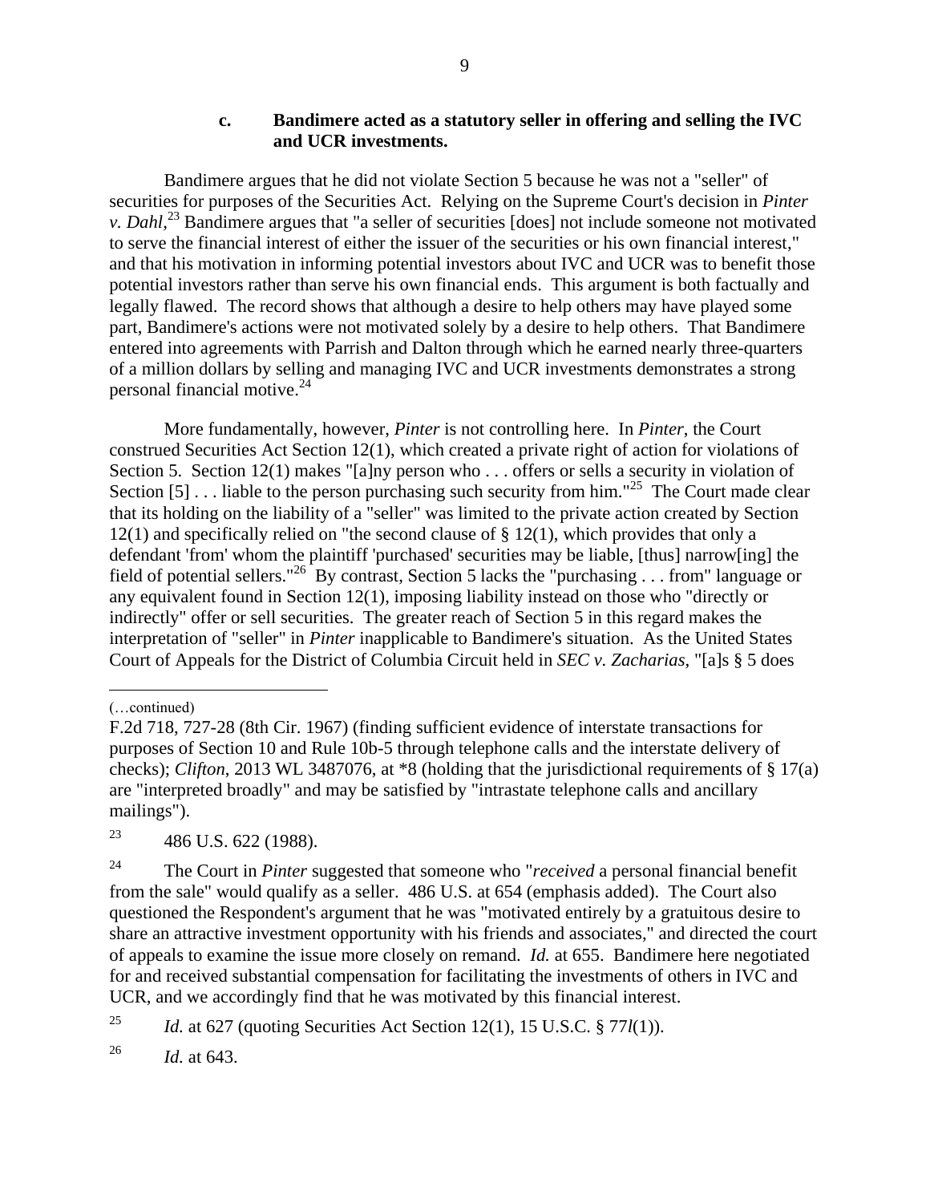### c. Bandimere acted as a statutory seller in offering and selling the IVC and UCR investments.

Bandimere argues that he did not violate Section 5 because he was not a "seller" of securities for purposes of the Securities Act. Relying on the Supreme Court's decision in *Pinter v. Dahl*,[23] Bandimere argues that "a seller of securities [does] not include someone not motivated to serve the financial interest of either the issuer of the securities or his own financial interest," and that his motivation in informing potential investors about IVC and UCR was to benefit those potential investors rather than serve his own financial ends. This argument is both factually and legally flawed. The record shows that although a desire to help others may have played some part, Bandimere's actions were not motivated solely by a desire to help others. That Bandimere entered into agreements with Parrish and Dalton through which he earned nearly three-quarters of a million dollars by selling and managing IVC and UCR investments demonstrates a strong personal financial motive.[24]

More fundamentally, however, *Pinter* is not controlling here. In *Pinter*, the Court construed Securities Act Section 12(1), which created a private right of action for violations of Section 5. Section 12(1) makes "[a]ny person who . . . offers or sells a security in violation of Section [5] . . . liable to the person purchasing such security from him."[25] The Court made clear that its holding on the liability of a "seller" was limited to the private action created by Section 12(1) and specifically relied on "the second clause of § 12(1), which provides that only a defendant 'from' whom the plaintiff 'purchased' securities may be liable, [thus] narrow[ing] the field of potential sellers."[26] By contrast, Section 5 lacks the "purchasing . . . from" language or any equivalent found in Section 12(1), imposing liability instead on those who "directly or indirectly" offer or sell securities. The greater reach of Section 5 in this regard makes the interpretation of "seller" in *Pinter* inapplicable to Bandimere's situation. As the United States Court of Appeals for the District of Columbia Circuit held in *SEC v. Zacharias*, "[a]s § 5 does

---

(…continued)

F.2d 718, 727-28 (8th Cir. 1967) (finding sufficient evidence of interstate transactions for purposes of Section 10 and Rule 10b-5 through telephone calls and the interstate delivery of checks); *Clifton*, 2013 WL 3487076, at *8 (holding that the jurisdictional requirements of § 17(a) are "interpreted broadly" and may be satisfied by "intrastate telephone calls and ancillary mailings").

[23] 486 U.S. 622 (1988).

[24] The Court in *Pinter* suggested that someone who "*received* a personal financial benefit from the sale" would qualify as a seller. 486 U.S. at 654 (emphasis added). The Court also questioned the Respondent's argument that he was "motivated entirely by a gratuitous desire to share an attractive investment opportunity with his friends and associates," and directed the court of appeals to examine the issue more closely on remand. *Id.* at 655. Bandimere here negotiated for and received substantial compensation for facilitating the investments of others in IVC and UCR, and we accordingly find that he was motivated by this financial interest.

[25] *Id.* at 627 (quoting Securities Act Section 12(1), 15 U.S.C. § 77*l*(1)).

[26] *Id.* at 643.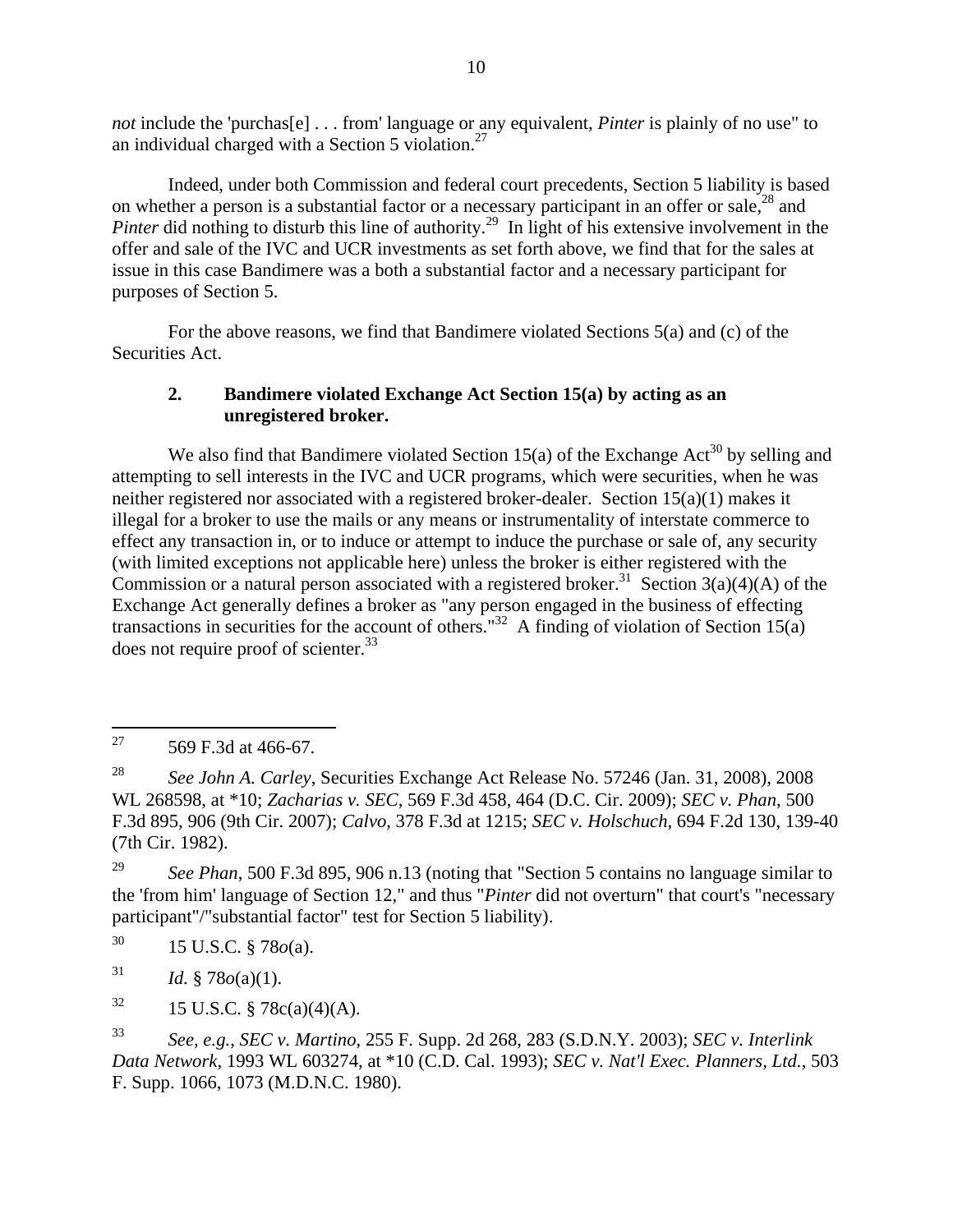*not* include the 'purchas[e] . . . from' language or any equivalent, *Pinter* is plainly of no use" to an individual charged with a Section 5 violation.[27]

Indeed, under both Commission and federal court precedents, Section 5 liability is based on whether a person is a substantial factor or a necessary participant in an offer or sale,[28] and *Pinter* did nothing to disturb this line of authority.[29] In light of his extensive involvement in the offer and sale of the IVC and UCR investments as set forth above, we find that for the sales at issue in this case Bandimere was a both a substantial factor and a necessary participant for purposes of Section 5.

For the above reasons, we find that Bandimere violated Sections 5(a) and (c) of the Securities Act.

### 2. Bandimere violated Exchange Act Section 15(a) by acting as an unregistered broker.

We also find that Bandimere violated Section 15(a) of the Exchange Act[30] by selling and attempting to sell interests in the IVC and UCR programs, which were securities, when he was neither registered nor associated with a registered broker-dealer. Section 15(a)(1) makes it illegal for a broker to use the mails or any means or instrumentality of interstate commerce to effect any transaction in, or to induce or attempt to induce the purchase or sale of, any security (with limited exceptions not applicable here) unless the broker is either registered with the Commission or a natural person associated with a registered broker.[31] Section 3(a)(4)(A) of the Exchange Act generally defines a broker as "any person engaged in the business of effecting transactions in securities for the account of others."[32] A finding of violation of Section 15(a) does not require proof of scienter.[33]

---

[27] 569 F.3d at 466-67.

[28] *See John A. Carley*, Securities Exchange Act Release No. 57246 (Jan. 31, 2008), 2008 WL 268598, at *10; *Zacharias v. SEC*, 569 F.3d 458, 464 (D.C. Cir. 2009); *SEC v. Phan*, 500 F.3d 895, 906 (9th Cir. 2007); *Calvo*, 378 F.3d at 1215; *SEC v. Holschuch*, 694 F.2d 130, 139-40 (7th Cir. 1982).

[29] *See Phan*, 500 F.3d 895, 906 n.13 (noting that "Section 5 contains no language similar to the 'from him' language of Section 12," and thus "*Pinter* did not overturn" that court's "necessary participant"/"substantial factor" test for Section 5 liability).

[30] 15 U.S.C. § 78*o*(a).

[31] *Id.* § 78*o*(a)(1).

[32] 15 U.S.C. § 78c(a)(4)(A).

[33] *See, e.g.*, *SEC v. Martino*, 255 F. Supp. 2d 268, 283 (S.D.N.Y. 2003); *SEC v. Interlink Data Network*, 1993 WL 603274, at *10 (C.D. Cal. 1993); *SEC v. Nat'l Exec. Planners, Ltd.*, 503 F. Supp. 1066, 1073 (M.D.N.C. 1980).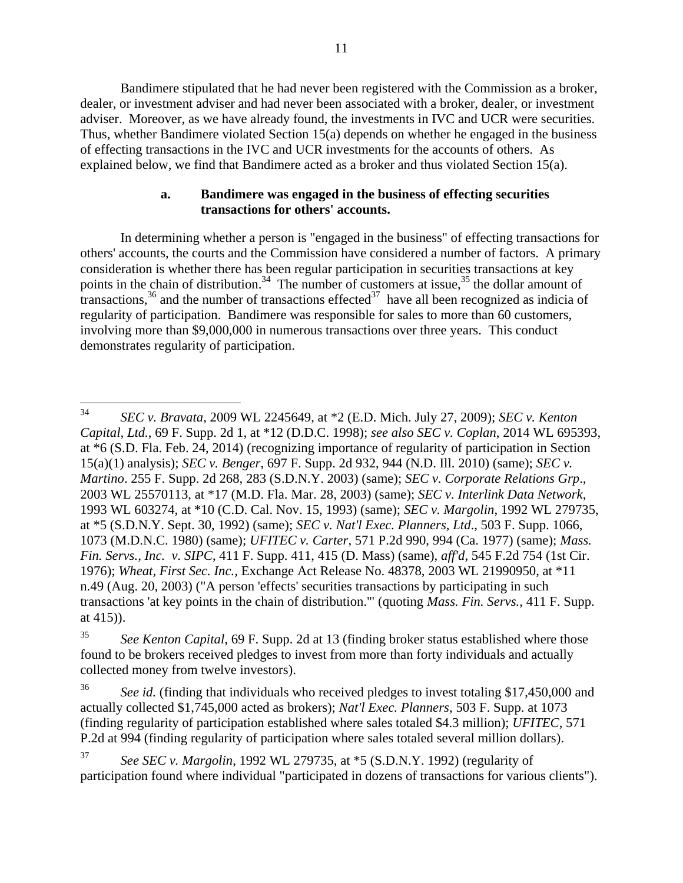Bandimere stipulated that he had never been registered with the Commission as a broker, dealer, or investment adviser and had never been associated with a broker, dealer, or investment adviser. Moreover, as we have already found, the investments in IVC and UCR were securities. Thus, whether Bandimere violated Section 15(a) depends on whether he engaged in the business of effecting transactions in the IVC and UCR investments for the accounts of others. As explained below, we find that Bandimere acted as a broker and thus violated Section 15(a).

**a. Bandimere was engaged in the business of effecting securities transactions for others' accounts.**

In determining whether a person is "engaged in the business" of effecting transactions for others' accounts, the courts and the Commission have considered a number of factors. A primary consideration is whether there has been regular participation in securities transactions at key points in the chain of distribution.[34] The number of customers at issue,[35] the dollar amount of transactions,[36] and the number of transactions effected[37] have all been recognized as indicia of regularity of participation. Bandimere was responsible for sales to more than 60 customers, involving more than $9,000,000 in numerous transactions over three years. This conduct demonstrates regularity of participation.

---

[34] *SEC v. Bravata*, 2009 WL 2245649, at *2 (E.D. Mich. July 27, 2009); *SEC v. Kenton Capital, Ltd.*, 69 F. Supp. 2d 1, at *12 (D.D.C. 1998); *see also SEC v. Coplan*, 2014 WL 695393, at *6 (S.D. Fla. Feb. 24, 2014) (recognizing importance of regularity of participation in Section 15(a)(1) analysis); *SEC v. Benger*, 697 F. Supp. 2d 932, 944 (N.D. Ill. 2010) (same); *SEC v. Martino*. 255 F. Supp. 2d 268, 283 (S.D.N.Y. 2003) (same); *SEC v. Corporate Relations Grp*., 2003 WL 25570113, at *17 (M.D. Fla. Mar. 28, 2003) (same); *SEC v. Interlink Data Network*, 1993 WL 603274, at *10 (C.D. Cal. Nov. 15, 1993) (same); *SEC v. Margolin*, 1992 WL 279735, at *5 (S.D.N.Y. Sept. 30, 1992) (same); *SEC v. Nat'l Exec. Planners, Ltd*., 503 F. Supp. 1066, 1073 (M.D.N.C. 1980) (same); *UFITEC v. Carter*, 571 P.2d 990, 994 (Ca. 1977) (same); *Mass. Fin. Servs., Inc. v. SIPC*, 411 F. Supp. 411, 415 (D. Mass) (same), *aff'd*, 545 F.2d 754 (1st Cir. 1976); *Wheat, First Sec. Inc.*, Exchange Act Release No. 48378, 2003 WL 21990950, at *11 n.49 (Aug. 20, 2003) ("A person 'effects' securities transactions by participating in such transactions 'at key points in the chain of distribution.'" (quoting *Mass. Fin. Servs.*, 411 F. Supp. at 415)).

[35] *See Kenton Capital*, 69 F. Supp. 2d at 13 (finding broker status established where those found to be brokers received pledges to invest from more than forty individuals and actually collected money from twelve investors).

[36] *See id.* (finding that individuals who received pledges to invest totaling $17,450,000 and actually collected $1,745,000 acted as brokers); *Nat'l Exec. Planners*, 503 F. Supp. at 1073 (finding regularity of participation established where sales totaled $4.3 million); *UFITEC*, 571 P.2d at 994 (finding regularity of participation where sales totaled several million dollars).

[37] *See SEC v. Margolin*, 1992 WL 279735, at *5 (S.D.N.Y. 1992) (regularity of participation found where individual "participated in dozens of transactions for various clients").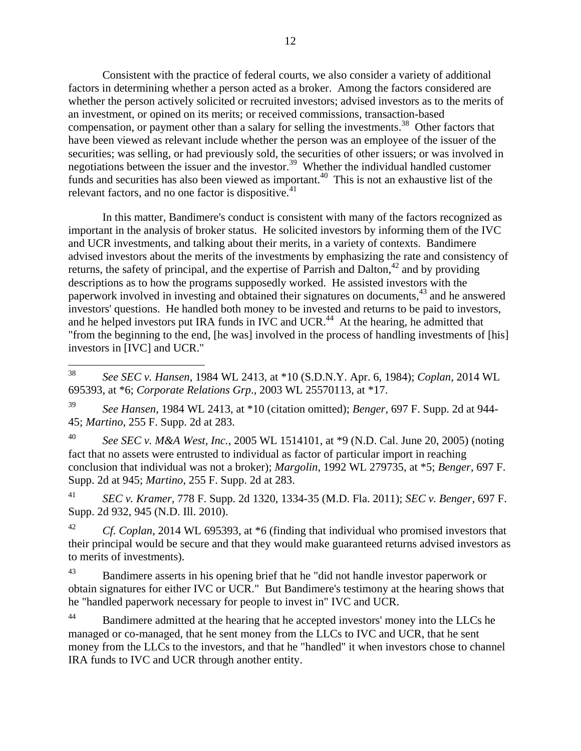Consistent with the practice of federal courts, we also consider a variety of additional factors in determining whether a person acted as a broker. Among the factors considered are whether the person actively solicited or recruited investors; advised investors as to the merits of an investment, or opined on its merits; or received commissions, transaction-based compensation, or payment other than a salary for selling the investments.[38] Other factors that have been viewed as relevant include whether the person was an employee of the issuer of the securities; was selling, or had previously sold, the securities of other issuers; or was involved in negotiations between the issuer and the investor.[39] Whether the individual handled customer funds and securities has also been viewed as important.[40] This is not an exhaustive list of the relevant factors, and no one factor is dispositive.[41]

In this matter, Bandimere's conduct is consistent with many of the factors recognized as important in the analysis of broker status. He solicited investors by informing them of the IVC and UCR investments, and talking about their merits, in a variety of contexts. Bandimere advised investors about the merits of the investments by emphasizing the rate and consistency of returns, the safety of principal, and the expertise of Parrish and Dalton,[42] and by providing descriptions as to how the programs supposedly worked. He assisted investors with the paperwork involved in investing and obtained their signatures on documents,[43] and he answered investors' questions. He handled both money to be invested and returns to be paid to investors, and he helped investors put IRA funds in IVC and UCR.[44] At the hearing, he admitted that "from the beginning to the end, [he was] involved in the process of handling investments of [his] investors in [IVC] and UCR."

---

[38] *See SEC v. Hansen*, 1984 WL 2413, at *10 (S.D.N.Y. Apr. 6, 1984); *Coplan*, 2014 WL 695393, at *6; *Corporate Relations Grp.*, 2003 WL 25570113, at *17.

[39] *See Hansen*, 1984 WL 2413, at *10 (citation omitted); *Benger*, 697 F. Supp. 2d at 944-45; *Martino*, 255 F. Supp. 2d at 283.

[40] *See SEC v. M&A West, Inc.*, 2005 WL 1514101, at *9 (N.D. Cal. June 20, 2005) (noting fact that no assets were entrusted to individual as factor of particular import in reaching conclusion that individual was not a broker); *Margolin*, 1992 WL 279735, at *5; *Benger*, 697 F. Supp. 2d at 945; *Martino*, 255 F. Supp. 2d at 283.

[41] *SEC v. Kramer*, 778 F. Supp. 2d 1320, 1334-35 (M.D. Fla. 2011); *SEC v. Benger*, 697 F. Supp. 2d 932, 945 (N.D. Ill. 2010).

[42] *Cf. Coplan*, 2014 WL 695393, at *6 (finding that individual who promised investors that their principal would be secure and that they would make guaranteed returns advised investors as to merits of investments).

[43] Bandimere asserts in his opening brief that he "did not handle investor paperwork or obtain signatures for either IVC or UCR." But Bandimere's testimony at the hearing shows that he "handled paperwork necessary for people to invest in" IVC and UCR.

[44] Bandimere admitted at the hearing that he accepted investors' money into the LLCs he managed or co-managed, that he sent money from the LLCs to IVC and UCR, that he sent money from the LLCs to the investors, and that he "handled" it when investors chose to channel IRA funds to IVC and UCR through another entity.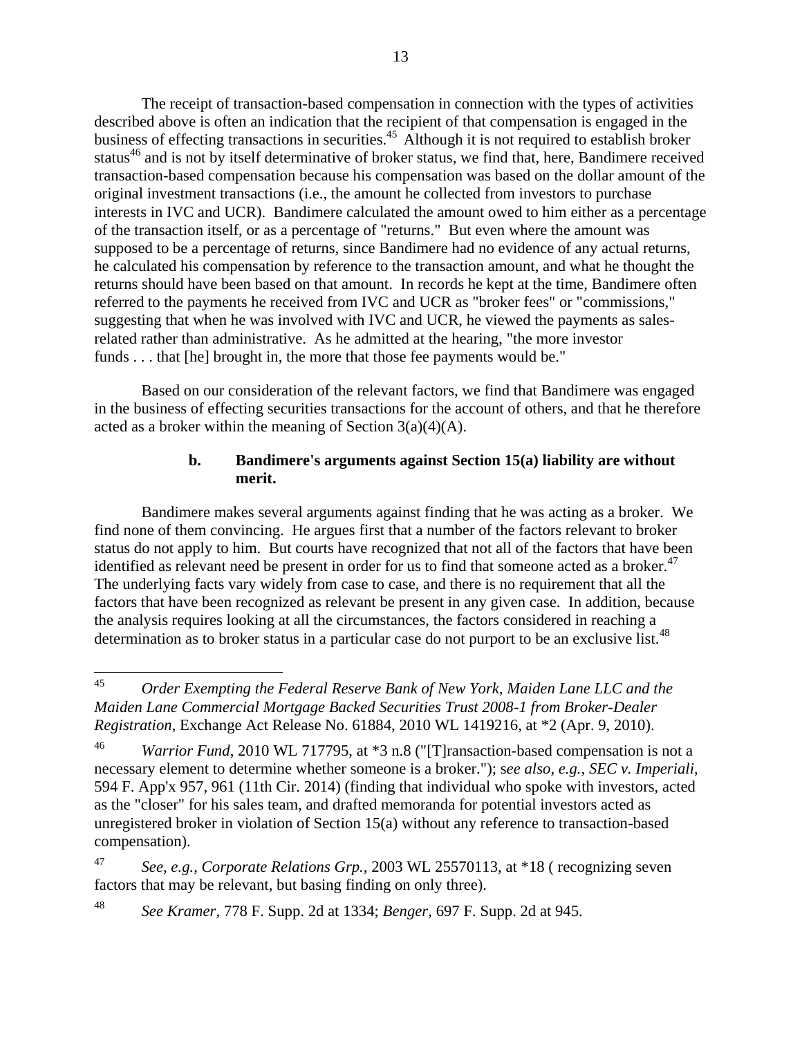The receipt of transaction-based compensation in connection with the types of activities described above is often an indication that the recipient of that compensation is engaged in the business of effecting transactions in securities.[45] Although it is not required to establish broker status[46] and is not by itself determinative of broker status, we find that, here, Bandimere received transaction-based compensation because his compensation was based on the dollar amount of the original investment transactions (i.e., the amount he collected from investors to purchase interests in IVC and UCR). Bandimere calculated the amount owed to him either as a percentage of the transaction itself, or as a percentage of "returns." But even where the amount was supposed to be a percentage of returns, since Bandimere had no evidence of any actual returns, he calculated his compensation by reference to the transaction amount, and what he thought the returns should have been based on that amount. In records he kept at the time, Bandimere often referred to the payments he received from IVC and UCR as "broker fees" or "commissions," suggesting that when he was involved with IVC and UCR, he viewed the payments as sales-related rather than administrative. As he admitted at the hearing, "the more investor funds . . . that [he] brought in, the more that those fee payments would be."

Based on our consideration of the relevant factors, we find that Bandimere was engaged in the business of effecting securities transactions for the account of others, and that he therefore acted as a broker within the meaning of Section 3(a)(4)(A).

**b. Bandimere's arguments against Section 15(a) liability are without merit.**

Bandimere makes several arguments against finding that he was acting as a broker. We find none of them convincing. He argues first that a number of the factors relevant to broker status do not apply to him. But courts have recognized that not all of the factors that have been identified as relevant need be present in order for us to find that someone acted as a broker.[47] The underlying facts vary widely from case to case, and there is no requirement that all the factors that have been recognized as relevant be present in any given case. In addition, because the analysis requires looking at all the circumstances, the factors considered in reaching a determination as to broker status in a particular case do not purport to be an exclusive list.[48]

---

[45] *Order Exempting the Federal Reserve Bank of New York, Maiden Lane LLC and the Maiden Lane Commercial Mortgage Backed Securities Trust 2008-1 from Broker-Dealer Registration*, Exchange Act Release No. 61884, 2010 WL 1419216, at *2 (Apr. 9, 2010).

[46] *Warrior Fund*, 2010 WL 717795, at *3 n.8 ("[T]ransaction-based compensation is not a necessary element to determine whether someone is a broker."); s*ee also, e.g.*, *SEC v. Imperiali*, 594 F. App'x 957, 961 (11th Cir. 2014) (finding that individual who spoke with investors, acted as the "closer" for his sales team, and drafted memoranda for potential investors acted as unregistered broker in violation of Section 15(a) without any reference to transaction-based compensation).

[47] *See, e.g.*, *Corporate Relations Grp.*, 2003 WL 25570113, at *18 ( recognizing seven factors that may be relevant, but basing finding on only three).

[48] *See Kramer*, 778 F. Supp. 2d at 1334; *Benger*, 697 F. Supp. 2d at 945.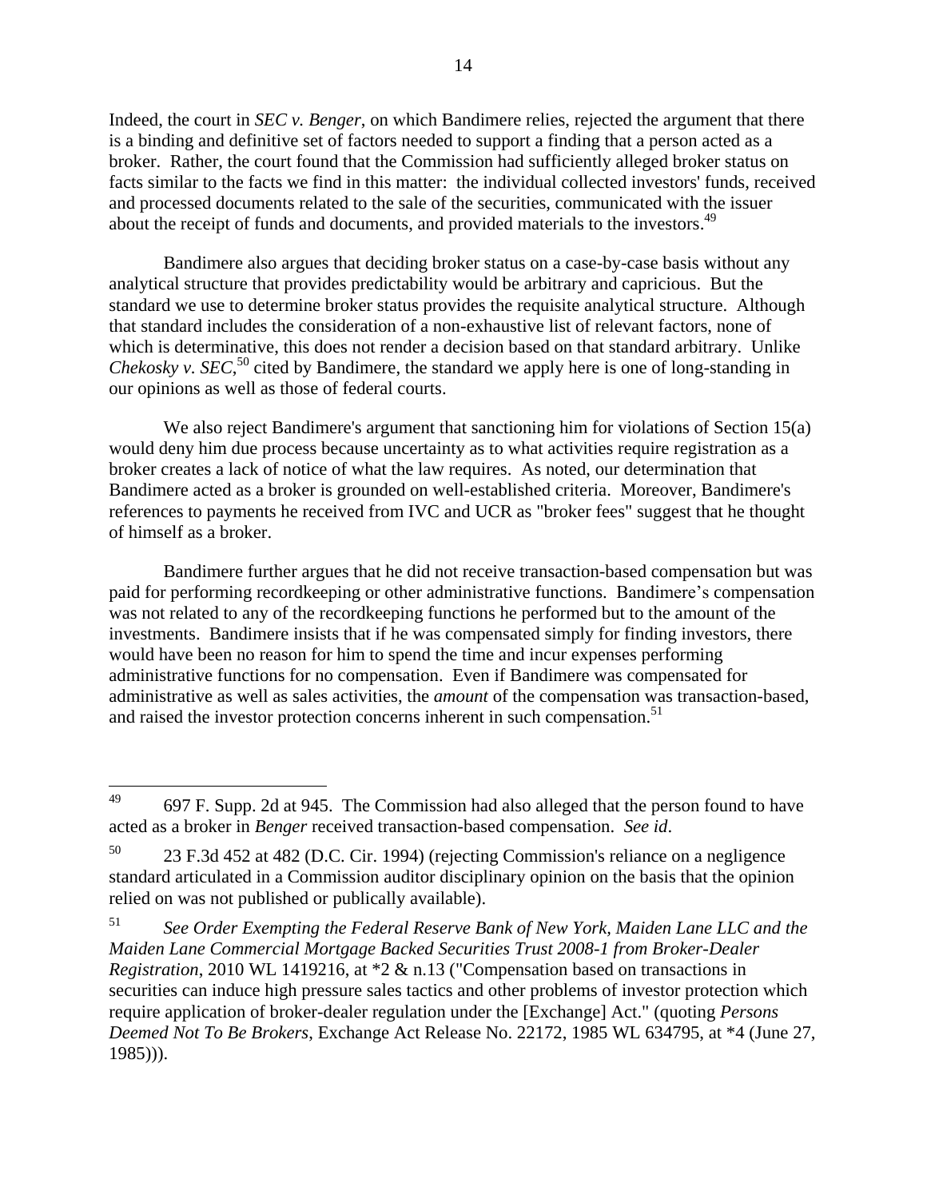Indeed, the court in *SEC v. Benger*, on which Bandimere relies, rejected the argument that there is a binding and definitive set of factors needed to support a finding that a person acted as a broker. Rather, the court found that the Commission had sufficiently alleged broker status on facts similar to the facts we find in this matter: the individual collected investors' funds, received and processed documents related to the sale of the securities, communicated with the issuer about the receipt of funds and documents, and provided materials to the investors.[49]

Bandimere also argues that deciding broker status on a case-by-case basis without any analytical structure that provides predictability would be arbitrary and capricious. But the standard we use to determine broker status provides the requisite analytical structure. Although that standard includes the consideration of a non-exhaustive list of relevant factors, none of which is determinative, this does not render a decision based on that standard arbitrary. Unlike *Chekosky v. SEC*,[50] cited by Bandimere, the standard we apply here is one of long-standing in our opinions as well as those of federal courts.

We also reject Bandimere's argument that sanctioning him for violations of Section 15(a) would deny him due process because uncertainty as to what activities require registration as a broker creates a lack of notice of what the law requires. As noted, our determination that Bandimere acted as a broker is grounded on well-established criteria. Moreover, Bandimere's references to payments he received from IVC and UCR as "broker fees" suggest that he thought of himself as a broker.

Bandimere further argues that he did not receive transaction-based compensation but was paid for performing recordkeeping or other administrative functions. Bandimere's compensation was not related to any of the recordkeeping functions he performed but to the amount of the investments. Bandimere insists that if he was compensated simply for finding investors, there would have been no reason for him to spend the time and incur expenses performing administrative functions for no compensation. Even if Bandimere was compensated for administrative as well as sales activities, the *amount* of the compensation was transaction-based, and raised the investor protection concerns inherent in such compensation.[51]

---

[49] 697 F. Supp. 2d at 945. The Commission had also alleged that the person found to have acted as a broker in *Benger* received transaction-based compensation. *See id*.

[50] 23 F.3d 452 at 482 (D.C. Cir. 1994) (rejecting Commission's reliance on a negligence standard articulated in a Commission auditor disciplinary opinion on the basis that the opinion relied on was not published or publically available).

[51] *See Order Exempting the Federal Reserve Bank of New York, Maiden Lane LLC and the Maiden Lane Commercial Mortgage Backed Securities Trust 2008-1 from Broker-Dealer Registration*, 2010 WL 1419216, at *2 & n.13 ("Compensation based on transactions in securities can induce high pressure sales tactics and other problems of investor protection which require application of broker-dealer regulation under the [Exchange] Act." (quoting *Persons Deemed Not To Be Brokers*, Exchange Act Release No. 22172, 1985 WL 634795, at *4 (June 27, 1985))).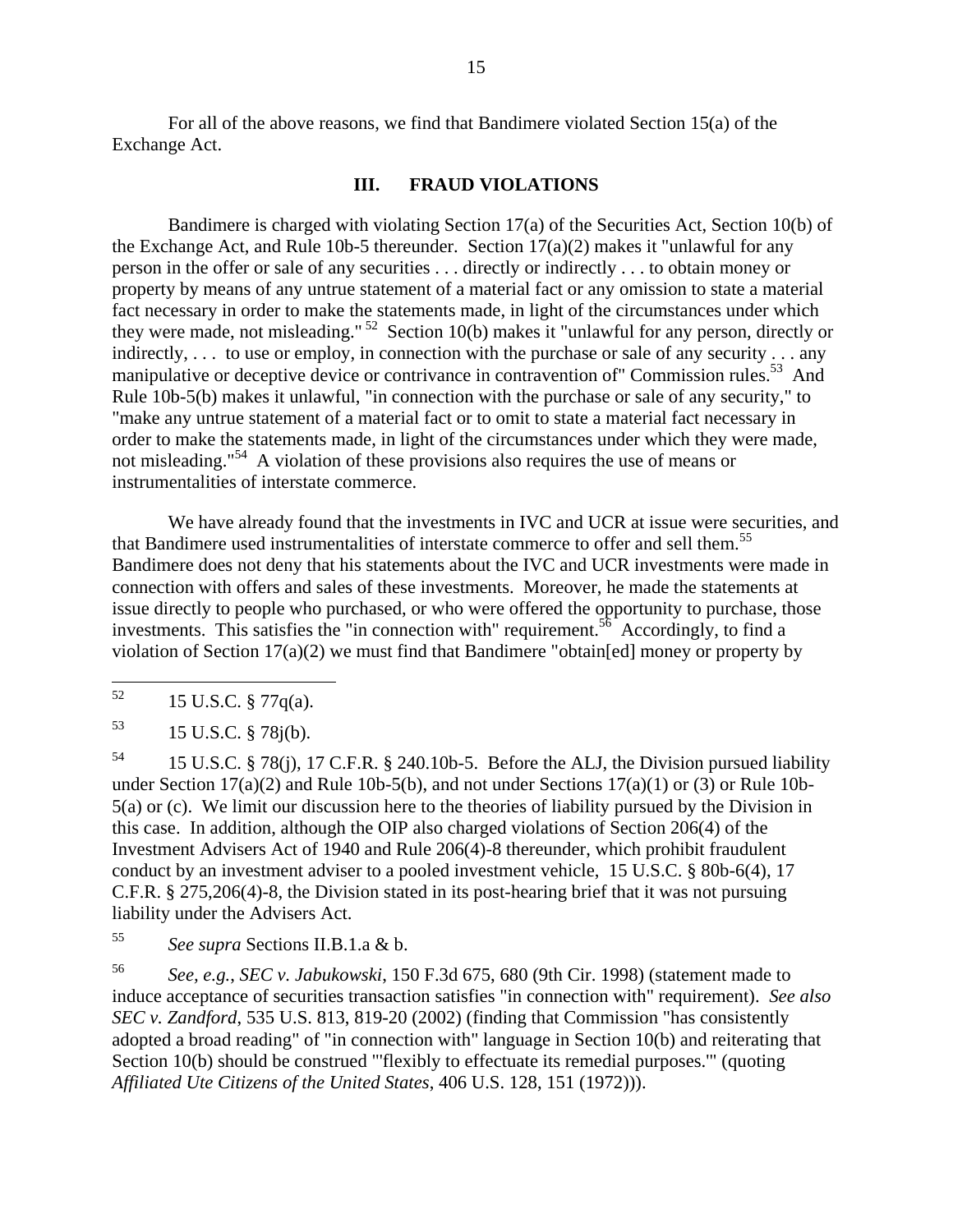For all of the above reasons, we find that Bandimere violated Section 15(a) of the Exchange Act.

## III. FRAUD VIOLATIONS

Bandimere is charged with violating Section 17(a) of the Securities Act, Section 10(b) of the Exchange Act, and Rule 10b-5 thereunder. Section 17(a)(2) makes it "unlawful for any person in the offer or sale of any securities . . . directly or indirectly . . . to obtain money or property by means of any untrue statement of a material fact or any omission to state a material fact necessary in order to make the statements made, in light of the circumstances under which they were made, not misleading."[52] Section 10(b) makes it "unlawful for any person, directly or indirectly, . . . to use or employ, in connection with the purchase or sale of any security . . . any manipulative or deceptive device or contrivance in contravention of" Commission rules.[53] And Rule 10b-5(b) makes it unlawful, "in connection with the purchase or sale of any security," to "make any untrue statement of a material fact or to omit to state a material fact necessary in order to make the statements made, in light of the circumstances under which they were made, not misleading."[54] A violation of these provisions also requires the use of means or instrumentalities of interstate commerce.

We have already found that the investments in IVC and UCR at issue were securities, and that Bandimere used instrumentalities of interstate commerce to offer and sell them.[55] Bandimere does not deny that his statements about the IVC and UCR investments were made in connection with offers and sales of these investments. Moreover, he made the statements at issue directly to people who purchased, or who were offered the opportunity to purchase, those investments. This satisfies the "in connection with" requirement.[56] Accordingly, to find a violation of Section 17(a)(2) we must find that Bandimere "obtain[ed] money or property by

---

[52] 15 U.S.C. § 77q(a).

[53] 15 U.S.C. § 78j(b).

[54] 15 U.S.C. § 78(j), 17 C.F.R. § 240.10b-5. Before the ALJ, the Division pursued liability under Section 17(a)(2) and Rule 10b-5(b), and not under Sections 17(a)(1) or (3) or Rule 10b-5(a) or (c). We limit our discussion here to the theories of liability pursued by the Division in this case. In addition, although the OIP also charged violations of Section 206(4) of the Investment Advisers Act of 1940 and Rule 206(4)-8 thereunder, which prohibit fraudulent conduct by an investment adviser to a pooled investment vehicle, 15 U.S.C. § 80b-6(4), 17 C.F.R. § 275,206(4)-8, the Division stated in its post-hearing brief that it was not pursuing liability under the Advisers Act.

[55] *See supra* Sections II.B.1.a & b.

[56] *See, e.g.*, *SEC v. Jabukowski*, 150 F.3d 675, 680 (9th Cir. 1998) (statement made to induce acceptance of securities transaction satisfies "in connection with" requirement). *See also SEC v. Zandford*, 535 U.S. 813, 819-20 (2002) (finding that Commission "has consistently adopted a broad reading" of "in connection with" language in Section 10(b) and reiterating that Section 10(b) should be construed "'flexibly to effectuate its remedial purposes.'" (quoting *Affiliated Ute Citizens of the United States*, 406 U.S. 128, 151 (1972))).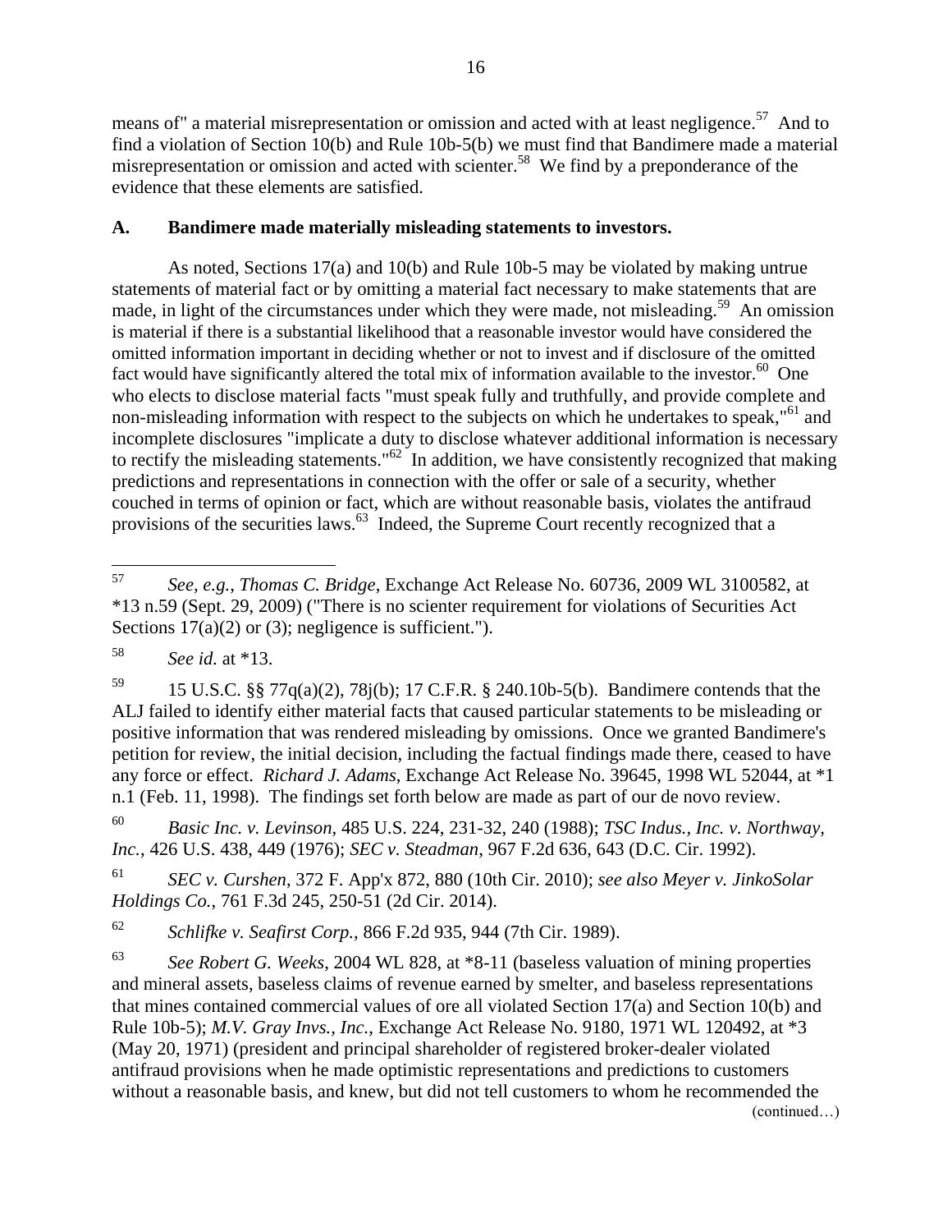means of" a material misrepresentation or omission and acted with at least negligence.[57] And to find a violation of Section 10(b) and Rule 10b-5(b) we must find that Bandimere made a material misrepresentation or omission and acted with scienter.[58] We find by a preponderance of the evidence that these elements are satisfied.

### A. Bandimere made materially misleading statements to investors.

As noted, Sections 17(a) and 10(b) and Rule 10b-5 may be violated by making untrue statements of material fact or by omitting a material fact necessary to make statements that are made, in light of the circumstances under which they were made, not misleading.[59] An omission is material if there is a substantial likelihood that a reasonable investor would have considered the omitted information important in deciding whether or not to invest and if disclosure of the omitted fact would have significantly altered the total mix of information available to the investor.[60] One who elects to disclose material facts "must speak fully and truthfully, and provide complete and non-misleading information with respect to the subjects on which he undertakes to speak,"[61] and incomplete disclosures "implicate a duty to disclose whatever additional information is necessary to rectify the misleading statements."[62] In addition, we have consistently recognized that making predictions and representations in connection with the offer or sale of a security, whether couched in terms of opinion or fact, which are without reasonable basis, violates the antifraud provisions of the securities laws.[63] Indeed, the Supreme Court recently recognized that a

---

[57] *See, e.g.*, *Thomas C. Bridge*, Exchange Act Release No. 60736, 2009 WL 3100582, at *13 n.59 (Sept. 29, 2009) ("There is no scienter requirement for violations of Securities Act Sections 17(a)(2) or (3); negligence is sufficient.").

[58] *See id.* at *13.

[59] 15 U.S.C. §§ 77q(a)(2), 78j(b); 17 C.F.R. § 240.10b-5(b). Bandimere contends that the ALJ failed to identify either material facts that caused particular statements to be misleading or positive information that was rendered misleading by omissions. Once we granted Bandimere's petition for review, the initial decision, including the factual findings made there, ceased to have any force or effect. *Richard J. Adams*, Exchange Act Release No. 39645, 1998 WL 52044, at *1 n.1 (Feb. 11, 1998). The findings set forth below are made as part of our de novo review.

[60] *Basic Inc. v. Levinson*, 485 U.S. 224, 231-32, 240 (1988); *TSC Indus., Inc. v. Northway, Inc.*, 426 U.S. 438, 449 (1976); *SEC v. Steadman*, 967 F.2d 636, 643 (D.C. Cir. 1992).

[61] *SEC v. Curshen*, 372 F. App'x 872, 880 (10th Cir. 2010); *see also Meyer v. JinkoSolar Holdings Co.*, 761 F.3d 245, 250-51 (2d Cir. 2014).

[62] *Schlifke v. Seafirst Corp.*, 866 F.2d 935, 944 (7th Cir. 1989).

[63] *See Robert G. Weeks*, 2004 WL 828, at *8-11 (baseless valuation of mining properties and mineral assets, baseless claims of revenue earned by smelter, and baseless representations that mines contained commercial values of ore all violated Section 17(a) and Section 10(b) and Rule 10b-5); *M.V. Gray Invs., Inc.*, Exchange Act Release No. 9180, 1971 WL 120492, at *3 (May 20, 1971) (president and principal shareholder of registered broker-dealer violated antifraud provisions when he made optimistic representations and predictions to customers without a reasonable basis, and knew, but did not tell customers to whom he recommended the

(continued…)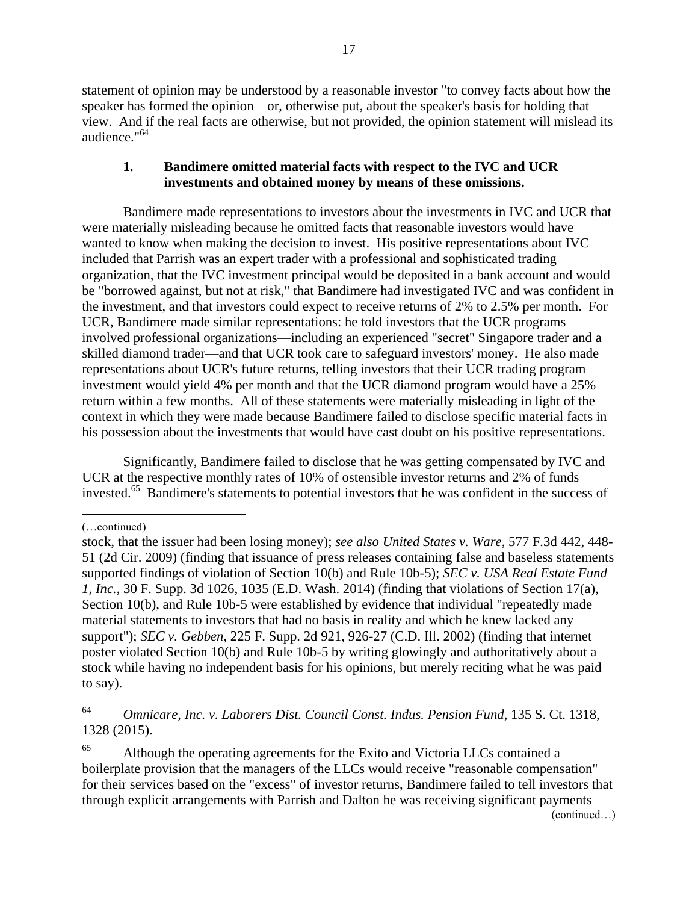statement of opinion may be understood by a reasonable investor "to convey facts about how the speaker has formed the opinion—or, otherwise put, about the speaker's basis for holding that view. And if the real facts are otherwise, but not provided, the opinion statement will mislead its audience."[64]

### 1. Bandimere omitted material facts with respect to the IVC and UCR investments and obtained money by means of these omissions.

Bandimere made representations to investors about the investments in IVC and UCR that were materially misleading because he omitted facts that reasonable investors would have wanted to know when making the decision to invest. His positive representations about IVC included that Parrish was an expert trader with a professional and sophisticated trading organization, that the IVC investment principal would be deposited in a bank account and would be "borrowed against, but not at risk," that Bandimere had investigated IVC and was confident in the investment, and that investors could expect to receive returns of 2% to 2.5% per month. For UCR, Bandimere made similar representations: he told investors that the UCR programs involved professional organizations—including an experienced "secret" Singapore trader and a skilled diamond trader—and that UCR took care to safeguard investors' money. He also made representations about UCR's future returns, telling investors that their UCR trading program investment would yield 4% per month and that the UCR diamond program would have a 25% return within a few months. All of these statements were materially misleading in light of the context in which they were made because Bandimere failed to disclose specific material facts in his possession about the investments that would have cast doubt on his positive representations.

Significantly, Bandimere failed to disclose that he was getting compensated by IVC and UCR at the respective monthly rates of 10% of ostensible investor returns and 2% of funds invested.[65] Bandimere's statements to potential investors that he was confident in the success of

---

(…continued)

stock, that the issuer had been losing money); *see also United States v. Ware*, 577 F.3d 442, 448-51 (2d Cir. 2009) (finding that issuance of press releases containing false and baseless statements supported findings of violation of Section 10(b) and Rule 10b-5); *SEC v. USA Real Estate Fund 1, Inc.*, 30 F. Supp. 3d 1026, 1035 (E.D. Wash. 2014) (finding that violations of Section 17(a), Section 10(b), and Rule 10b-5 were established by evidence that individual "repeatedly made material statements to investors that had no basis in reality and which he knew lacked any support"); *SEC v. Gebben*, 225 F. Supp. 2d 921, 926-27 (C.D. Ill. 2002) (finding that internet poster violated Section 10(b) and Rule 10b-5 by writing glowingly and authoritatively about a stock while having no independent basis for his opinions, but merely reciting what he was paid to say).

[64] *Omnicare, Inc. v. Laborers Dist. Council Const. Indus. Pension Fund*, 135 S. Ct. 1318, 1328 (2015).

[65] Although the operating agreements for the Exito and Victoria LLCs contained a boilerplate provision that the managers of the LLCs would receive "reasonable compensation" for their services based on the "excess" of investor returns, Bandimere failed to tell investors that through explicit arrangements with Parrish and Dalton he was receiving significant payments

(continued…)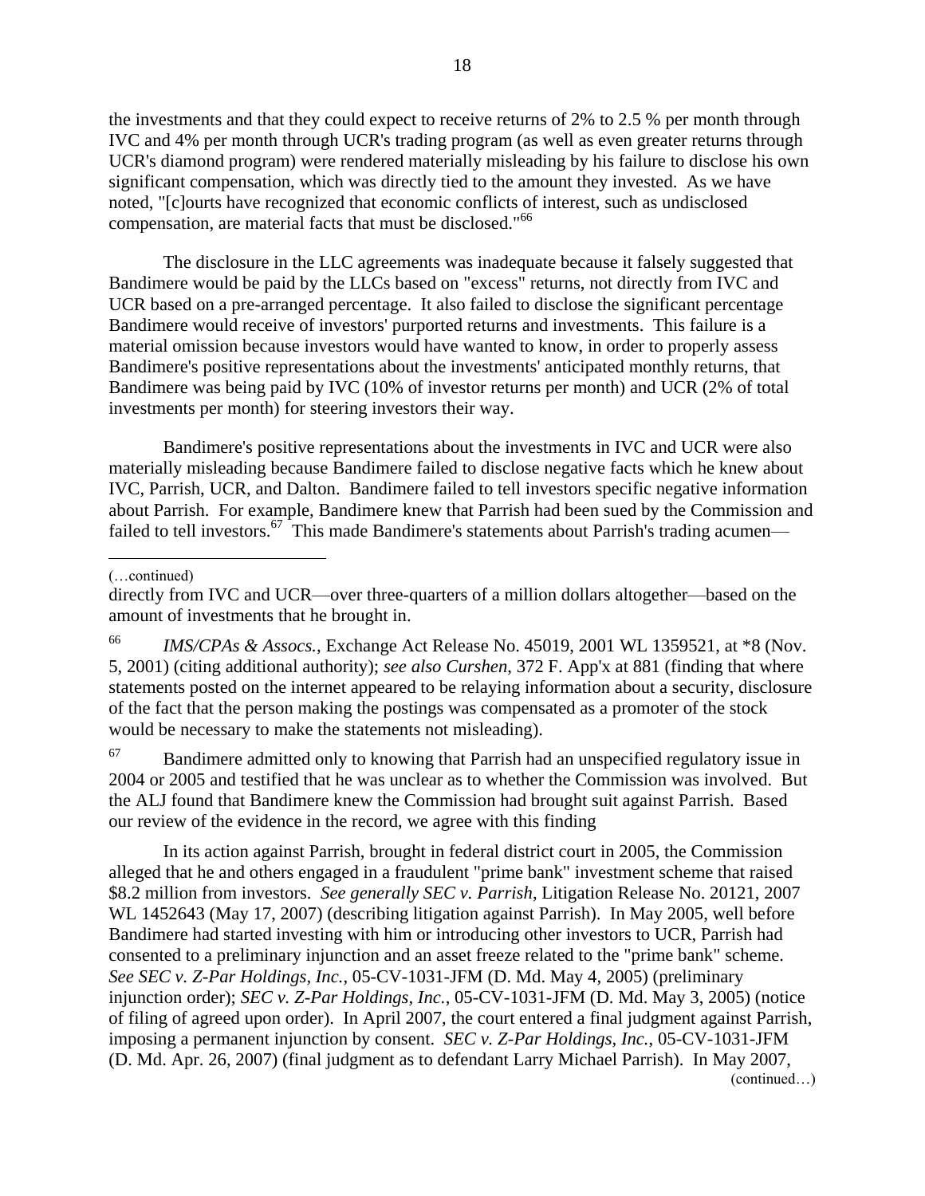the investments and that they could expect to receive returns of 2% to 2.5 % per month through IVC and 4% per month through UCR's trading program (as well as even greater returns through UCR's diamond program) were rendered materially misleading by his failure to disclose his own significant compensation, which was directly tied to the amount they invested. As we have noted, "[c]ourts have recognized that economic conflicts of interest, such as undisclosed compensation, are material facts that must be disclosed."[66]

The disclosure in the LLC agreements was inadequate because it falsely suggested that Bandimere would be paid by the LLCs based on "excess" returns, not directly from IVC and UCR based on a pre-arranged percentage. It also failed to disclose the significant percentage Bandimere would receive of investors' purported returns and investments. This failure is a material omission because investors would have wanted to know, in order to properly assess Bandimere's positive representations about the investments' anticipated monthly returns, that Bandimere was being paid by IVC (10% of investor returns per month) and UCR (2% of total investments per month) for steering investors their way.

Bandimere's positive representations about the investments in IVC and UCR were also materially misleading because Bandimere failed to disclose negative facts which he knew about IVC, Parrish, UCR, and Dalton. Bandimere failed to tell investors specific negative information about Parrish. For example, Bandimere knew that Parrish had been sued by the Commission and failed to tell investors.[67] This made Bandimere's statements about Parrish's trading acumen—

---

(…continued)

directly from IVC and UCR—over three-quarters of a million dollars altogether—based on the amount of investments that he brought in.

[66] *IMS/CPAs & Assocs.*, Exchange Act Release No. 45019, 2001 WL 1359521, at *8 (Nov. 5, 2001) (citing additional authority); *see also Curshen*, 372 F. App'x at 881 (finding that where statements posted on the internet appeared to be relaying information about a security, disclosure of the fact that the person making the postings was compensated as a promoter of the stock would be necessary to make the statements not misleading).

[67] Bandimere admitted only to knowing that Parrish had an unspecified regulatory issue in 2004 or 2005 and testified that he was unclear as to whether the Commission was involved. But the ALJ found that Bandimere knew the Commission had brought suit against Parrish. Based our review of the evidence in the record, we agree with this finding

In its action against Parrish, brought in federal district court in 2005, the Commission alleged that he and others engaged in a fraudulent "prime bank" investment scheme that raised \$8.2 million from investors. *See generally SEC v. Parrish*, Litigation Release No. 20121, 2007 WL 1452643 (May 17, 2007) (describing litigation against Parrish). In May 2005, well before Bandimere had started investing with him or introducing other investors to UCR, Parrish had consented to a preliminary injunction and an asset freeze related to the "prime bank" scheme. *See SEC v. Z-Par Holdings, Inc.*, 05-CV-1031-JFM (D. Md. May 4, 2005) (preliminary injunction order); *SEC v. Z-Par Holdings, Inc.*, 05-CV-1031-JFM (D. Md. May 3, 2005) (notice of filing of agreed upon order). In April 2007, the court entered a final judgment against Parrish, imposing a permanent injunction by consent. *SEC v. Z-Par Holdings, Inc.*, 05-CV-1031-JFM (D. Md. Apr. 26, 2007) (final judgment as to defendant Larry Michael Parrish). In May 2007,

(continued…)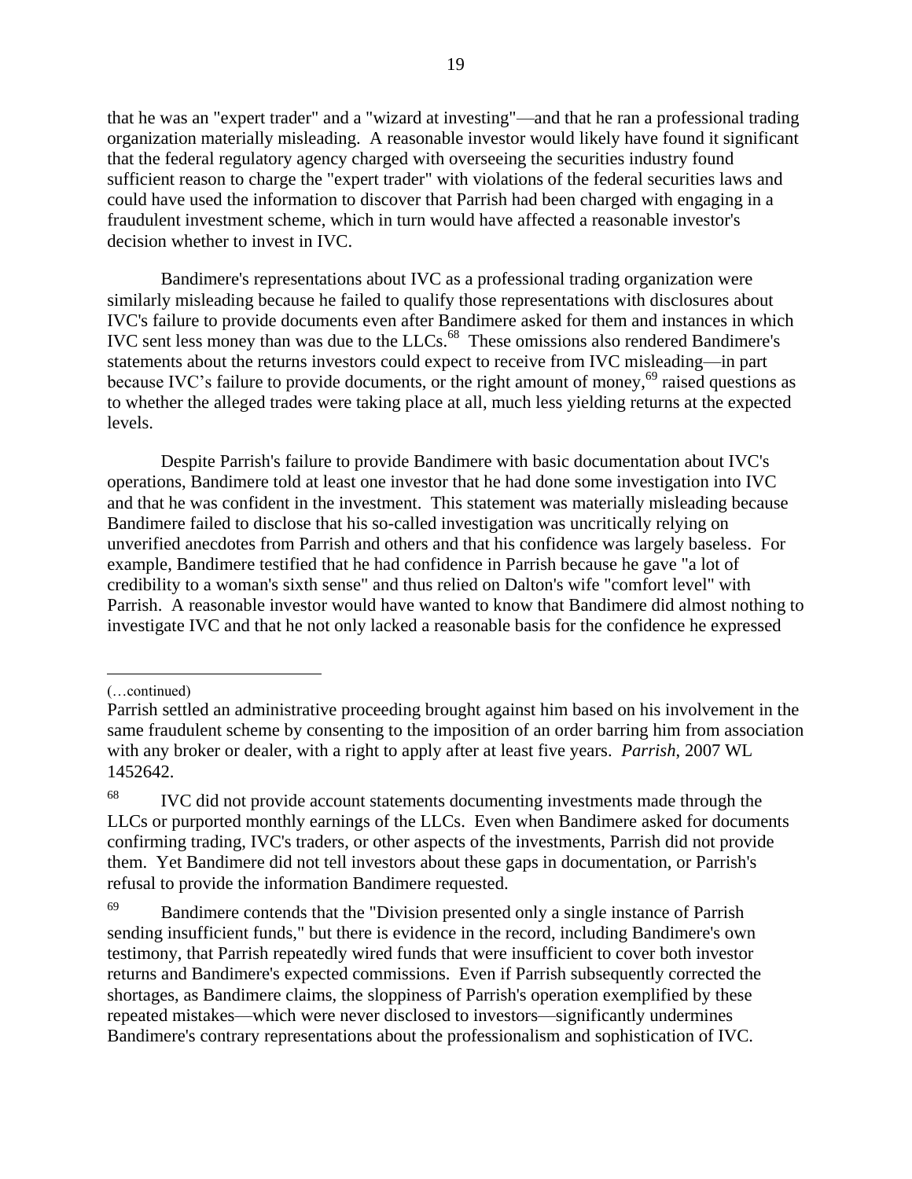that he was an "expert trader" and a "wizard at investing"—and that he ran a professional trading organization materially misleading. A reasonable investor would likely have found it significant that the federal regulatory agency charged with overseeing the securities industry found sufficient reason to charge the "expert trader" with violations of the federal securities laws and could have used the information to discover that Parrish had been charged with engaging in a fraudulent investment scheme, which in turn would have affected a reasonable investor's decision whether to invest in IVC.

Bandimere's representations about IVC as a professional trading organization were similarly misleading because he failed to qualify those representations with disclosures about IVC's failure to provide documents even after Bandimere asked for them and instances in which IVC sent less money than was due to the LLCs.[68] These omissions also rendered Bandimere's statements about the returns investors could expect to receive from IVC misleading—in part because IVC's failure to provide documents, or the right amount of money,[69] raised questions as to whether the alleged trades were taking place at all, much less yielding returns at the expected levels.

Despite Parrish's failure to provide Bandimere with basic documentation about IVC's operations, Bandimere told at least one investor that he had done some investigation into IVC and that he was confident in the investment. This statement was materially misleading because Bandimere failed to disclose that his so-called investigation was uncritically relying on unverified anecdotes from Parrish and others and that his confidence was largely baseless. For example, Bandimere testified that he had confidence in Parrish because he gave "a lot of credibility to a woman's sixth sense" and thus relied on Dalton's wife "comfort level" with Parrish. A reasonable investor would have wanted to know that Bandimere did almost nothing to investigate IVC and that he not only lacked a reasonable basis for the confidence he expressed

---

(…continued)

Parrish settled an administrative proceeding brought against him based on his involvement in the same fraudulent scheme by consenting to the imposition of an order barring him from association with any broker or dealer, with a right to apply after at least five years. *Parrish*, 2007 WL 1452642.

[68] IVC did not provide account statements documenting investments made through the LLCs or purported monthly earnings of the LLCs. Even when Bandimere asked for documents confirming trading, IVC's traders, or other aspects of the investments, Parrish did not provide them. Yet Bandimere did not tell investors about these gaps in documentation, or Parrish's refusal to provide the information Bandimere requested.

[69] Bandimere contends that the "Division presented only a single instance of Parrish sending insufficient funds," but there is evidence in the record, including Bandimere's own testimony, that Parrish repeatedly wired funds that were insufficient to cover both investor returns and Bandimere's expected commissions. Even if Parrish subsequently corrected the shortages, as Bandimere claims, the sloppiness of Parrish's operation exemplified by these repeated mistakes—which were never disclosed to investors—significantly undermines Bandimere's contrary representations about the professionalism and sophistication of IVC.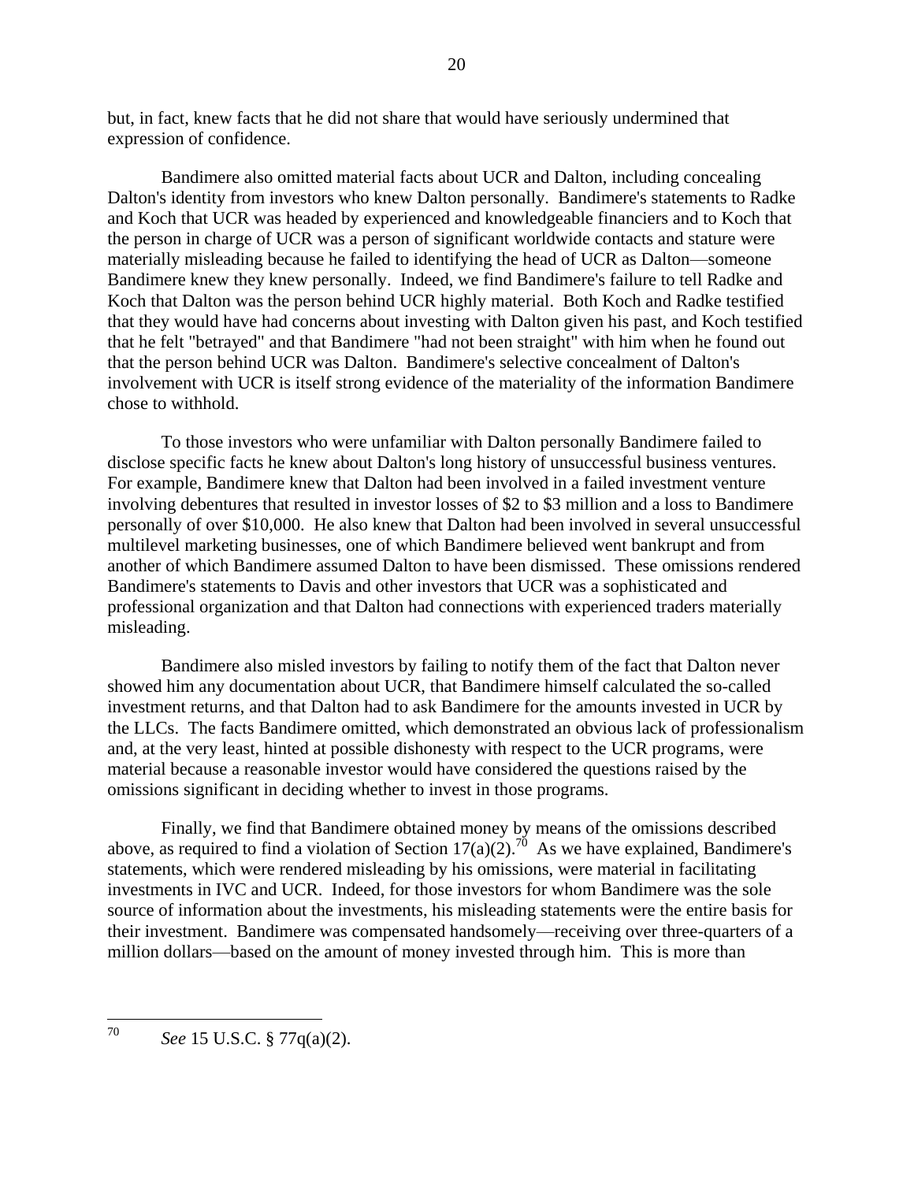but, in fact, knew facts that he did not share that would have seriously undermined that expression of confidence.

Bandimere also omitted material facts about UCR and Dalton, including concealing Dalton's identity from investors who knew Dalton personally. Bandimere's statements to Radke and Koch that UCR was headed by experienced and knowledgeable financiers and to Koch that the person in charge of UCR was a person of significant worldwide contacts and stature were materially misleading because he failed to identifying the head of UCR as Dalton—someone Bandimere knew they knew personally. Indeed, we find Bandimere's failure to tell Radke and Koch that Dalton was the person behind UCR highly material. Both Koch and Radke testified that they would have had concerns about investing with Dalton given his past, and Koch testified that he felt "betrayed" and that Bandimere "had not been straight" with him when he found out that the person behind UCR was Dalton. Bandimere's selective concealment of Dalton's involvement with UCR is itself strong evidence of the materiality of the information Bandimere chose to withhold.

To those investors who were unfamiliar with Dalton personally Bandimere failed to disclose specific facts he knew about Dalton's long history of unsuccessful business ventures. For example, Bandimere knew that Dalton had been involved in a failed investment venture involving debentures that resulted in investor losses of $2 to $3 million and a loss to Bandimere personally of over $10,000. He also knew that Dalton had been involved in several unsuccessful multilevel marketing businesses, one of which Bandimere believed went bankrupt and from another of which Bandimere assumed Dalton to have been dismissed. These omissions rendered Bandimere's statements to Davis and other investors that UCR was a sophisticated and professional organization and that Dalton had connections with experienced traders materially misleading.

Bandimere also misled investors by failing to notify them of the fact that Dalton never showed him any documentation about UCR, that Bandimere himself calculated the so-called investment returns, and that Dalton had to ask Bandimere for the amounts invested in UCR by the LLCs. The facts Bandimere omitted, which demonstrated an obvious lack of professionalism and, at the very least, hinted at possible dishonesty with respect to the UCR programs, were material because a reasonable investor would have considered the questions raised by the omissions significant in deciding whether to invest in those programs.

Finally, we find that Bandimere obtained money by means of the omissions described above, as required to find a violation of Section 17(a)(2).[70] As we have explained, Bandimere's statements, which were rendered misleading by his omissions, were material in facilitating investments in IVC and UCR. Indeed, for those investors for whom Bandimere was the sole source of information about the investments, his misleading statements were the entire basis for their investment. Bandimere was compensated handsomely—receiving over three-quarters of a million dollars—based on the amount of money invested through him. This is more than

---

[70] *See* 15 U.S.C. § 77q(a)(2).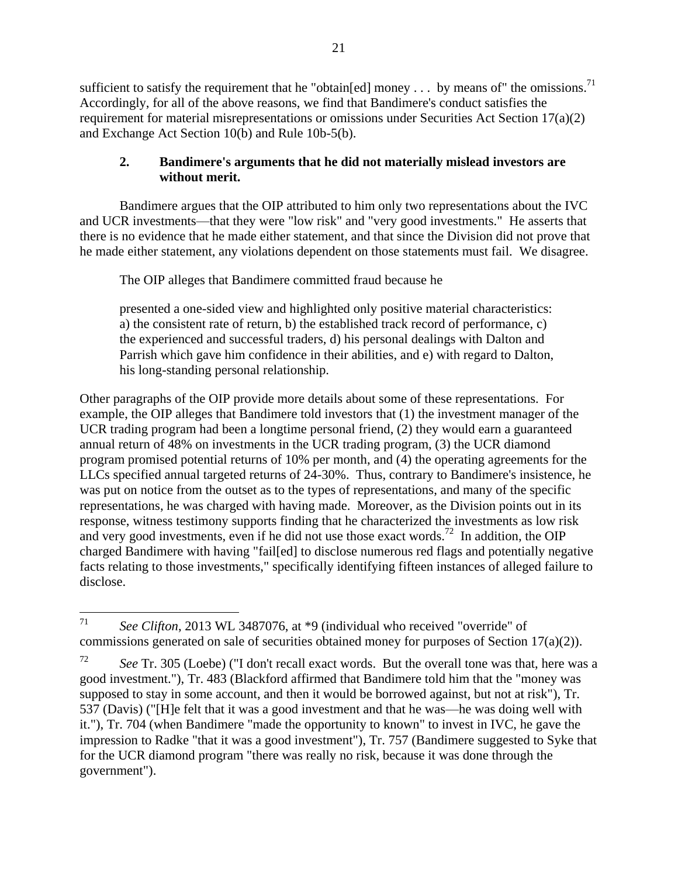sufficient to satisfy the requirement that he "obtain[ed] money . . . by means of" the omissions.[71] Accordingly, for all of the above reasons, we find that Bandimere's conduct satisfies the requirement for material misrepresentations or omissions under Securities Act Section 17(a)(2) and Exchange Act Section 10(b) and Rule 10b-5(b).

### 2. Bandimere's arguments that he did not materially mislead investors are without merit.

Bandimere argues that the OIP attributed to him only two representations about the IVC and UCR investments—that they were "low risk" and "very good investments." He asserts that there is no evidence that he made either statement, and that since the Division did not prove that he made either statement, any violations dependent on those statements must fail. We disagree.

The OIP alleges that Bandimere committed fraud because he

> presented a one-sided view and highlighted only positive material characteristics: a) the consistent rate of return, b) the established track record of performance, c) the experienced and successful traders, d) his personal dealings with Dalton and Parrish which gave him confidence in their abilities, and e) with regard to Dalton, his long-standing personal relationship.

Other paragraphs of the OIP provide more details about some of these representations. For example, the OIP alleges that Bandimere told investors that (1) the investment manager of the UCR trading program had been a longtime personal friend, (2) they would earn a guaranteed annual return of 48% on investments in the UCR trading program, (3) the UCR diamond program promised potential returns of 10% per month, and (4) the operating agreements for the LLCs specified annual targeted returns of 24-30%. Thus, contrary to Bandimere's insistence, he was put on notice from the outset as to the types of representations, and many of the specific representations, he was charged with having made. Moreover, as the Division points out in its response, witness testimony supports finding that he characterized the investments as low risk and very good investments, even if he did not use those exact words.[72] In addition, the OIP charged Bandimere with having "fail[ed] to disclose numerous red flags and potentially negative facts relating to those investments," specifically identifying fifteen instances of alleged failure to disclose.

---

[71] *See Clifton*, 2013 WL 3487076, at *9 (individual who received "override" of commissions generated on sale of securities obtained money for purposes of Section 17(a)(2)).

[72] *See* Tr. 305 (Loebe) ("I don't recall exact words. But the overall tone was that, here was a good investment."), Tr. 483 (Blackford affirmed that Bandimere told him that the "money was supposed to stay in some account, and then it would be borrowed against, but not at risk"), Tr. 537 (Davis) ("[H]e felt that it was a good investment and that he was—he was doing well with it."), Tr. 704 (when Bandimere "made the opportunity to known" to invest in IVC, he gave the impression to Radke "that it was a good investment"), Tr. 757 (Bandimere suggested to Syke that for the UCR diamond program "there was really no risk, because it was done through the government").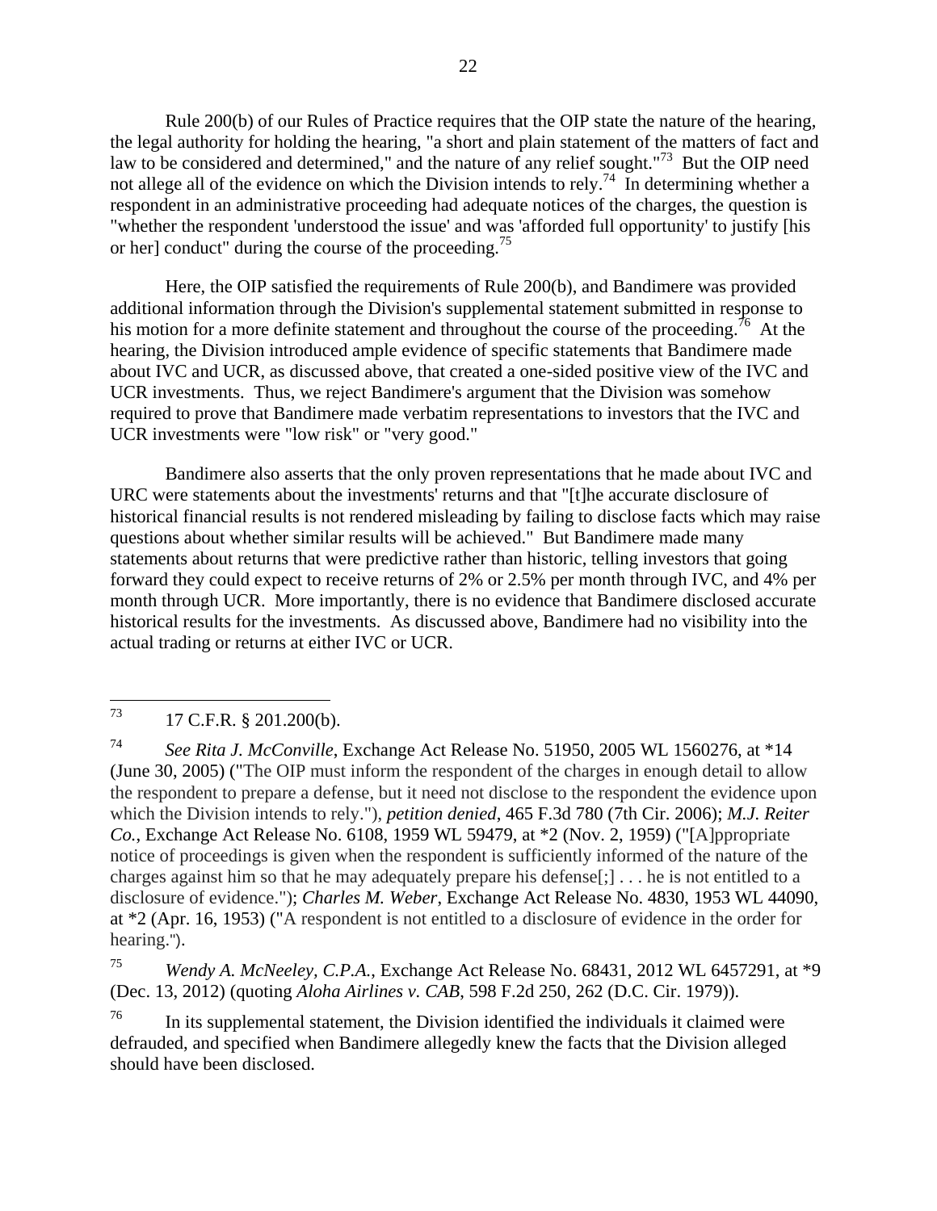Rule 200(b) of our Rules of Practice requires that the OIP state the nature of the hearing, the legal authority for holding the hearing, "a short and plain statement of the matters of fact and law to be considered and determined," and the nature of any relief sought."[73] But the OIP need not allege all of the evidence on which the Division intends to rely.[74] In determining whether a respondent in an administrative proceeding had adequate notices of the charges, the question is "whether the respondent 'understood the issue' and was 'afforded full opportunity' to justify [his or her] conduct" during the course of the proceeding.[75]

Here, the OIP satisfied the requirements of Rule 200(b), and Bandimere was provided additional information through the Division's supplemental statement submitted in response to his motion for a more definite statement and throughout the course of the proceeding.[76] At the hearing, the Division introduced ample evidence of specific statements that Bandimere made about IVC and UCR, as discussed above, that created a one-sided positive view of the IVC and UCR investments. Thus, we reject Bandimere's argument that the Division was somehow required to prove that Bandimere made verbatim representations to investors that the IVC and UCR investments were "low risk" or "very good."

Bandimere also asserts that the only proven representations that he made about IVC and URC were statements about the investments' returns and that "[t]he accurate disclosure of historical financial results is not rendered misleading by failing to disclose facts which may raise questions about whether similar results will be achieved." But Bandimere made many statements about returns that were predictive rather than historic, telling investors that going forward they could expect to receive returns of 2% or 2.5% per month through IVC, and 4% per month through UCR. More importantly, there is no evidence that Bandimere disclosed accurate historical results for the investments. As discussed above, Bandimere had no visibility into the actual trading or returns at either IVC or UCR.

---

[73] 17 C.F.R. § 201.200(b).

[74] *See Rita J. McConville*, Exchange Act Release No. 51950, 2005 WL 1560276, at *14 (June 30, 2005) ("The OIP must inform the respondent of the charges in enough detail to allow the respondent to prepare a defense, but it need not disclose to the respondent the evidence upon which the Division intends to rely."), *petition denied*, 465 F.3d 780 (7th Cir. 2006); *M.J. Reiter Co.*, Exchange Act Release No. 6108, 1959 WL 59479, at *2 (Nov. 2, 1959) ("[A]ppropriate notice of proceedings is given when the respondent is sufficiently informed of the nature of the charges against him so that he may adequately prepare his defense[;] . . . he is not entitled to a disclosure of evidence."); *Charles M. Weber*, Exchange Act Release No. 4830, 1953 WL 44090, at *2 (Apr. 16, 1953) ("A respondent is not entitled to a disclosure of evidence in the order for hearing.").

[75] *Wendy A. McNeeley, C.P.A.*, Exchange Act Release No. 68431, 2012 WL 6457291, at *9 (Dec. 13, 2012) (quoting *Aloha Airlines v. CAB*, 598 F.2d 250, 262 (D.C. Cir. 1979)).

[76] In its supplemental statement, the Division identified the individuals it claimed were defrauded, and specified when Bandimere allegedly knew the facts that the Division alleged should have been disclosed.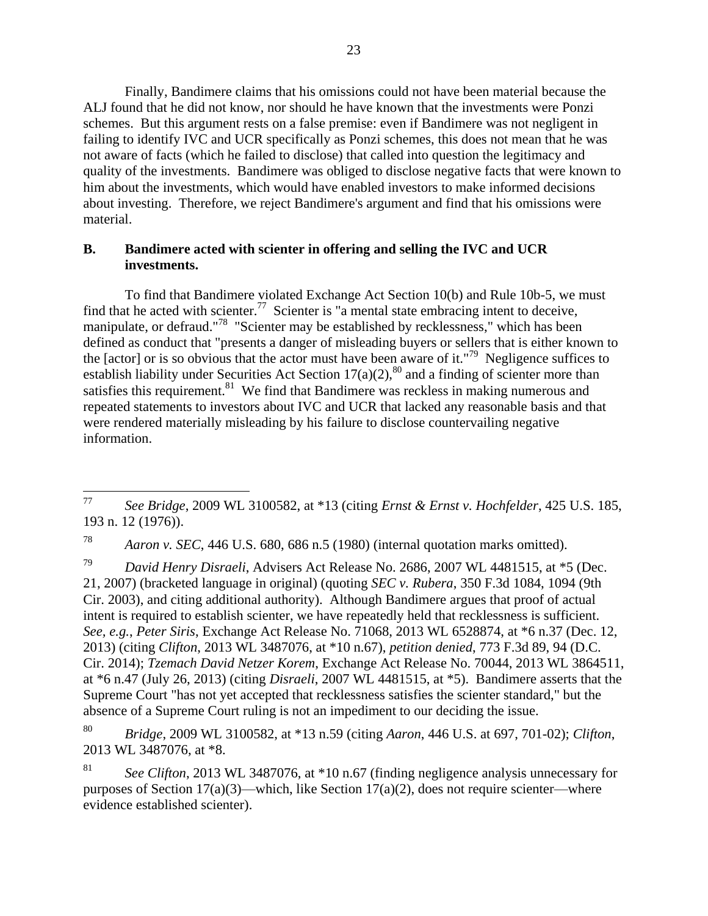Finally, Bandimere claims that his omissions could not have been material because the ALJ found that he did not know, nor should he have known that the investments were Ponzi schemes. But this argument rests on a false premise: even if Bandimere was not negligent in failing to identify IVC and UCR specifically as Ponzi schemes, this does not mean that he was not aware of facts (which he failed to disclose) that called into question the legitimacy and quality of the investments. Bandimere was obliged to disclose negative facts that were known to him about the investments, which would have enabled investors to make informed decisions about investing. Therefore, we reject Bandimere's argument and find that his omissions were material.

### B. Bandimere acted with scienter in offering and selling the IVC and UCR investments.

To find that Bandimere violated Exchange Act Section 10(b) and Rule 10b-5, we must find that he acted with scienter.[77] Scienter is "a mental state embracing intent to deceive, manipulate, or defraud."[78] "Scienter may be established by recklessness," which has been defined as conduct that "presents a danger of misleading buyers or sellers that is either known to the [actor] or is so obvious that the actor must have been aware of it."[79] Negligence suffices to establish liability under Securities Act Section 17(a)(2),[80] and a finding of scienter more than satisfies this requirement.[81] We find that Bandimere was reckless in making numerous and repeated statements to investors about IVC and UCR that lacked any reasonable basis and that were rendered materially misleading by his failure to disclose countervailing negative information.

---

[77] *See Bridge*, 2009 WL 3100582, at *13 (citing *Ernst & Ernst v. Hochfelder*, 425 U.S. 185, 193 n. 12 (1976)).

[78] *Aaron v. SEC*, 446 U.S. 680, 686 n.5 (1980) (internal quotation marks omitted).

[79] *David Henry Disraeli*, Advisers Act Release No. 2686, 2007 WL 4481515, at *5 (Dec. 21, 2007) (bracketed language in original) (quoting *SEC v. Rubera*, 350 F.3d 1084, 1094 (9th Cir. 2003), and citing additional authority). Although Bandimere argues that proof of actual intent is required to establish scienter, we have repeatedly held that recklessness is sufficient. *See, e.g.*, *Peter Siris*, Exchange Act Release No. 71068, 2013 WL 6528874, at *6 n.37 (Dec. 12, 2013) (citing *Clifton*, 2013 WL 3487076, at *10 n.67), *petition denied*, 773 F.3d 89, 94 (D.C. Cir. 2014); *Tzemach David Netzer Korem*, Exchange Act Release No. 70044, 2013 WL 3864511, at *6 n.47 (July 26, 2013) (citing *Disraeli*, 2007 WL 4481515, at *5). Bandimere asserts that the Supreme Court "has not yet accepted that recklessness satisfies the scienter standard," but the absence of a Supreme Court ruling is not an impediment to our deciding the issue.

[80] *Bridge*, 2009 WL 3100582, at *13 n.59 (citing *Aaron*, 446 U.S. at 697, 701-02); *Clifton*, 2013 WL 3487076, at *8.

[81] *See Clifton*, 2013 WL 3487076, at *10 n.67 (finding negligence analysis unnecessary for purposes of Section 17(a)(3)—which, like Section 17(a)(2), does not require scienter—where evidence established scienter).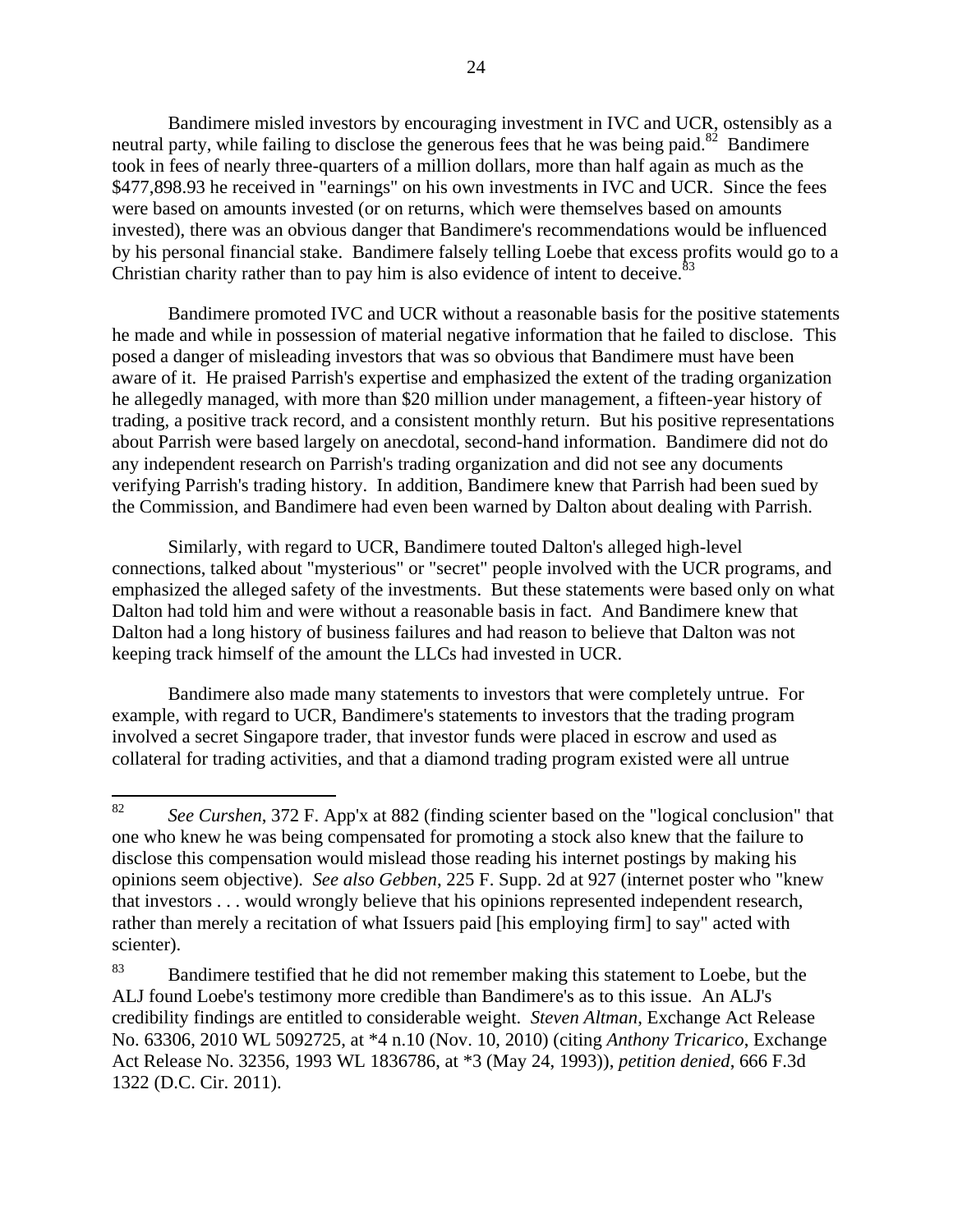Bandimere misled investors by encouraging investment in IVC and UCR, ostensibly as a neutral party, while failing to disclose the generous fees that he was being paid.[82] Bandimere took in fees of nearly three-quarters of a million dollars, more than half again as much as the $477,898.93 he received in "earnings" on his own investments in IVC and UCR. Since the fees were based on amounts invested (or on returns, which were themselves based on amounts invested), there was an obvious danger that Bandimere's recommendations would be influenced by his personal financial stake. Bandimere falsely telling Loebe that excess profits would go to a Christian charity rather than to pay him is also evidence of intent to deceive.[83]

Bandimere promoted IVC and UCR without a reasonable basis for the positive statements he made and while in possession of material negative information that he failed to disclose. This posed a danger of misleading investors that was so obvious that Bandimere must have been aware of it. He praised Parrish's expertise and emphasized the extent of the trading organization he allegedly managed, with more than $20 million under management, a fifteen-year history of trading, a positive track record, and a consistent monthly return. But his positive representations about Parrish were based largely on anecdotal, second-hand information. Bandimere did not do any independent research on Parrish's trading organization and did not see any documents verifying Parrish's trading history. In addition, Bandimere knew that Parrish had been sued by the Commission, and Bandimere had even been warned by Dalton about dealing with Parrish.

Similarly, with regard to UCR, Bandimere touted Dalton's alleged high-level connections, talked about "mysterious" or "secret" people involved with the UCR programs, and emphasized the alleged safety of the investments. But these statements were based only on what Dalton had told him and were without a reasonable basis in fact. And Bandimere knew that Dalton had a long history of business failures and had reason to believe that Dalton was not keeping track himself of the amount the LLCs had invested in UCR.

Bandimere also made many statements to investors that were completely untrue. For example, with regard to UCR, Bandimere's statements to investors that the trading program involved a secret Singapore trader, that investor funds were placed in escrow and used as collateral for trading activities, and that a diamond trading program existed were all untrue

---

[82] *See Curshen*, 372 F. App'x at 882 (finding scienter based on the "logical conclusion" that one who knew he was being compensated for promoting a stock also knew that the failure to disclose this compensation would mislead those reading his internet postings by making his opinions seem objective). *See also Gebben*, 225 F. Supp. 2d at 927 (internet poster who "knew that investors . . . would wrongly believe that his opinions represented independent research, rather than merely a recitation of what Issuers paid [his employing firm] to say" acted with scienter).

[83] Bandimere testified that he did not remember making this statement to Loebe, but the ALJ found Loebe's testimony more credible than Bandimere's as to this issue. An ALJ's credibility findings are entitled to considerable weight. *Steven Altman*, Exchange Act Release No. 63306, 2010 WL 5092725, at *4 n.10 (Nov. 10, 2010) (citing *Anthony Tricarico*, Exchange Act Release No. 32356, 1993 WL 1836786, at *3 (May 24, 1993)), *petition denied*, 666 F.3d 1322 (D.C. Cir. 2011).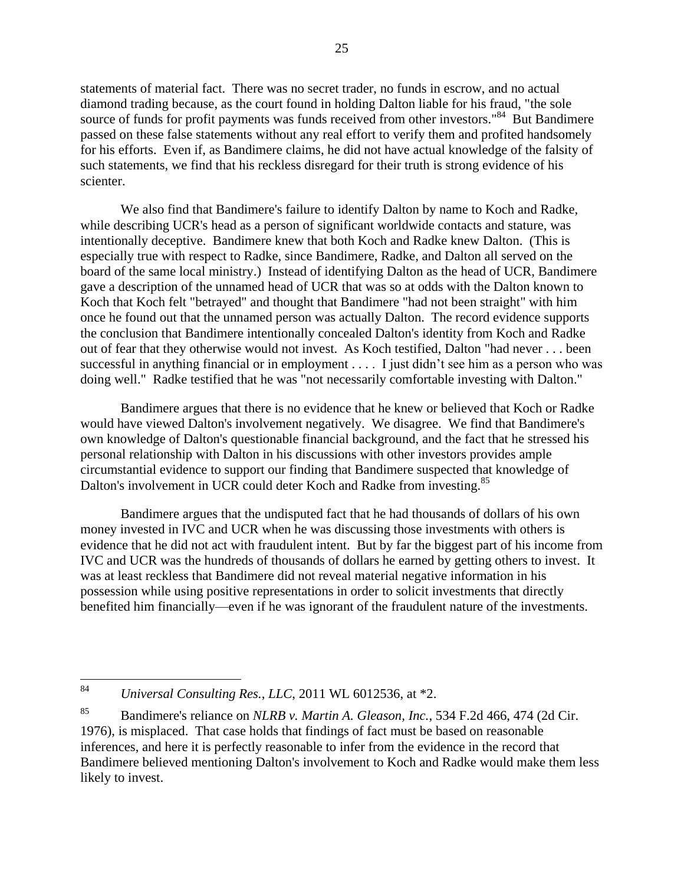statements of material fact. There was no secret trader, no funds in escrow, and no actual diamond trading because, as the court found in holding Dalton liable for his fraud, "the sole source of funds for profit payments was funds received from other investors."[84] But Bandimere passed on these false statements without any real effort to verify them and profited handsomely for his efforts. Even if, as Bandimere claims, he did not have actual knowledge of the falsity of such statements, we find that his reckless disregard for their truth is strong evidence of his scienter.

We also find that Bandimere's failure to identify Dalton by name to Koch and Radke, while describing UCR's head as a person of significant worldwide contacts and stature, was intentionally deceptive. Bandimere knew that both Koch and Radke knew Dalton. (This is especially true with respect to Radke, since Bandimere, Radke, and Dalton all served on the board of the same local ministry.) Instead of identifying Dalton as the head of UCR, Bandimere gave a description of the unnamed head of UCR that was so at odds with the Dalton known to Koch that Koch felt "betrayed" and thought that Bandimere "had not been straight" with him once he found out that the unnamed person was actually Dalton. The record evidence supports the conclusion that Bandimere intentionally concealed Dalton's identity from Koch and Radke out of fear that they otherwise would not invest. As Koch testified, Dalton "had never . . . been successful in anything financial or in employment . . . . I just didn't see him as a person who was doing well." Radke testified that he was "not necessarily comfortable investing with Dalton."

Bandimere argues that there is no evidence that he knew or believed that Koch or Radke would have viewed Dalton's involvement negatively. We disagree. We find that Bandimere's own knowledge of Dalton's questionable financial background, and the fact that he stressed his personal relationship with Dalton in his discussions with other investors provides ample circumstantial evidence to support our finding that Bandimere suspected that knowledge of Dalton's involvement in UCR could deter Koch and Radke from investing.[85]

Bandimere argues that the undisputed fact that he had thousands of dollars of his own money invested in IVC and UCR when he was discussing those investments with others is evidence that he did not act with fraudulent intent. But by far the biggest part of his income from IVC and UCR was the hundreds of thousands of dollars he earned by getting others to invest. It was at least reckless that Bandimere did not reveal material negative information in his possession while using positive representations in order to solicit investments that directly benefited him financially—even if he was ignorant of the fraudulent nature of the investments.

---

[84] *Universal Consulting Res., LLC*, 2011 WL 6012536, at *2.

[85] Bandimere's reliance on *NLRB v. Martin A. Gleason, Inc.*, 534 F.2d 466, 474 (2d Cir. 1976), is misplaced. That case holds that findings of fact must be based on reasonable inferences, and here it is perfectly reasonable to infer from the evidence in the record that Bandimere believed mentioning Dalton's involvement to Koch and Radke would make them less likely to invest.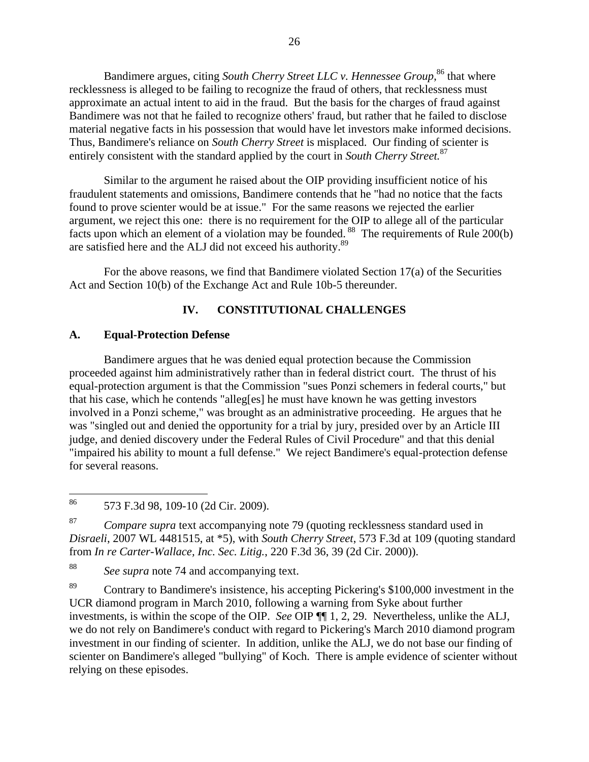Bandimere argues, citing *South Cherry Street LLC v. Hennessee Group*,[86] that where recklessness is alleged to be failing to recognize the fraud of others, that recklessness must approximate an actual intent to aid in the fraud. But the basis for the charges of fraud against Bandimere was not that he failed to recognize others' fraud, but rather that he failed to disclose material negative facts in his possession that would have let investors make informed decisions. Thus, Bandimere's reliance on *South Cherry Street* is misplaced. Our finding of scienter is entirely consistent with the standard applied by the court in *South Cherry Street.*[87]

Similar to the argument he raised about the OIP providing insufficient notice of his fraudulent statements and omissions, Bandimere contends that he "had no notice that the facts found to prove scienter would be at issue." For the same reasons we rejected the earlier argument, we reject this one: there is no requirement for the OIP to allege all of the particular facts upon which an element of a violation may be founded.[88] The requirements of Rule 200(b) are satisfied here and the ALJ did not exceed his authority.[89]

For the above reasons, we find that Bandimere violated Section 17(a) of the Securities Act and Section 10(b) of the Exchange Act and Rule 10b-5 thereunder.

## IV. CONSTITUTIONAL CHALLENGES

### A. Equal-Protection Defense

Bandimere argues that he was denied equal protection because the Commission proceeded against him administratively rather than in federal district court. The thrust of his equal-protection argument is that the Commission "sues Ponzi schemers in federal courts," but that his case, which he contends "alleg[es] he must have known he was getting investors involved in a Ponzi scheme," was brought as an administrative proceeding. He argues that he was "singled out and denied the opportunity for a trial by jury, presided over by an Article III judge, and denied discovery under the Federal Rules of Civil Procedure" and that this denial "impaired his ability to mount a full defense." We reject Bandimere's equal-protection defense for several reasons.

---

[86] 573 F.3d 98, 109-10 (2d Cir. 2009).

[87] *Compare supra* text accompanying note 79 (quoting recklessness standard used in *Disraeli*, 2007 WL 4481515, at *5), with *South Cherry Street*, 573 F.3d at 109 (quoting standard from *In re Carter-Wallace, Inc. Sec. Litig.*, 220 F.3d 36, 39 (2d Cir. 2000)).

[88] *See supra* note 74 and accompanying text.

[89] Contrary to Bandimere's insistence, his accepting Pickering's $100,000 investment in the UCR diamond program in March 2010, following a warning from Syke about further investments, is within the scope of the OIP. *See* OIP ¶¶ 1, 2, 29. Nevertheless, unlike the ALJ, we do not rely on Bandimere's conduct with regard to Pickering's March 2010 diamond program investment in our finding of scienter. In addition, unlike the ALJ, we do not base our finding of scienter on Bandimere's alleged "bullying" of Koch. There is ample evidence of scienter without relying on these episodes.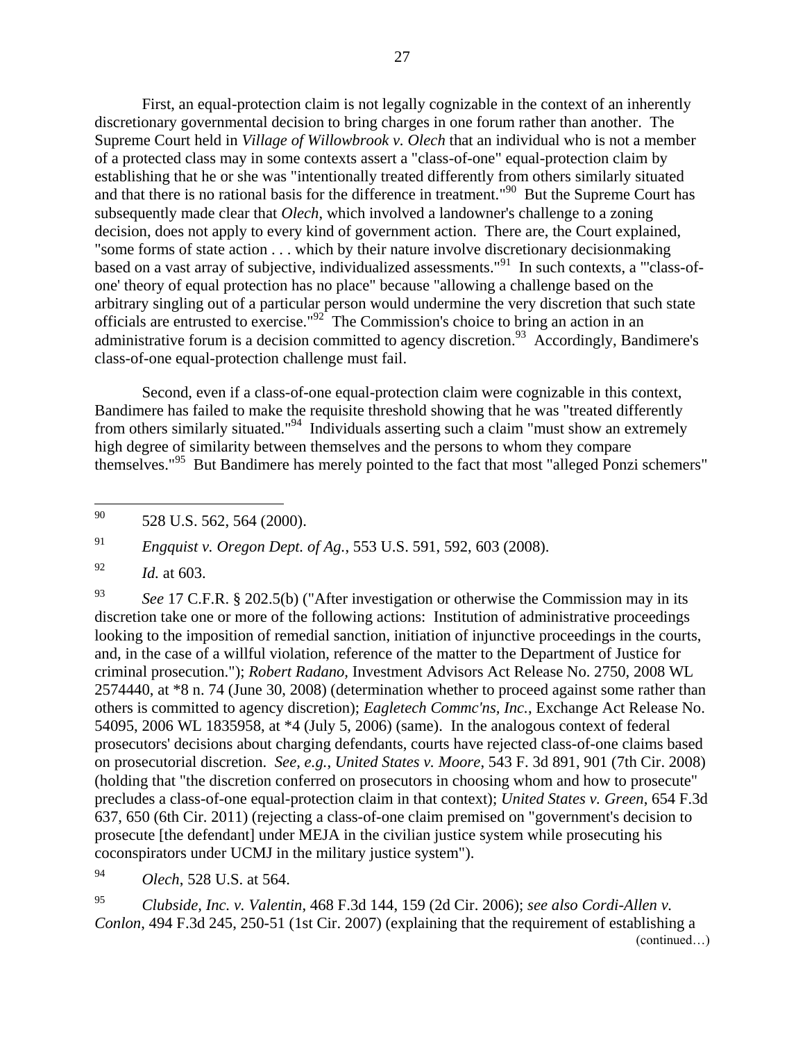First, an equal-protection claim is not legally cognizable in the context of an inherently discretionary governmental decision to bring charges in one forum rather than another. The Supreme Court held in *Village of Willowbrook v. Olech* that an individual who is not a member of a protected class may in some contexts assert a "class-of-one" equal-protection claim by establishing that he or she was "intentionally treated differently from others similarly situated and that there is no rational basis for the difference in treatment."[90] But the Supreme Court has subsequently made clear that *Olech*, which involved a landowner's challenge to a zoning decision, does not apply to every kind of government action. There are, the Court explained, "some forms of state action . . . which by their nature involve discretionary decisionmaking based on a vast array of subjective, individualized assessments."[91] In such contexts, a "'class-of-one' theory of equal protection has no place" because "allowing a challenge based on the arbitrary singling out of a particular person would undermine the very discretion that such state officials are entrusted to exercise."[92] The Commission's choice to bring an action in an administrative forum is a decision committed to agency discretion.[93] Accordingly, Bandimere's class-of-one equal-protection challenge must fail.

Second, even if a class-of-one equal-protection claim were cognizable in this context, Bandimere has failed to make the requisite threshold showing that he was "treated differently from others similarly situated."[94] Individuals asserting such a claim "must show an extremely high degree of similarity between themselves and the persons to whom they compare themselves."[95] But Bandimere has merely pointed to the fact that most "alleged Ponzi schemers"

---

[90] 528 U.S. 562, 564 (2000).

[91] *Engquist v. Oregon Dept. of Ag.*, 553 U.S. 591, 592, 603 (2008).

[92] *Id.* at 603.

[93] *See* 17 C.F.R. § 202.5(b) ("After investigation or otherwise the Commission may in its discretion take one or more of the following actions: Institution of administrative proceedings looking to the imposition of remedial sanction, initiation of injunctive proceedings in the courts, and, in the case of a willful violation, reference of the matter to the Department of Justice for criminal prosecution."); *Robert Radano,* Investment Advisors Act Release No. 2750, 2008 WL 2574440, at *8 n. 74 (June 30, 2008) (determination whether to proceed against some rather than others is committed to agency discretion); *Eagletech Commc'ns, Inc.*, Exchange Act Release No. 54095, 2006 WL 1835958, at *4 (July 5, 2006) (same). In the analogous context of federal prosecutors' decisions about charging defendants, courts have rejected class-of-one claims based on prosecutorial discretion. *See, e.g.*, *United States v. Moore*, 543 F. 3d 891, 901 (7th Cir. 2008) (holding that "the discretion conferred on prosecutors in choosing whom and how to prosecute" precludes a class-of-one equal-protection claim in that context); *United States v. Green*, 654 F.3d 637, 650 (6th Cir. 2011) (rejecting a class-of-one claim premised on "government's decision to prosecute [the defendant] under MEJA in the civilian justice system while prosecuting his coconspirators under UCMJ in the military justice system").

[94] *Olech*, 528 U.S. at 564.

[95] *Clubside, Inc. v. Valentin*, 468 F.3d 144, 159 (2d Cir. 2006); *see also Cordi-Allen v. Conlon*, 494 F.3d 245, 250-51 (1st Cir. 2007) (explaining that the requirement of establishing a

(continued…)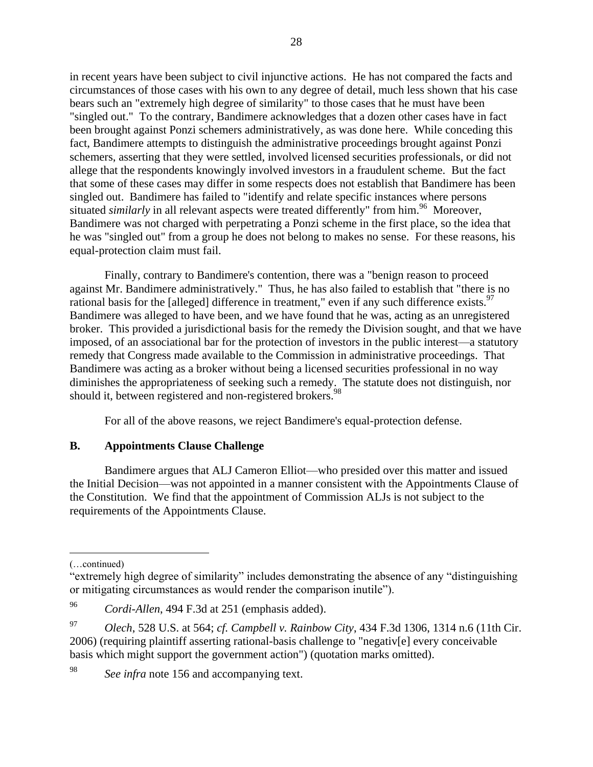in recent years have been subject to civil injunctive actions. He has not compared the facts and circumstances of those cases with his own to any degree of detail, much less shown that his case bears such an "extremely high degree of similarity" to those cases that he must have been "singled out." To the contrary, Bandimere acknowledges that a dozen other cases have in fact been brought against Ponzi schemers administratively, as was done here. While conceding this fact, Bandimere attempts to distinguish the administrative proceedings brought against Ponzi schemers, asserting that they were settled, involved licensed securities professionals, or did not allege that the respondents knowingly involved investors in a fraudulent scheme. But the fact that some of these cases may differ in some respects does not establish that Bandimere has been singled out. Bandimere has failed to "identify and relate specific instances where persons situated *similarly* in all relevant aspects were treated differently" from him.[96] Moreover, Bandimere was not charged with perpetrating a Ponzi scheme in the first place, so the idea that he was "singled out" from a group he does not belong to makes no sense. For these reasons, his equal-protection claim must fail.

Finally, contrary to Bandimere's contention, there was a "benign reason to proceed against Mr. Bandimere administratively." Thus, he has also failed to establish that "there is no rational basis for the [alleged] difference in treatment," even if any such difference exists.[97] Bandimere was alleged to have been, and we have found that he was, acting as an unregistered broker. This provided a jurisdictional basis for the remedy the Division sought, and that we have imposed, of an associational bar for the protection of investors in the public interest—a statutory remedy that Congress made available to the Commission in administrative proceedings. That Bandimere was acting as a broker without being a licensed securities professional in no way diminishes the appropriateness of seeking such a remedy. The statute does not distinguish, nor should it, between registered and non-registered brokers.[98]

For all of the above reasons, we reject Bandimere's equal-protection defense.

### B. Appointments Clause Challenge

Bandimere argues that ALJ Cameron Elliot—who presided over this matter and issued the Initial Decision—was not appointed in a manner consistent with the Appointments Clause of the Constitution. We find that the appointment of Commission ALJs is not subject to the requirements of the Appointments Clause.

---

(…continued)

"extremely high degree of similarity" includes demonstrating the absence of any "distinguishing or mitigating circumstances as would render the comparison inutile").

[96] *Cordi-Allen*, 494 F.3d at 251 (emphasis added).

[97] *Olech*, 528 U.S. at 564; *cf. Campbell v. Rainbow City*, 434 F.3d 1306, 1314 n.6 (11th Cir. 2006) (requiring plaintiff asserting rational-basis challenge to "negativ[e] every conceivable basis which might support the government action") (quotation marks omitted).

[98] *See infra* note 156 and accompanying text.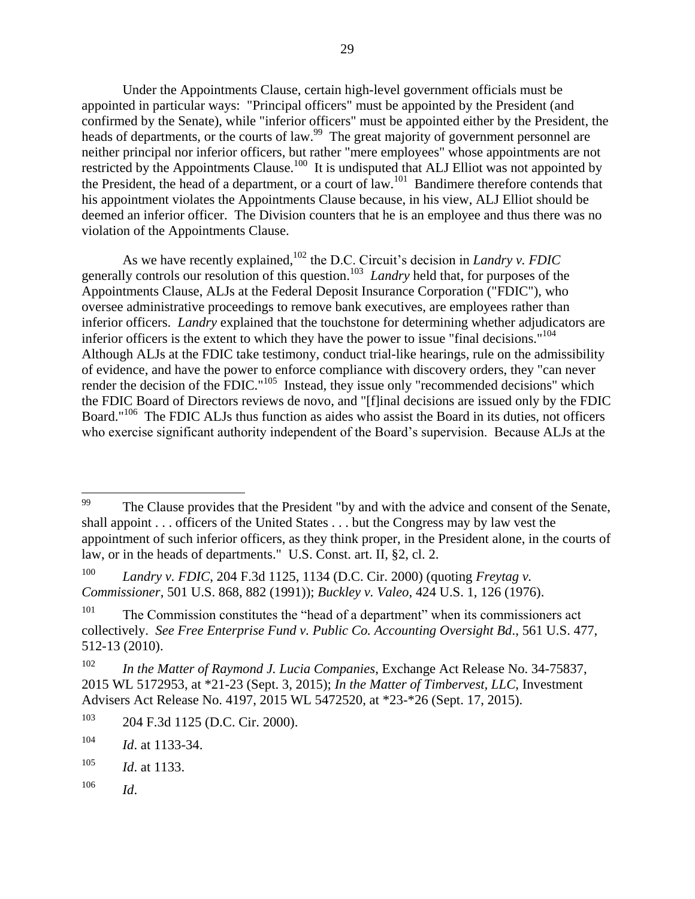Under the Appointments Clause, certain high-level government officials must be appointed in particular ways: "Principal officers" must be appointed by the President (and confirmed by the Senate), while "inferior officers" must be appointed either by the President, the heads of departments, or the courts of law.[99] The great majority of government personnel are neither principal nor inferior officers, but rather "mere employees" whose appointments are not restricted by the Appointments Clause.[100] It is undisputed that ALJ Elliot was not appointed by the President, the head of a department, or a court of law.[101] Bandimere therefore contends that his appointment violates the Appointments Clause because, in his view, ALJ Elliot should be deemed an inferior officer. The Division counters that he is an employee and thus there was no violation of the Appointments Clause.

As we have recently explained,[102] the D.C. Circuit's decision in *Landry v. FDIC* generally controls our resolution of this question.[103] *Landry* held that, for purposes of the Appointments Clause, ALJs at the Federal Deposit Insurance Corporation ("FDIC"), who oversee administrative proceedings to remove bank executives, are employees rather than inferior officers. *Landry* explained that the touchstone for determining whether adjudicators are inferior officers is the extent to which they have the power to issue "final decisions."[104] Although ALJs at the FDIC take testimony, conduct trial-like hearings, rule on the admissibility of evidence, and have the power to enforce compliance with discovery orders, they "can never render the decision of the FDIC."[105] Instead, they issue only "recommended decisions" which the FDIC Board of Directors reviews de novo, and "[f]inal decisions are issued only by the FDIC Board."[106] The FDIC ALJs thus function as aides who assist the Board in its duties, not officers who exercise significant authority independent of the Board's supervision. Because ALJs at the

---

[99] The Clause provides that the President "by and with the advice and consent of the Senate, shall appoint . . . officers of the United States . . . but the Congress may by law vest the appointment of such inferior officers, as they think proper, in the President alone, in the courts of law, or in the heads of departments." U.S. Const. art. II, §2, cl. 2.

[100] *Landry v. FDIC*, 204 F.3d 1125, 1134 (D.C. Cir. 2000) (quoting *Freytag v. Commissioner*, 501 U.S. 868, 882 (1991)); *Buckley v. Valeo*, 424 U.S. 1, 126 (1976).

[101] The Commission constitutes the "head of a department" when its commissioners act collectively. *See Free Enterprise Fund v. Public Co. Accounting Oversight Bd*., 561 U.S. 477, 512-13 (2010).

[102] *In the Matter of Raymond J. Lucia Companies*, Exchange Act Release No. 34-75837, 2015 WL 5172953, at *21-23 (Sept. 3, 2015); *In the Matter of Timbervest, LLC*, Investment Advisers Act Release No. 4197, 2015 WL 5472520, at *23-*26 (Sept. 17, 2015).

[103] 204 F.3d 1125 (D.C. Cir. 2000).

[104] *Id*. at 1133-34.

[105] *Id*. at 1133.

[106] *Id*.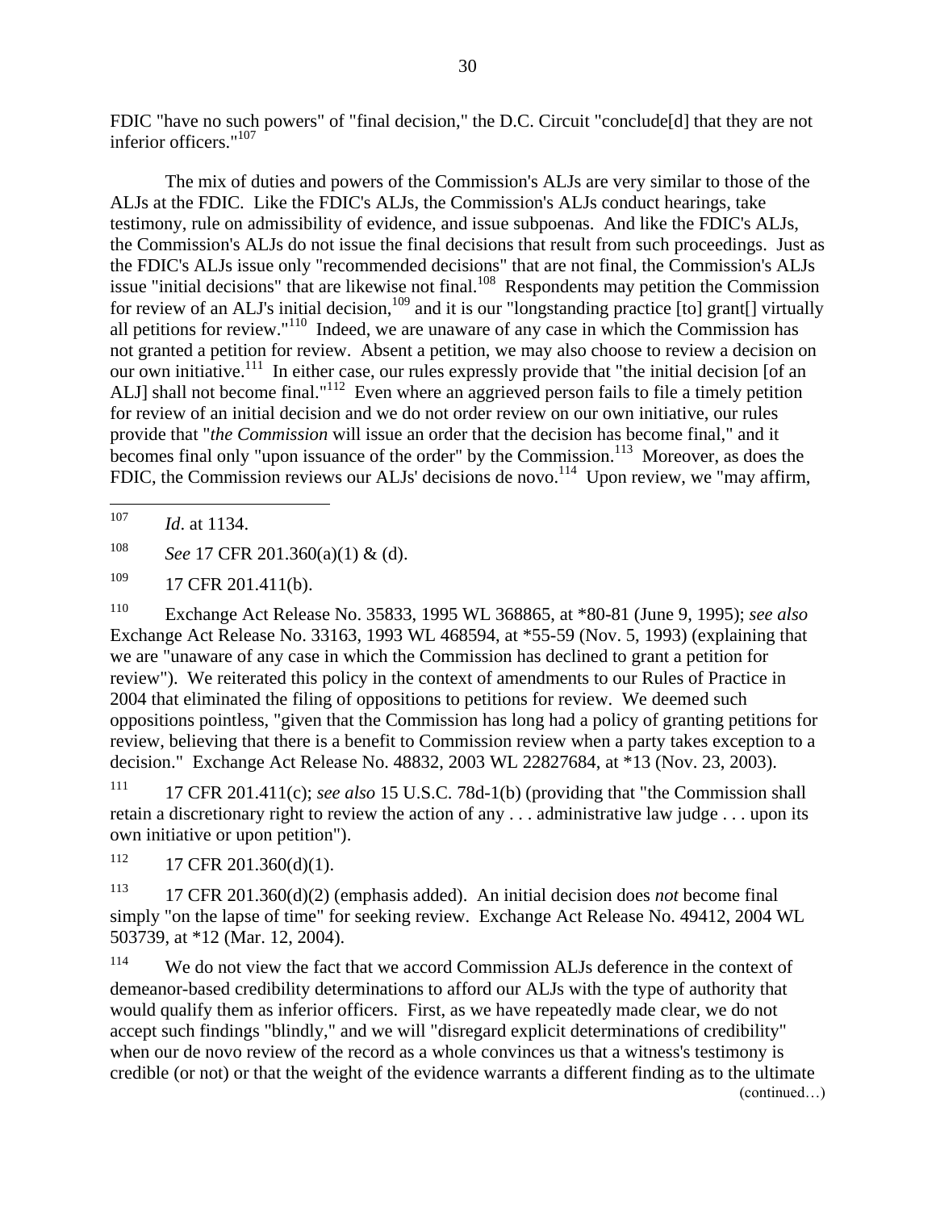FDIC "have no such powers" of "final decision," the D.C. Circuit "conclude[d] that they are not inferior officers."[107]

The mix of duties and powers of the Commission's ALJs are very similar to those of the ALJs at the FDIC. Like the FDIC's ALJs, the Commission's ALJs conduct hearings, take testimony, rule on admissibility of evidence, and issue subpoenas. And like the FDIC's ALJs, the Commission's ALJs do not issue the final decisions that result from such proceedings. Just as the FDIC's ALJs issue only "recommended decisions" that are not final, the Commission's ALJs issue "initial decisions" that are likewise not final.[108] Respondents may petition the Commission for review of an ALJ's initial decision,[109] and it is our "longstanding practice [to] grant[] virtually all petitions for review."[110] Indeed, we are unaware of any case in which the Commission has not granted a petition for review. Absent a petition, we may also choose to review a decision on our own initiative.[111] In either case, our rules expressly provide that "the initial decision [of an ALJ] shall not become final."[112] Even where an aggrieved person fails to file a timely petition for review of an initial decision and we do not order review on our own initiative, our rules provide that "*the Commission* will issue an order that the decision has become final," and it becomes final only "upon issuance of the order" by the Commission.[113] Moreover, as does the FDIC, the Commission reviews our ALJs' decisions de novo.[114] Upon review, we "may affirm,

---

[107] *Id*. at 1134.

[108] *See* 17 CFR 201.360(a)(1) & (d).

[109] 17 CFR 201.411(b).

[110] Exchange Act Release No. 35833, 1995 WL 368865, at *80-81 (June 9, 1995); *see also* Exchange Act Release No. 33163, 1993 WL 468594, at *55-59 (Nov. 5, 1993) (explaining that we are "unaware of any case in which the Commission has declined to grant a petition for review"). We reiterated this policy in the context of amendments to our Rules of Practice in 2004 that eliminated the filing of oppositions to petitions for review. We deemed such oppositions pointless, "given that the Commission has long had a policy of granting petitions for review, believing that there is a benefit to Commission review when a party takes exception to a decision." Exchange Act Release No. 48832, 2003 WL 22827684, at *13 (Nov. 23, 2003).

[111] 17 CFR 201.411(c); *see also* 15 U.S.C. 78d-1(b) (providing that "the Commission shall retain a discretionary right to review the action of any . . . administrative law judge . . . upon its own initiative or upon petition").

[112] 17 CFR 201.360(d)(1).

[113] 17 CFR 201.360(d)(2) (emphasis added). An initial decision does *not* become final simply "on the lapse of time" for seeking review. Exchange Act Release No. 49412, 2004 WL 503739, at *12 (Mar. 12, 2004).

[114] We do not view the fact that we accord Commission ALJs deference in the context of demeanor-based credibility determinations to afford our ALJs with the type of authority that would qualify them as inferior officers. First, as we have repeatedly made clear, we do not accept such findings "blindly," and we will "disregard explicit determinations of credibility" when our de novo review of the record as a whole convinces us that a witness's testimony is credible (or not) or that the weight of the evidence warrants a different finding as to the ultimate

(continued…)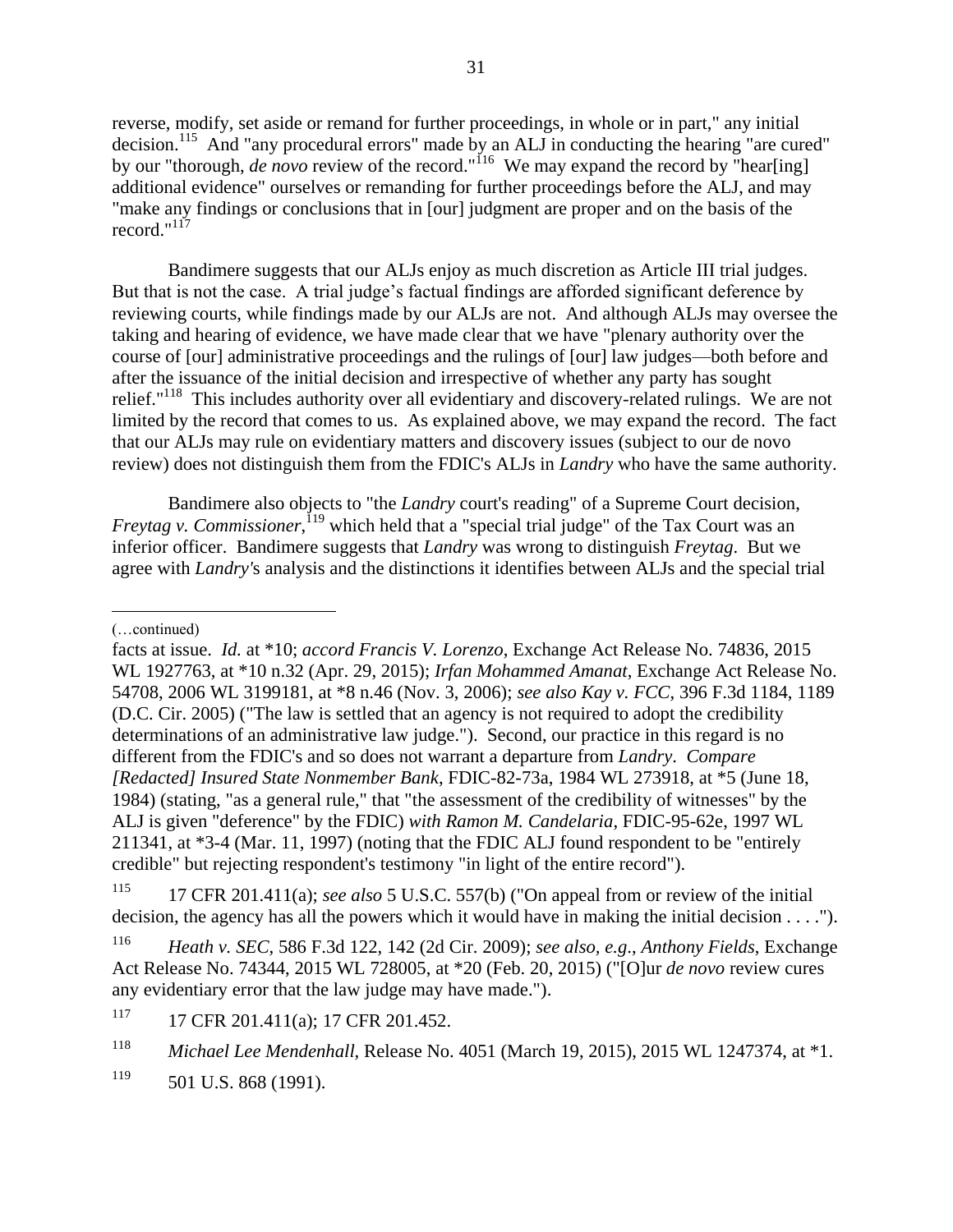reverse, modify, set aside or remand for further proceedings, in whole or in part," any initial decision.[115] And "any procedural errors" made by an ALJ in conducting the hearing "are cured" by our "thorough, *de novo* review of the record."[116] We may expand the record by "hear[ing] additional evidence" ourselves or remanding for further proceedings before the ALJ, and may "make any findings or conclusions that in [our] judgment are proper and on the basis of the record."[117]

Bandimere suggests that our ALJs enjoy as much discretion as Article III trial judges. But that is not the case. A trial judge's factual findings are afforded significant deference by reviewing courts, while findings made by our ALJs are not. And although ALJs may oversee the taking and hearing of evidence, we have made clear that we have "plenary authority over the course of [our] administrative proceedings and the rulings of [our] law judges—both before and after the issuance of the initial decision and irrespective of whether any party has sought relief."[118] This includes authority over all evidentiary and discovery-related rulings. We are not limited by the record that comes to us. As explained above, we may expand the record. The fact that our ALJs may rule on evidentiary matters and discovery issues (subject to our de novo review) does not distinguish them from the FDIC's ALJs in *Landry* who have the same authority.

Bandimere also objects to "the *Landry* court's reading" of a Supreme Court decision, *Freytag v. Commissioner*,[119] which held that a "special trial judge" of the Tax Court was an inferior officer. Bandimere suggests that *Landry* was wrong to distinguish *Freytag*. But we agree with *Landry*'s analysis and the distinctions it identifies between ALJs and the special trial

---

(…continued)

facts at issue. *Id.* at *10; *accord Francis V. Lorenzo*, Exchange Act Release No. 74836, 2015 WL 1927763, at *10 n.32 (Apr. 29, 2015); *Irfan Mohammed Amanat*, Exchange Act Release No. 54708, 2006 WL 3199181, at *8 n.46 (Nov. 3, 2006); *see also Kay v. FCC*, 396 F.3d 1184, 1189 (D.C. Cir. 2005) ("The law is settled that an agency is not required to adopt the credibility determinations of an administrative law judge."). Second, our practice in this regard is no different from the FDIC's and so does not warrant a departure from *Landry*. *Compare [Redacted] Insured State Nonmember Bank*, FDIC-82-73a, 1984 WL 273918, at *5 (June 18, 1984) (stating, "as a general rule," that "the assessment of the credibility of witnesses" by the ALJ is given "deference" by the FDIC) *with Ramon M. Candelaria*, FDIC-95-62e, 1997 WL 211341, at *3-4 (Mar. 11, 1997) (noting that the FDIC ALJ found respondent to be "entirely credible" but rejecting respondent's testimony "in light of the entire record").

[115] 17 CFR 201.411(a); *see also* 5 U.S.C. 557(b) ("On appeal from or review of the initial decision, the agency has all the powers which it would have in making the initial decision . . . .").

[116] *Heath v. SEC*, 586 F.3d 122, 142 (2d Cir. 2009); *see also, e.g.*, *Anthony Fields*, Exchange Act Release No. 74344, 2015 WL 728005, at *20 (Feb. 20, 2015) ("[O]ur *de novo* review cures any evidentiary error that the law judge may have made.").

[117] 17 CFR 201.411(a); 17 CFR 201.452.

[118] *Michael Lee Mendenhall*, Release No. 4051 (March 19, 2015), 2015 WL 1247374, at *1.

[119] 501 U.S. 868 (1991).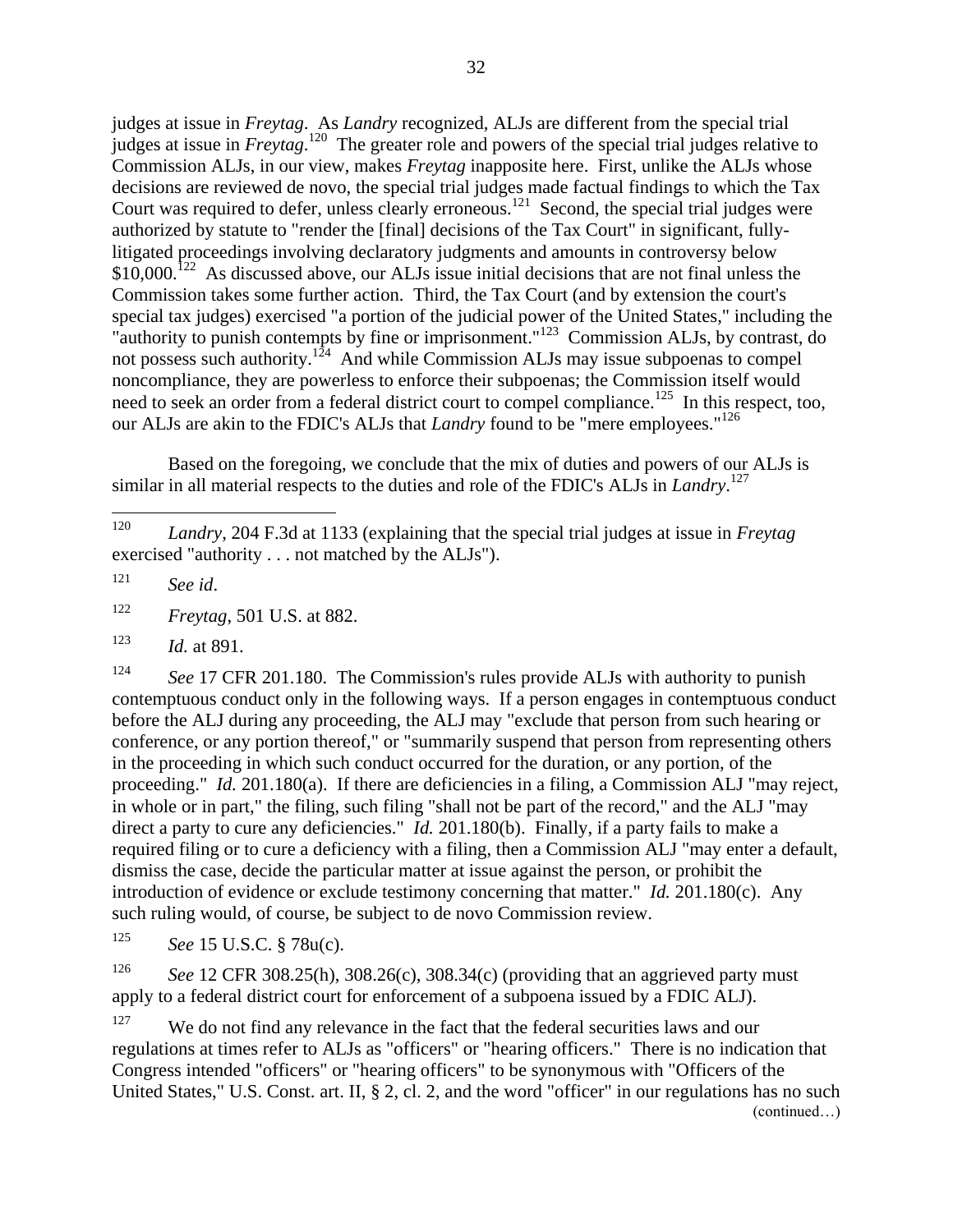judges at issue in *Freytag*. As *Landry* recognized, ALJs are different from the special trial judges at issue in *Freytag*.[120] The greater role and powers of the special trial judges relative to Commission ALJs, in our view, makes *Freytag* inapposite here. First, unlike the ALJs whose decisions are reviewed de novo, the special trial judges made factual findings to which the Tax Court was required to defer, unless clearly erroneous.[121] Second, the special trial judges were authorized by statute to "render the [final] decisions of the Tax Court" in significant, fully-litigated proceedings involving declaratory judgments and amounts in controversy below $10,000.[122] As discussed above, our ALJs issue initial decisions that are not final unless the Commission takes some further action. Third, the Tax Court (and by extension the court's special tax judges) exercised "a portion of the judicial power of the United States," including the "authority to punish contempts by fine or imprisonment."[123] Commission ALJs, by contrast, do not possess such authority.[124] And while Commission ALJs may issue subpoenas to compel noncompliance, they are powerless to enforce their subpoenas; the Commission itself would need to seek an order from a federal district court to compel compliance.[125] In this respect, too, our ALJs are akin to the FDIC's ALJs that *Landry* found to be "mere employees."[126]

Based on the foregoing, we conclude that the mix of duties and powers of our ALJs is similar in all material respects to the duties and role of the FDIC's ALJs in *Landry*.[127]

---

[120] *Landry*, 204 F.3d at 1133 (explaining that the special trial judges at issue in *Freytag* exercised "authority . . . not matched by the ALJs").

[121] *See id*.

[122] *Freytag*, 501 U.S. at 882.

[123] *Id.* at 891.

[124] *See* 17 CFR 201.180. The Commission's rules provide ALJs with authority to punish contemptuous conduct only in the following ways. If a person engages in contemptuous conduct before the ALJ during any proceeding, the ALJ may "exclude that person from such hearing or conference, or any portion thereof," or "summarily suspend that person from representing others in the proceeding in which such conduct occurred for the duration, or any portion, of the proceeding." *Id.* 201.180(a). If there are deficiencies in a filing, a Commission ALJ "may reject, in whole or in part," the filing, such filing "shall not be part of the record," and the ALJ "may direct a party to cure any deficiencies." *Id.* 201.180(b). Finally, if a party fails to make a required filing or to cure a deficiency with a filing, then a Commission ALJ "may enter a default, dismiss the case, decide the particular matter at issue against the person, or prohibit the introduction of evidence or exclude testimony concerning that matter." *Id.* 201.180(c). Any such ruling would, of course, be subject to de novo Commission review.

[125] *See* 15 U.S.C. § 78u(c).

[126] *See* 12 CFR 308.25(h), 308.26(c), 308.34(c) (providing that an aggrieved party must apply to a federal district court for enforcement of a subpoena issued by a FDIC ALJ).

[127] We do not find any relevance in the fact that the federal securities laws and our regulations at times refer to ALJs as "officers" or "hearing officers." There is no indication that Congress intended "officers" or "hearing officers" to be synonymous with "Officers of the United States," U.S. Const. art. II, § 2, cl. 2, and the word "officer" in our regulations has no such

(continued…)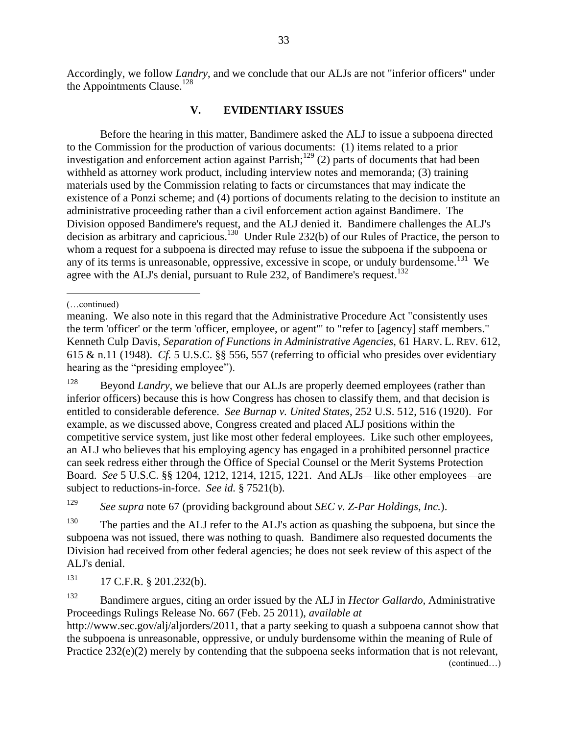Accordingly, we follow *Landry*, and we conclude that our ALJs are not "inferior officers" under the Appointments Clause.[128]

## V. EVIDENTIARY ISSUES

Before the hearing in this matter, Bandimere asked the ALJ to issue a subpoena directed to the Commission for the production of various documents: (1) items related to a prior investigation and enforcement action against Parrish;[129] (2) parts of documents that had been withheld as attorney work product, including interview notes and memoranda; (3) training materials used by the Commission relating to facts or circumstances that may indicate the existence of a Ponzi scheme; and (4) portions of documents relating to the decision to institute an administrative proceeding rather than a civil enforcement action against Bandimere. The Division opposed Bandimere's request, and the ALJ denied it. Bandimere challenges the ALJ's decision as arbitrary and capricious.[130] Under Rule 232(b) of our Rules of Practice, the person to whom a request for a subpoena is directed may refuse to issue the subpoena if the subpoena or any of its terms is unreasonable, oppressive, excessive in scope, or unduly burdensome.[131] We agree with the ALJ's denial, pursuant to Rule 232, of Bandimere's request.[132]

---

(…continued)

meaning. We also note in this regard that the Administrative Procedure Act "consistently uses the term 'officer' or the term 'officer, employee, or agent'" to "refer to [agency] staff members." Kenneth Culp Davis, *Separation of Functions in Administrative Agencies,* 61 HARV. L. REV. 612, 615 & n.11 (1948). *Cf.* 5 U.S.C. §§ 556, 557 (referring to official who presides over evidentiary hearing as the "presiding employee").

[128] Beyond *Landry*, we believe that our ALJs are properly deemed employees (rather than inferior officers) because this is how Congress has chosen to classify them, and that decision is entitled to considerable deference. *See Burnap v. United States*, 252 U.S. 512, 516 (1920). For example, as we discussed above, Congress created and placed ALJ positions within the competitive service system, just like most other federal employees. Like such other employees, an ALJ who believes that his employing agency has engaged in a prohibited personnel practice can seek redress either through the Office of Special Counsel or the Merit Systems Protection Board. *See* 5 U.S.C. §§ 1204, 1212, 1214, 1215, 1221. And ALJs—like other employees—are subject to reductions-in-force. *See id.* § 7521(b).

[129] *See supra* note 67 (providing background about *SEC v. Z-Par Holdings, Inc.*).

[130] The parties and the ALJ refer to the ALJ's action as quashing the subpoena, but since the subpoena was not issued, there was nothing to quash. Bandimere also requested documents the Division had received from other federal agencies; he does not seek review of this aspect of the ALJ's denial.

[131] 17 C.F.R. § 201.232(b).

[132] Bandimere argues, citing an order issued by the ALJ in *Hector Gallardo*, Administrative Proceedings Rulings Release No. 667 (Feb. 25 2011), *available at* http://www.sec.gov/alj/aljorders/2011, that a party seeking to quash a subpoena cannot show that the subpoena is unreasonable, oppressive, or unduly burdensome within the meaning of Rule of Practice 232(e)(2) merely by contending that the subpoena seeks information that is not relevant,

(continued…)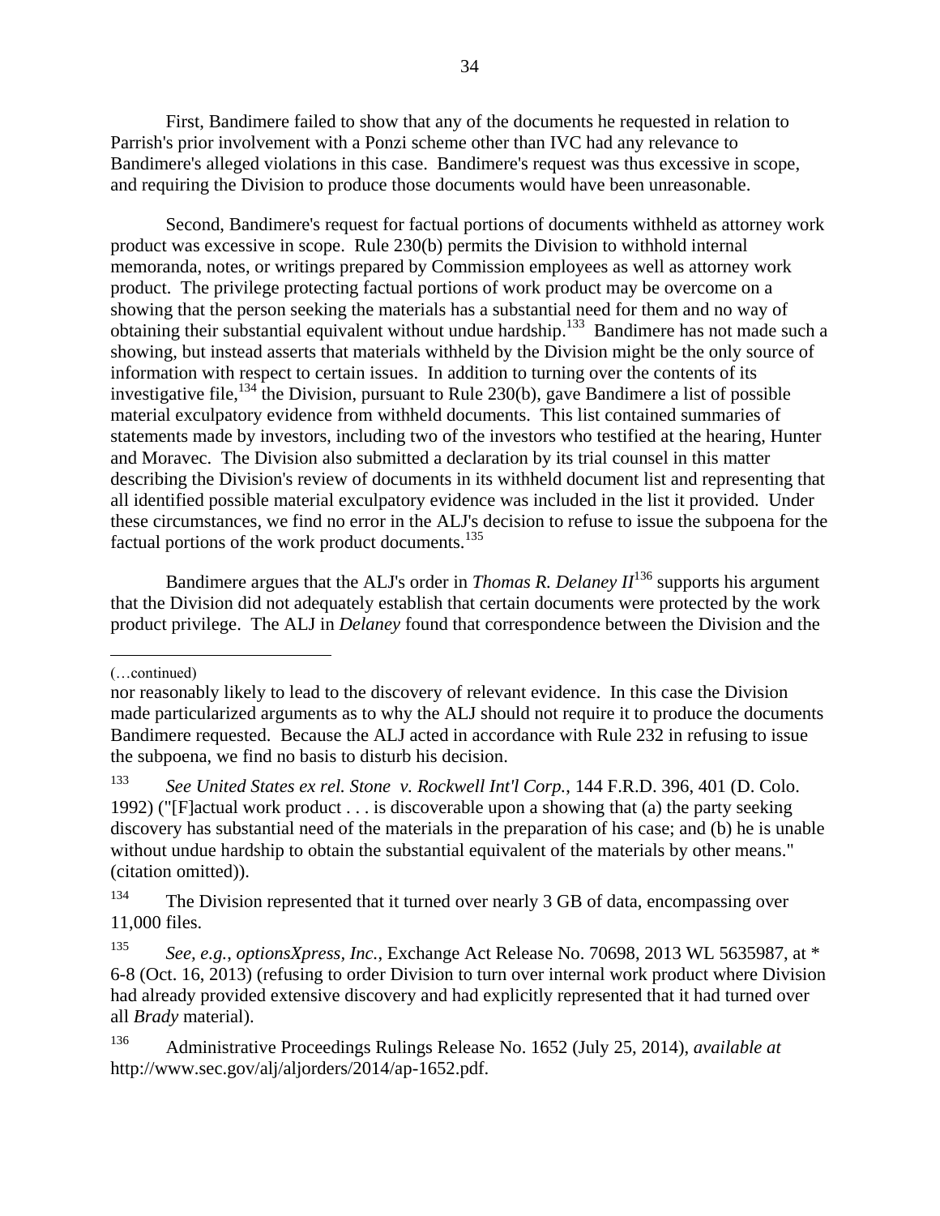First, Bandimere failed to show that any of the documents he requested in relation to Parrish's prior involvement with a Ponzi scheme other than IVC had any relevance to Bandimere's alleged violations in this case. Bandimere's request was thus excessive in scope, and requiring the Division to produce those documents would have been unreasonable.

Second, Bandimere's request for factual portions of documents withheld as attorney work product was excessive in scope. Rule 230(b) permits the Division to withhold internal memoranda, notes, or writings prepared by Commission employees as well as attorney work product. The privilege protecting factual portions of work product may be overcome on a showing that the person seeking the materials has a substantial need for them and no way of obtaining their substantial equivalent without undue hardship.[133] Bandimere has not made such a showing, but instead asserts that materials withheld by the Division might be the only source of information with respect to certain issues. In addition to turning over the contents of its investigative file,[134] the Division, pursuant to Rule 230(b), gave Bandimere a list of possible material exculpatory evidence from withheld documents. This list contained summaries of statements made by investors, including two of the investors who testified at the hearing, Hunter and Moravec. The Division also submitted a declaration by its trial counsel in this matter describing the Division's review of documents in its withheld document list and representing that all identified possible material exculpatory evidence was included in the list it provided. Under these circumstances, we find no error in the ALJ's decision to refuse to issue the subpoena for the factual portions of the work product documents.[135]

Bandimere argues that the ALJ's order in *Thomas R. Delaney II*[136] supports his argument that the Division did not adequately establish that certain documents were protected by the work product privilege. The ALJ in *Delaney* found that correspondence between the Division and the

---

(…continued)

nor reasonably likely to lead to the discovery of relevant evidence. In this case the Division made particularized arguments as to why the ALJ should not require it to produce the documents Bandimere requested. Because the ALJ acted in accordance with Rule 232 in refusing to issue the subpoena, we find no basis to disturb his decision.

[133] *See United States ex rel. Stone v. Rockwell Int'l Corp.*, 144 F.R.D. 396, 401 (D. Colo. 1992) ("[F]actual work product . . . is discoverable upon a showing that (a) the party seeking discovery has substantial need of the materials in the preparation of his case; and (b) he is unable without undue hardship to obtain the substantial equivalent of the materials by other means." (citation omitted)).

[134] The Division represented that it turned over nearly 3 GB of data, encompassing over 11,000 files.

[135] *See, e.g.*, *optionsXpress, Inc.*, Exchange Act Release No. 70698, 2013 WL 5635987, at * 6-8 (Oct. 16, 2013) (refusing to order Division to turn over internal work product where Division had already provided extensive discovery and had explicitly represented that it had turned over all *Brady* material).

[136] Administrative Proceedings Rulings Release No. 1652 (July 25, 2014), *available at* http://www.sec.gov/alj/aljorders/2014/ap-1652.pdf.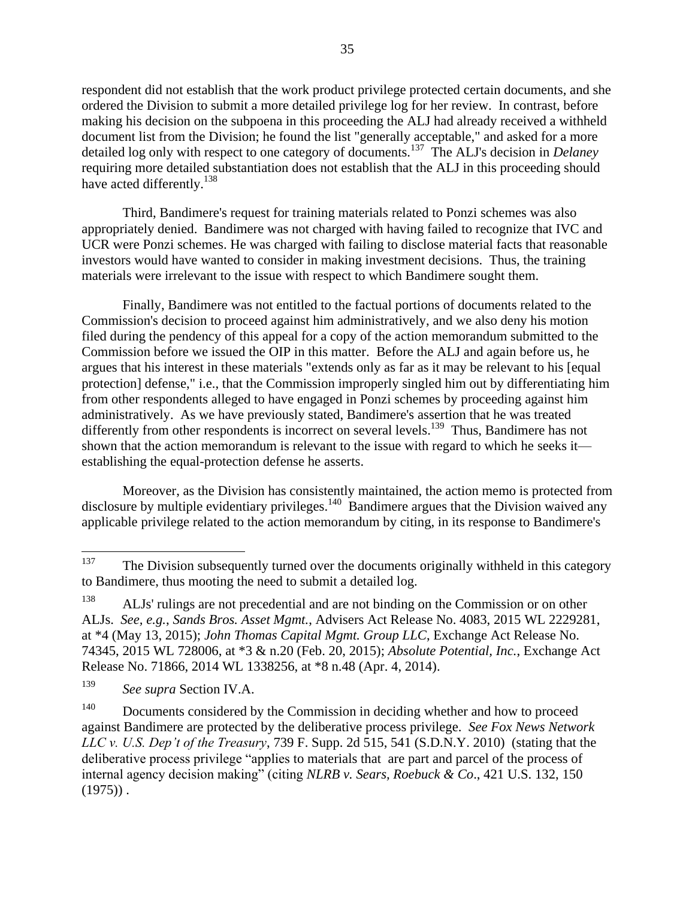respondent did not establish that the work product privilege protected certain documents, and she ordered the Division to submit a more detailed privilege log for her review. In contrast, before making his decision on the subpoena in this proceeding the ALJ had already received a withheld document list from the Division; he found the list "generally acceptable," and asked for a more detailed log only with respect to one category of documents.[137] The ALJ's decision in *Delaney* requiring more detailed substantiation does not establish that the ALJ in this proceeding should have acted differently.[138]

Third, Bandimere's request for training materials related to Ponzi schemes was also appropriately denied. Bandimere was not charged with having failed to recognize that IVC and UCR were Ponzi schemes. He was charged with failing to disclose material facts that reasonable investors would have wanted to consider in making investment decisions. Thus, the training materials were irrelevant to the issue with respect to which Bandimere sought them.

Finally, Bandimere was not entitled to the factual portions of documents related to the Commission's decision to proceed against him administratively, and we also deny his motion filed during the pendency of this appeal for a copy of the action memorandum submitted to the Commission before we issued the OIP in this matter. Before the ALJ and again before us, he argues that his interest in these materials "extends only as far as it may be relevant to his [equal protection] defense," i.e., that the Commission improperly singled him out by differentiating him from other respondents alleged to have engaged in Ponzi schemes by proceeding against him administratively. As we have previously stated, Bandimere's assertion that he was treated differently from other respondents is incorrect on several levels.[139] Thus, Bandimere has not shown that the action memorandum is relevant to the issue with regard to which he seeks it—establishing the equal-protection defense he asserts.

Moreover, as the Division has consistently maintained, the action memo is protected from disclosure by multiple evidentiary privileges.[140] Bandimere argues that the Division waived any applicable privilege related to the action memorandum by citing, in its response to Bandimere's

---

[137] The Division subsequently turned over the documents originally withheld in this category to Bandimere, thus mooting the need to submit a detailed log.

[138] ALJs' rulings are not precedential and are not binding on the Commission or on other ALJs. *See, e.g.*, *Sands Bros. Asset Mgmt.*, Advisers Act Release No. 4083, 2015 WL 2229281, at *4 (May 13, 2015); *John Thomas Capital Mgmt. Group LLC*, Exchange Act Release No. 74345, 2015 WL 728006, at *3 & n.20 (Feb. 20, 2015); *Absolute Potential, Inc.*, Exchange Act Release No. 71866, 2014 WL 1338256, at *8 n.48 (Apr. 4, 2014).

[139] *See supra* Section IV.A.

[140] Documents considered by the Commission in deciding whether and how to proceed against Bandimere are protected by the deliberative process privilege. *See Fox News Network LLC v. U.S. Dep't of the Treasury*, 739 F. Supp. 2d 515, 541 (S.D.N.Y. 2010) (stating that the deliberative process privilege "applies to materials that are part and parcel of the process of internal agency decision making" (citing *NLRB v. Sears, Roebuck & Co*., 421 U.S. 132, 150 (1975)) .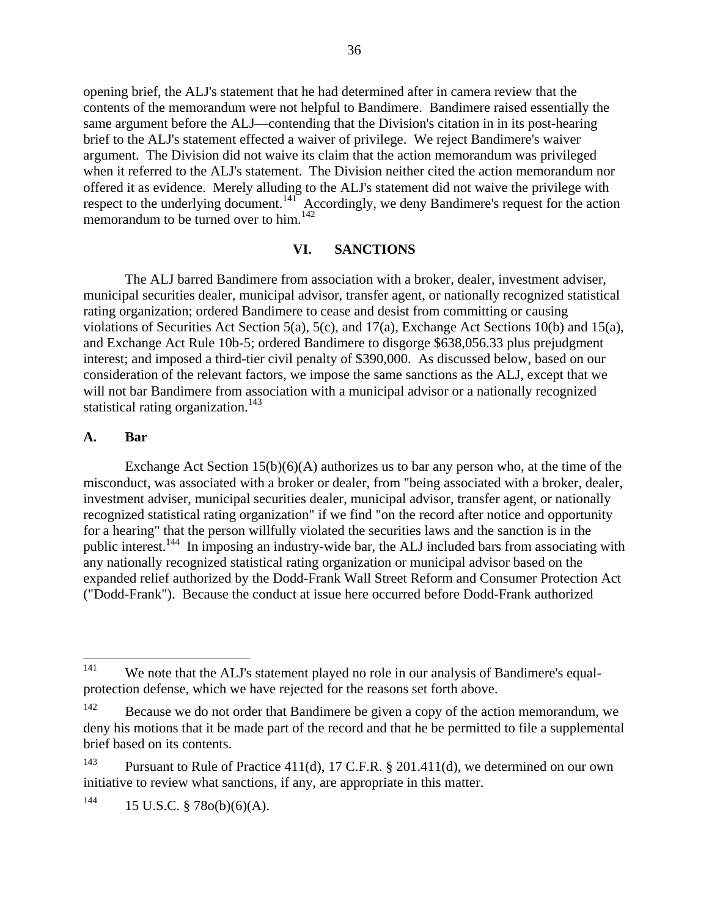opening brief, the ALJ's statement that he had determined after in camera review that the contents of the memorandum were not helpful to Bandimere. Bandimere raised essentially the same argument before the ALJ—contending that the Division's citation in in its post-hearing brief to the ALJ's statement effected a waiver of privilege. We reject Bandimere's waiver argument. The Division did not waive its claim that the action memorandum was privileged when it referred to the ALJ's statement. The Division neither cited the action memorandum nor offered it as evidence. Merely alluding to the ALJ's statement did not waive the privilege with respect to the underlying document.[141] Accordingly, we deny Bandimere's request for the action memorandum to be turned over to him.[142]

## VI. SANCTIONS

The ALJ barred Bandimere from association with a broker, dealer, investment adviser, municipal securities dealer, municipal advisor, transfer agent, or nationally recognized statistical rating organization; ordered Bandimere to cease and desist from committing or causing violations of Securities Act Section 5(a), 5(c), and 17(a), Exchange Act Sections 10(b) and 15(a), and Exchange Act Rule 10b-5; ordered Bandimere to disgorge $638,056.33 plus prejudgment interest; and imposed a third-tier civil penalty of $390,000. As discussed below, based on our consideration of the relevant factors, we impose the same sanctions as the ALJ, except that we will not bar Bandimere from association with a municipal advisor or a nationally recognized statistical rating organization.[143]

### A. Bar

Exchange Act Section 15(b)(6)(A) authorizes us to bar any person who, at the time of the misconduct, was associated with a broker or dealer, from "being associated with a broker, dealer, investment adviser, municipal securities dealer, municipal advisor, transfer agent, or nationally recognized statistical rating organization" if we find "on the record after notice and opportunity for a hearing" that the person willfully violated the securities laws and the sanction is in the public interest.[144] In imposing an industry-wide bar, the ALJ included bars from associating with any nationally recognized statistical rating organization or municipal advisor based on the expanded relief authorized by the Dodd-Frank Wall Street Reform and Consumer Protection Act ("Dodd-Frank"). Because the conduct at issue here occurred before Dodd-Frank authorized

---

[141] We note that the ALJ's statement played no role in our analysis of Bandimere's equal-protection defense, which we have rejected for the reasons set forth above.

[142] Because we do not order that Bandimere be given a copy of the action memorandum, we deny his motions that it be made part of the record and that he be permitted to file a supplemental brief based on its contents.

[143] Pursuant to Rule of Practice 411(d), 17 C.F.R. § 201.411(d), we determined on our own initiative to review what sanctions, if any, are appropriate in this matter.

[144] 15 U.S.C. § 78o(b)(6)(A).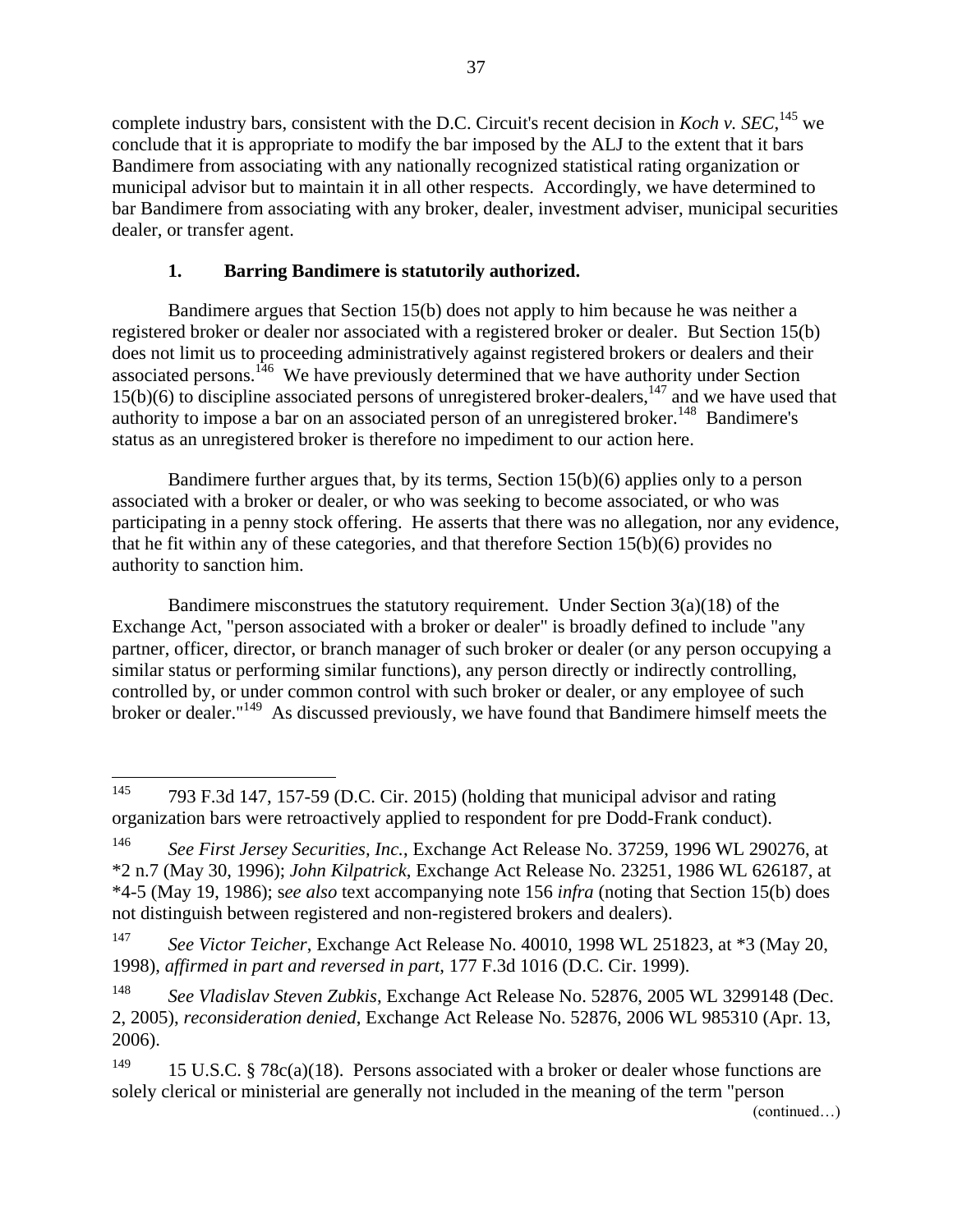complete industry bars, consistent with the D.C. Circuit's recent decision in *Koch v. SEC*,[145] we conclude that it is appropriate to modify the bar imposed by the ALJ to the extent that it bars Bandimere from associating with any nationally recognized statistical rating organization or municipal advisor but to maintain it in all other respects. Accordingly, we have determined to bar Bandimere from associating with any broker, dealer, investment adviser, municipal securities dealer, or transfer agent.

### 1. Barring Bandimere is statutorily authorized.

Bandimere argues that Section 15(b) does not apply to him because he was neither a registered broker or dealer nor associated with a registered broker or dealer. But Section 15(b) does not limit us to proceeding administratively against registered brokers or dealers and their associated persons.[146] We have previously determined that we have authority under Section 15(b)(6) to discipline associated persons of unregistered broker-dealers,[147] and we have used that authority to impose a bar on an associated person of an unregistered broker.[148] Bandimere's status as an unregistered broker is therefore no impediment to our action here.

Bandimere further argues that, by its terms, Section 15(b)(6) applies only to a person associated with a broker or dealer, or who was seeking to become associated, or who was participating in a penny stock offering. He asserts that there was no allegation, nor any evidence, that he fit within any of these categories, and that therefore Section 15(b)(6) provides no authority to sanction him.

Bandimere misconstrues the statutory requirement. Under Section 3(a)(18) of the Exchange Act, "person associated with a broker or dealer" is broadly defined to include "any partner, officer, director, or branch manager of such broker or dealer (or any person occupying a similar status or performing similar functions), any person directly or indirectly controlling, controlled by, or under common control with such broker or dealer, or any employee of such broker or dealer."[149] As discussed previously, we have found that Bandimere himself meets the

---

[145] 793 F.3d 147, 157-59 (D.C. Cir. 2015) (holding that municipal advisor and rating organization bars were retroactively applied to respondent for pre Dodd-Frank conduct).

[146] *See First Jersey Securities, Inc.*, Exchange Act Release No. 37259, 1996 WL 290276, at *2 n.7 (May 30, 1996); *John Kilpatrick*, Exchange Act Release No. 23251, 1986 WL 626187, at *4-5 (May 19, 1986); s*ee also* text accompanying note 156 *infra* (noting that Section 15(b) does not distinguish between registered and non-registered brokers and dealers).

[147] *See Victor Teicher*, Exchange Act Release No. 40010, 1998 WL 251823, at *3 (May 20, 1998), *affirmed in part and reversed in part*, 177 F.3d 1016 (D.C. Cir. 1999).

[148] *See Vladislav Steven Zubkis*, Exchange Act Release No. 52876, 2005 WL 3299148 (Dec. 2, 2005), *reconsideration denied*, Exchange Act Release No. 52876, 2006 WL 985310 (Apr. 13, 2006).

[149] 15 U.S.C. § 78c(a)(18). Persons associated with a broker or dealer whose functions are solely clerical or ministerial are generally not included in the meaning of the term "person

(continued…)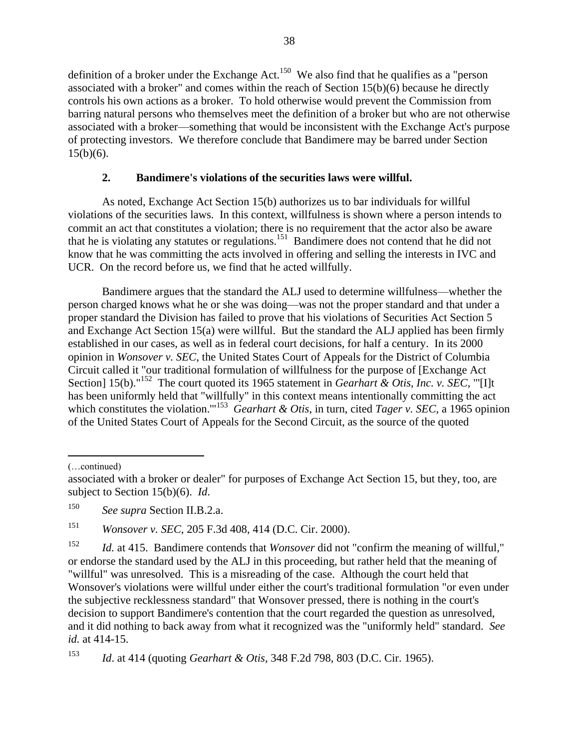definition of a broker under the Exchange Act.[150] We also find that he qualifies as a "person associated with a broker" and comes within the reach of Section 15(b)(6) because he directly controls his own actions as a broker. To hold otherwise would prevent the Commission from barring natural persons who themselves meet the definition of a broker but who are not otherwise associated with a broker—something that would be inconsistent with the Exchange Act's purpose of protecting investors. We therefore conclude that Bandimere may be barred under Section 15(b)(6).

### 2. Bandimere's violations of the securities laws were willful.

As noted, Exchange Act Section 15(b) authorizes us to bar individuals for willful violations of the securities laws. In this context, willfulness is shown where a person intends to commit an act that constitutes a violation; there is no requirement that the actor also be aware that he is violating any statutes or regulations.[151] Bandimere does not contend that he did not know that he was committing the acts involved in offering and selling the interests in IVC and UCR. On the record before us, we find that he acted willfully.

Bandimere argues that the standard the ALJ used to determine willfulness—whether the person charged knows what he or she was doing—was not the proper standard and that under a proper standard the Division has failed to prove that his violations of Securities Act Section 5 and Exchange Act Section 15(a) were willful. But the standard the ALJ applied has been firmly established in our cases, as well as in federal court decisions, for half a century. In its 2000 opinion in *Wonsover v. SEC*, the United States Court of Appeals for the District of Columbia Circuit called it "our traditional formulation of willfulness for the purpose of [Exchange Act Section] 15(b)."[152] The court quoted its 1965 statement in *Gearhart & Otis, Inc. v. SEC*, "'[I]t has been uniformly held that "willfully" in this context means intentionally committing the act which constitutes the violation.'"[153] *Gearhart & Otis*, in turn, cited *Tager v. SEC*, a 1965 opinion of the United States Court of Appeals for the Second Circuit, as the source of the quoted

---

(…continued)

associated with a broker or dealer" for purposes of Exchange Act Section 15, but they, too, are subject to Section 15(b)(6). *Id.*

[150] *See supra* Section II.B.2.a.

[151] *Wonsover v. SEC*, 205 F.3d 408, 414 (D.C. Cir. 2000).

[152] *Id.* at 415. Bandimere contends that *Wonsover* did not "confirm the meaning of willful," or endorse the standard used by the ALJ in this proceeding, but rather held that the meaning of "willful" was unresolved. This is a misreading of the case. Although the court held that Wonsover's violations were willful under either the court's traditional formulation "or even under the subjective recklessness standard" that Wonsover pressed, there is nothing in the court's decision to support Bandimere's contention that the court regarded the question as unresolved, and it did nothing to back away from what it recognized was the "uniformly held" standard. *See id.* at 414-15.

[153] *Id*. at 414 (quoting *Gearhart & Otis*, 348 F.2d 798, 803 (D.C. Cir. 1965).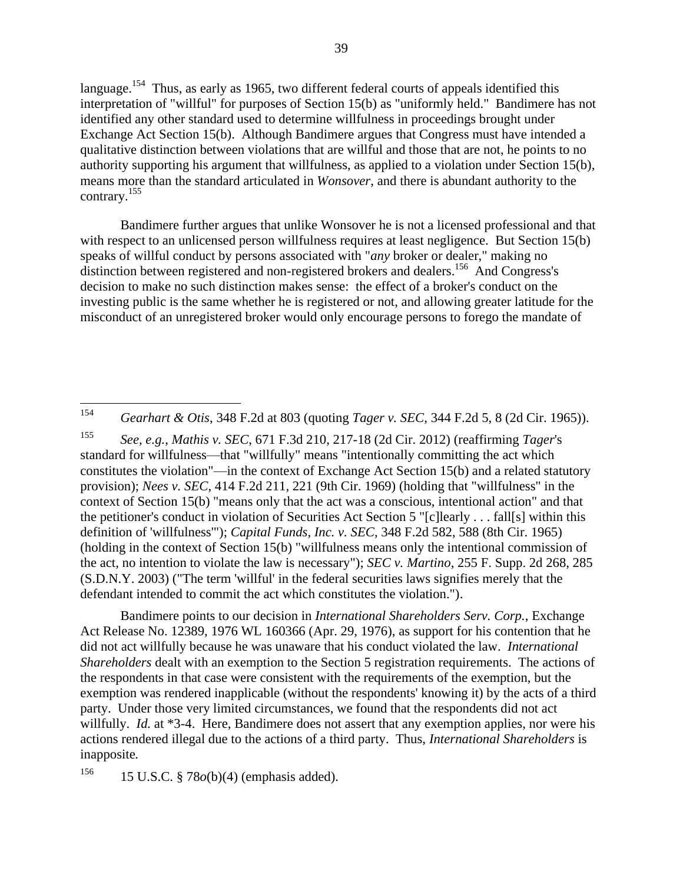language.[154] Thus, as early as 1965, two different federal courts of appeals identified this interpretation of "willful" for purposes of Section 15(b) as "uniformly held." Bandimere has not identified any other standard used to determine willfulness in proceedings brought under Exchange Act Section 15(b). Although Bandimere argues that Congress must have intended a qualitative distinction between violations that are willful and those that are not, he points to no authority supporting his argument that willfulness, as applied to a violation under Section 15(b), means more than the standard articulated in *Wonsover*, and there is abundant authority to the contrary.[155]

Bandimere further argues that unlike Wonsover he is not a licensed professional and that with respect to an unlicensed person willfulness requires at least negligence. But Section 15(b) speaks of willful conduct by persons associated with "*any* broker or dealer," making no distinction between registered and non-registered brokers and dealers.[156] And Congress's decision to make no such distinction makes sense: the effect of a broker's conduct on the investing public is the same whether he is registered or not, and allowing greater latitude for the misconduct of an unregistered broker would only encourage persons to forego the mandate of

---

[154] *Gearhart & Otis*, 348 F.2d at 803 (quoting *Tager v. SEC*, 344 F.2d 5, 8 (2d Cir. 1965)).

[155] *See, e.g.*, *Mathis v. SEC*, 671 F.3d 210, 217-18 (2d Cir. 2012) (reaffirming *Tager*'s standard for willfulness—that "willfully" means "intentionally committing the act which constitutes the violation"—in the context of Exchange Act Section 15(b) and a related statutory provision); *Nees v. SEC*, 414 F.2d 211, 221 (9th Cir. 1969) (holding that "willfulness" in the context of Section 15(b) "means only that the act was a conscious, intentional action" and that the petitioner's conduct in violation of Securities Act Section 5 "[c]learly . . . fall[s] within this definition of 'willfulness'"); *Capital Funds, Inc. v. SEC*, 348 F.2d 582, 588 (8th Cir. 1965) (holding in the context of Section 15(b) "willfulness means only the intentional commission of the act, no intention to violate the law is necessary"); *SEC v. Martino*, 255 F. Supp. 2d 268, 285 (S.D.N.Y. 2003) ("The term 'willful' in the federal securities laws signifies merely that the defendant intended to commit the act which constitutes the violation.").

Bandimere points to our decision in *International Shareholders Serv. Corp.*, Exchange Act Release No. 12389, 1976 WL 160366 (Apr. 29, 1976), as support for his contention that he did not act willfully because he was unaware that his conduct violated the law. *International Shareholders* dealt with an exemption to the Section 5 registration requirements. The actions of the respondents in that case were consistent with the requirements of the exemption, but the exemption was rendered inapplicable (without the respondents' knowing it) by the acts of a third party. Under those very limited circumstances, we found that the respondents did not act willfully. *Id.* at *3-4. Here, Bandimere does not assert that any exemption applies, nor were his actions rendered illegal due to the actions of a third party. Thus, *International Shareholders* is inapposite.

[156] 15 U.S.C. § 78*o*(b)(4) (emphasis added).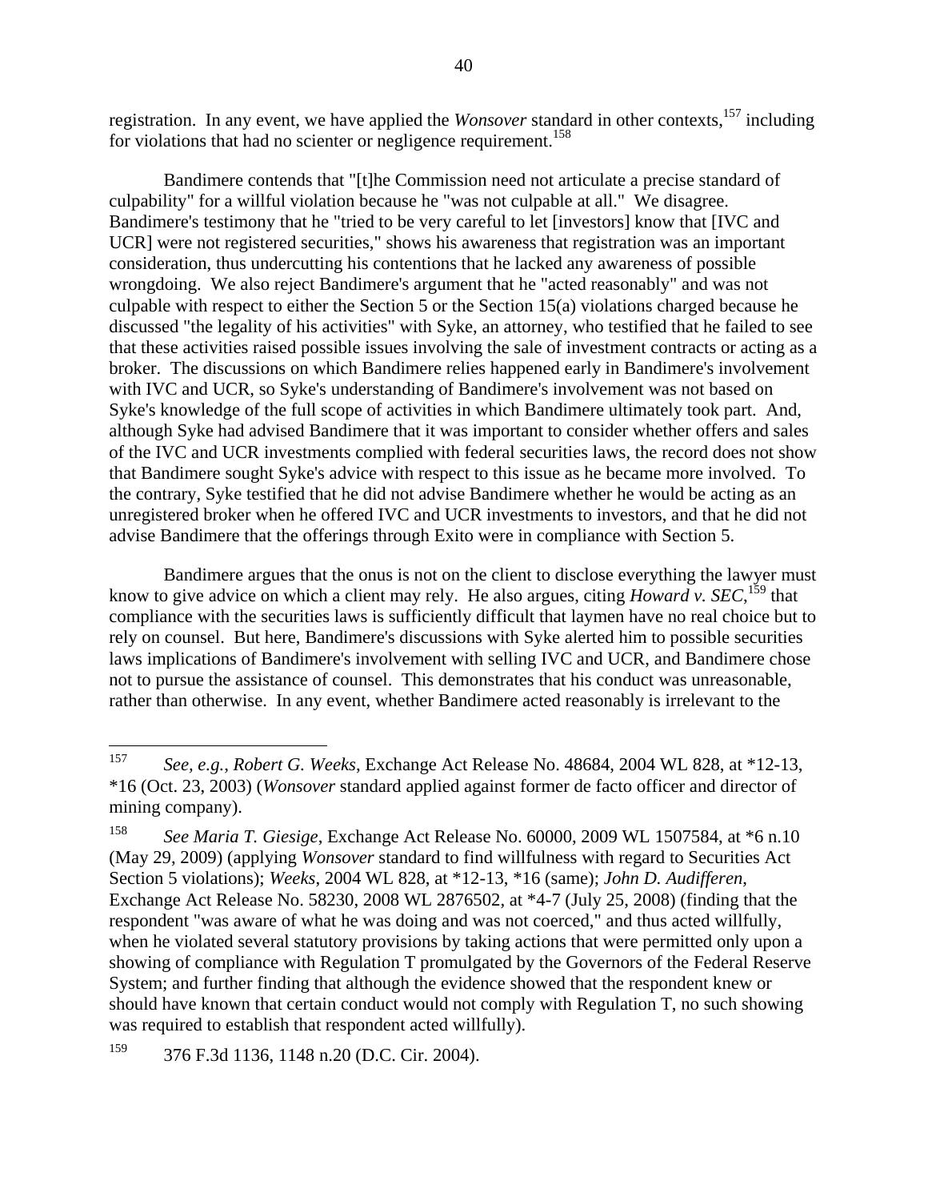registration. In any event, we have applied the *Wonsover* standard in other contexts,[157] including for violations that had no scienter or negligence requirement.[158]

Bandimere contends that "[t]he Commission need not articulate a precise standard of culpability" for a willful violation because he "was not culpable at all." We disagree. Bandimere's testimony that he "tried to be very careful to let [investors] know that [IVC and UCR] were not registered securities," shows his awareness that registration was an important consideration, thus undercutting his contentions that he lacked any awareness of possible wrongdoing. We also reject Bandimere's argument that he "acted reasonably" and was not culpable with respect to either the Section 5 or the Section 15(a) violations charged because he discussed "the legality of his activities" with Syke, an attorney, who testified that he failed to see that these activities raised possible issues involving the sale of investment contracts or acting as a broker. The discussions on which Bandimere relies happened early in Bandimere's involvement with IVC and UCR, so Syke's understanding of Bandimere's involvement was not based on Syke's knowledge of the full scope of activities in which Bandimere ultimately took part. And, although Syke had advised Bandimere that it was important to consider whether offers and sales of the IVC and UCR investments complied with federal securities laws, the record does not show that Bandimere sought Syke's advice with respect to this issue as he became more involved. To the contrary, Syke testified that he did not advise Bandimere whether he would be acting as an unregistered broker when he offered IVC and UCR investments to investors, and that he did not advise Bandimere that the offerings through Exito were in compliance with Section 5.

Bandimere argues that the onus is not on the client to disclose everything the lawyer must know to give advice on which a client may rely. He also argues, citing *Howard v. SEC*,[159] that compliance with the securities laws is sufficiently difficult that laymen have no real choice but to rely on counsel. But here, Bandimere's discussions with Syke alerted him to possible securities laws implications of Bandimere's involvement with selling IVC and UCR, and Bandimere chose not to pursue the assistance of counsel. This demonstrates that his conduct was unreasonable, rather than otherwise. In any event, whether Bandimere acted reasonably is irrelevant to the

---

[157] *See, e.g.*, *Robert G. Weeks*, Exchange Act Release No. 48684, 2004 WL 828, at *12-13, *16 (Oct. 23, 2003) (*Wonsover* standard applied against former de facto officer and director of mining company).

[158] *See Maria T. Giesige*, Exchange Act Release No. 60000, 2009 WL 1507584, at *6 n.10 (May 29, 2009) (applying *Wonsover* standard to find willfulness with regard to Securities Act Section 5 violations); *Weeks*, 2004 WL 828, at *12-13, *16 (same); *John D. Audifferen*, Exchange Act Release No. 58230, 2008 WL 2876502, at *4-7 (July 25, 2008) (finding that the respondent "was aware of what he was doing and was not coerced," and thus acted willfully, when he violated several statutory provisions by taking actions that were permitted only upon a showing of compliance with Regulation T promulgated by the Governors of the Federal Reserve System; and further finding that although the evidence showed that the respondent knew or should have known that certain conduct would not comply with Regulation T, no such showing was required to establish that respondent acted willfully).

[159] 376 F.3d 1136, 1148 n.20 (D.C. Cir. 2004).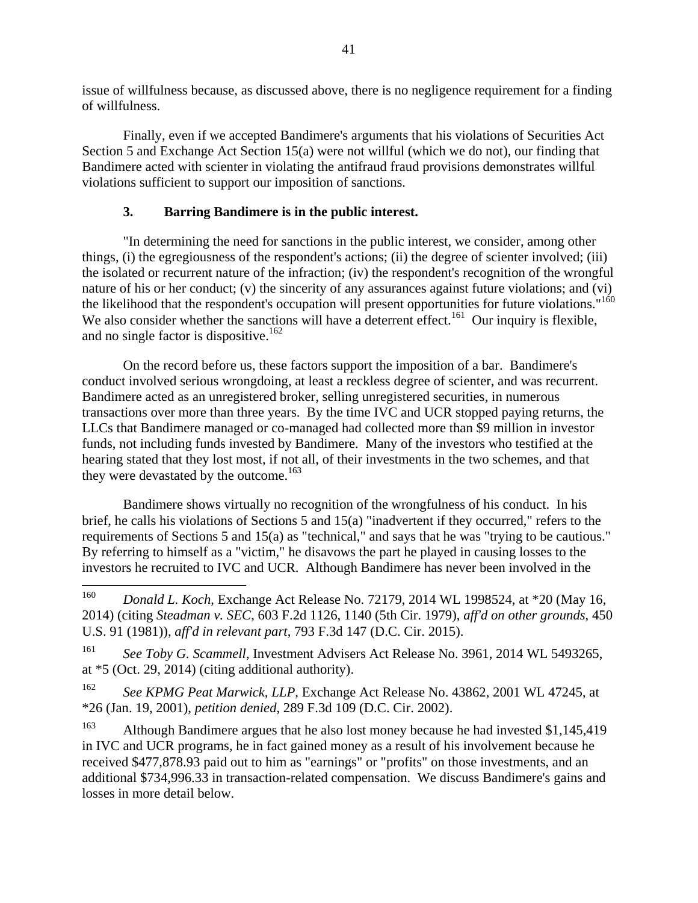issue of willfulness because, as discussed above, there is no negligence requirement for a finding of willfulness.

Finally, even if we accepted Bandimere's arguments that his violations of Securities Act Section 5 and Exchange Act Section 15(a) were not willful (which we do not), our finding that Bandimere acted with scienter in violating the antifraud fraud provisions demonstrates willful violations sufficient to support our imposition of sanctions.

### 3. Barring Bandimere is in the public interest.

"In determining the need for sanctions in the public interest, we consider, among other things, (i) the egregiousness of the respondent's actions; (ii) the degree of scienter involved; (iii) the isolated or recurrent nature of the infraction; (iv) the respondent's recognition of the wrongful nature of his or her conduct; (v) the sincerity of any assurances against future violations; and (vi) the likelihood that the respondent's occupation will present opportunities for future violations."[160] We also consider whether the sanctions will have a deterrent effect.[161] Our inquiry is flexible, and no single factor is dispositive.[162]

On the record before us, these factors support the imposition of a bar. Bandimere's conduct involved serious wrongdoing, at least a reckless degree of scienter, and was recurrent. Bandimere acted as an unregistered broker, selling unregistered securities, in numerous transactions over more than three years. By the time IVC and UCR stopped paying returns, the LLCs that Bandimere managed or co-managed had collected more than \$9 million in investor funds, not including funds invested by Bandimere. Many of the investors who testified at the hearing stated that they lost most, if not all, of their investments in the two schemes, and that they were devastated by the outcome.[163]

Bandimere shows virtually no recognition of the wrongfulness of his conduct. In his brief, he calls his violations of Sections 5 and 15(a) "inadvertent if they occurred," refers to the requirements of Sections 5 and 15(a) as "technical," and says that he was "trying to be cautious." By referring to himself as a "victim," he disavows the part he played in causing losses to the investors he recruited to IVC and UCR. Although Bandimere has never been involved in the

---

[160] *Donald L. Koch*, Exchange Act Release No. 72179, 2014 WL 1998524, at *20 (May 16, 2014) (citing *Steadman v. SEC*, 603 F.2d 1126, 1140 (5th Cir. 1979), *aff'd on other grounds*, 450 U.S. 91 (1981)), *aff'd in relevant part*, 793 F.3d 147 (D.C. Cir. 2015).

[161] *See Toby G. Scammell*, Investment Advisers Act Release No. 3961, 2014 WL 5493265, at *5 (Oct. 29, 2014) (citing additional authority).

[162] *See KPMG Peat Marwick, LLP*, Exchange Act Release No. 43862, 2001 WL 47245, at *26 (Jan. 19, 2001), *petition denied*, 289 F.3d 109 (D.C. Cir. 2002).

[163] Although Bandimere argues that he also lost money because he had invested \$1,145,419 in IVC and UCR programs, he in fact gained money as a result of his involvement because he received \$477,878.93 paid out to him as "earnings" or "profits" on those investments, and an additional \$734,996.33 in transaction-related compensation. We discuss Bandimere's gains and losses in more detail below.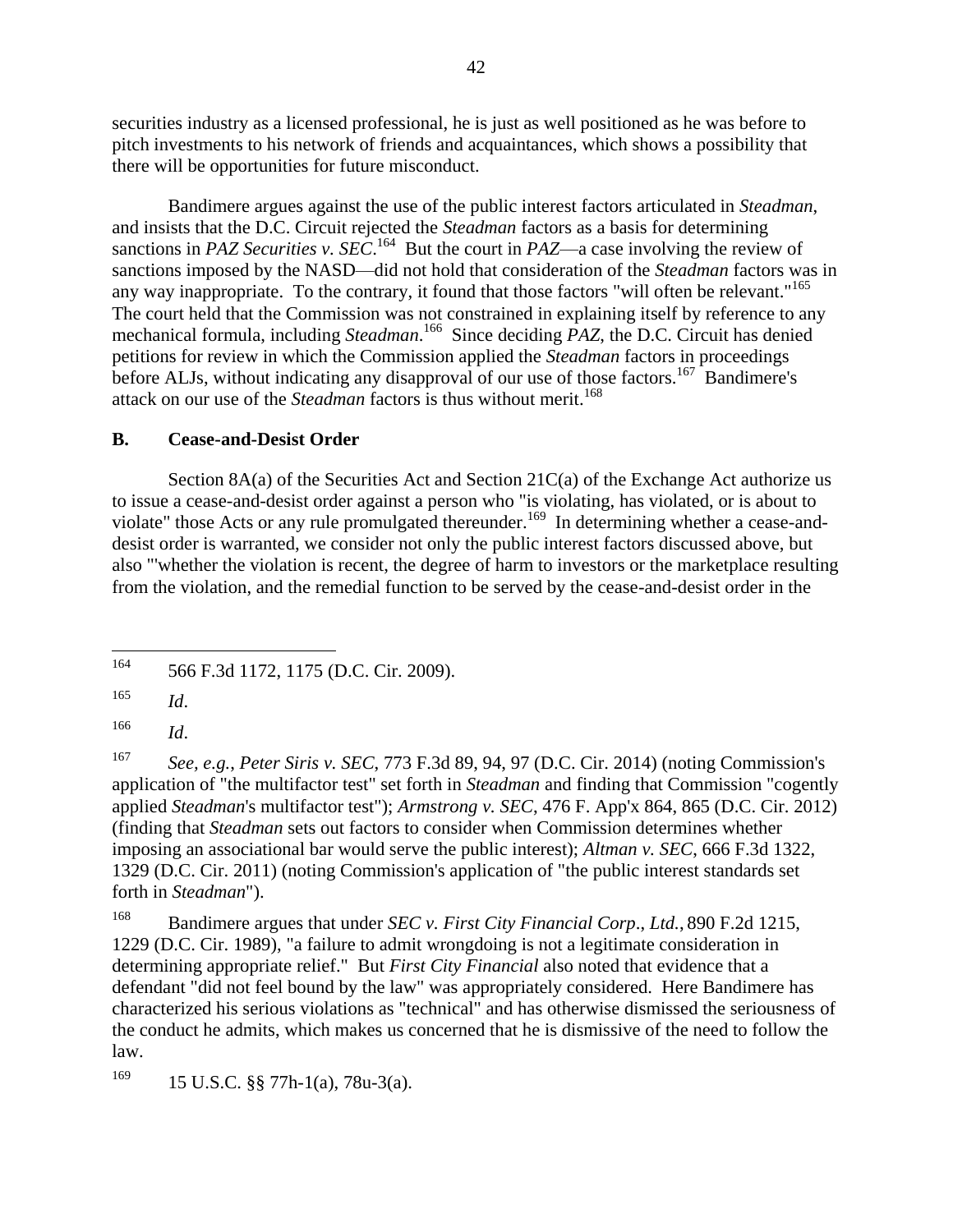securities industry as a licensed professional, he is just as well positioned as he was before to pitch investments to his network of friends and acquaintances, which shows a possibility that there will be opportunities for future misconduct.

Bandimere argues against the use of the public interest factors articulated in *Steadman*, and insists that the D.C. Circuit rejected the *Steadman* factors as a basis for determining sanctions in *PAZ Securities v. SEC*.[164] But the court in *PAZ*—a case involving the review of sanctions imposed by the NASD—did not hold that consideration of the *Steadman* factors was in any way inappropriate. To the contrary, it found that those factors "will often be relevant."[165] The court held that the Commission was not constrained in explaining itself by reference to any mechanical formula, including *Steadman*.[166] Since deciding *PAZ*, the D.C. Circuit has denied petitions for review in which the Commission applied the *Steadman* factors in proceedings before ALJs, without indicating any disapproval of our use of those factors.[167] Bandimere's attack on our use of the *Steadman* factors is thus without merit.[168]

**B. Cease-and-Desist Order**

Section 8A(a) of the Securities Act and Section 21C(a) of the Exchange Act authorize us to issue a cease-and-desist order against a person who "is violating, has violated, or is about to violate" those Acts or any rule promulgated thereunder.[169] In determining whether a cease-and-desist order is warranted, we consider not only the public interest factors discussed above, but also "'whether the violation is recent, the degree of harm to investors or the marketplace resulting from the violation, and the remedial function to be served by the cease-and-desist order in the

---

[164] 566 F.3d 1172, 1175 (D.C. Cir. 2009).

[165] *Id*.

[166] *Id*.

[167] *See, e.g.*, *Peter Siris v. SEC*, 773 F.3d 89, 94, 97 (D.C. Cir. 2014) (noting Commission's application of "the multifactor test" set forth in *Steadman* and finding that Commission "cogently applied *Steadman*'s multifactor test"); *Armstrong v. SEC*, 476 F. App'x 864, 865 (D.C. Cir. 2012) (finding that *Steadman* sets out factors to consider when Commission determines whether imposing an associational bar would serve the public interest); *Altman v. SEC*, 666 F.3d 1322, 1329 (D.C. Cir. 2011) (noting Commission's application of "the public interest standards set forth in *Steadman*").

[168] Bandimere argues that under *SEC v. First City Financial Corp., Ltd.*, 890 F.2d 1215, 1229 (D.C. Cir. 1989), "a failure to admit wrongdoing is not a legitimate consideration in determining appropriate relief." But *First City Financial* also noted that evidence that a defendant "did not feel bound by the law" was appropriately considered. Here Bandimere has characterized his serious violations as "technical" and has otherwise dismissed the seriousness of the conduct he admits, which makes us concerned that he is dismissive of the need to follow the law.

[169] 15 U.S.C. §§ 77h-1(a), 78u-3(a).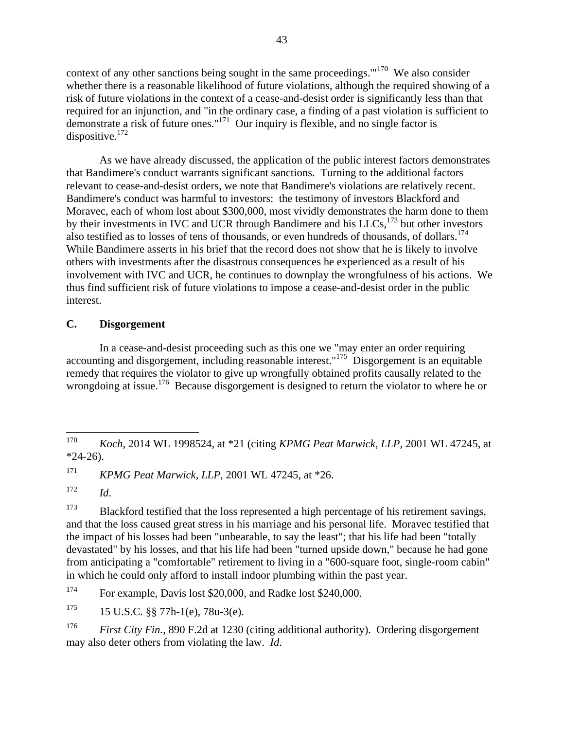context of any other sanctions being sought in the same proceedings.'"[170] We also consider whether there is a reasonable likelihood of future violations, although the required showing of a risk of future violations in the context of a cease-and-desist order is significantly less than that required for an injunction, and "in the ordinary case, a finding of a past violation is sufficient to demonstrate a risk of future ones."[171] Our inquiry is flexible, and no single factor is dispositive.[172]

As we have already discussed, the application of the public interest factors demonstrates that Bandimere's conduct warrants significant sanctions. Turning to the additional factors relevant to cease-and-desist orders, we note that Bandimere's violations are relatively recent. Bandimere's conduct was harmful to investors: the testimony of investors Blackford and Moravec, each of whom lost about $300,000, most vividly demonstrates the harm done to them by their investments in IVC and UCR through Bandimere and his LLCs,[173] but other investors also testified as to losses of tens of thousands, or even hundreds of thousands, of dollars.[174] While Bandimere asserts in his brief that the record does not show that he is likely to involve others with investments after the disastrous consequences he experienced as a result of his involvement with IVC and UCR, he continues to downplay the wrongfulness of his actions. We thus find sufficient risk of future violations to impose a cease-and-desist order in the public interest.

## C. Disgorgement

In a cease-and-desist proceeding such as this one we "may enter an order requiring accounting and disgorgement, including reasonable interest."[175] Disgorgement is an equitable remedy that requires the violator to give up wrongfully obtained profits causally related to the wrongdoing at issue.[176] Because disgorgement is designed to return the violator to where he or

---

[170] *Koch*, 2014 WL 1998524, at *21 (citing *KPMG Peat Marwick, LLP*, 2001 WL 47245, at *24-26).

[171] *KPMG Peat Marwick, LLP*, 2001 WL 47245, at *26.

[172] *Id*.

[173] Blackford testified that the loss represented a high percentage of his retirement savings, and that the loss caused great stress in his marriage and his personal life. Moravec testified that the impact of his losses had been "unbearable, to say the least"; that his life had been "totally devastated" by his losses, and that his life had been "turned upside down," because he had gone from anticipating a "comfortable" retirement to living in a "600-square foot, single-room cabin" in which he could only afford to install indoor plumbing within the past year.

[174] For example, Davis lost $20,000, and Radke lost $240,000.

[175] 15 U.S.C. §§ 77h-1(e), 78u-3(e).

[176] *First City Fin.*, 890 F.2d at 1230 (citing additional authority). Ordering disgorgement may also deter others from violating the law. *Id.*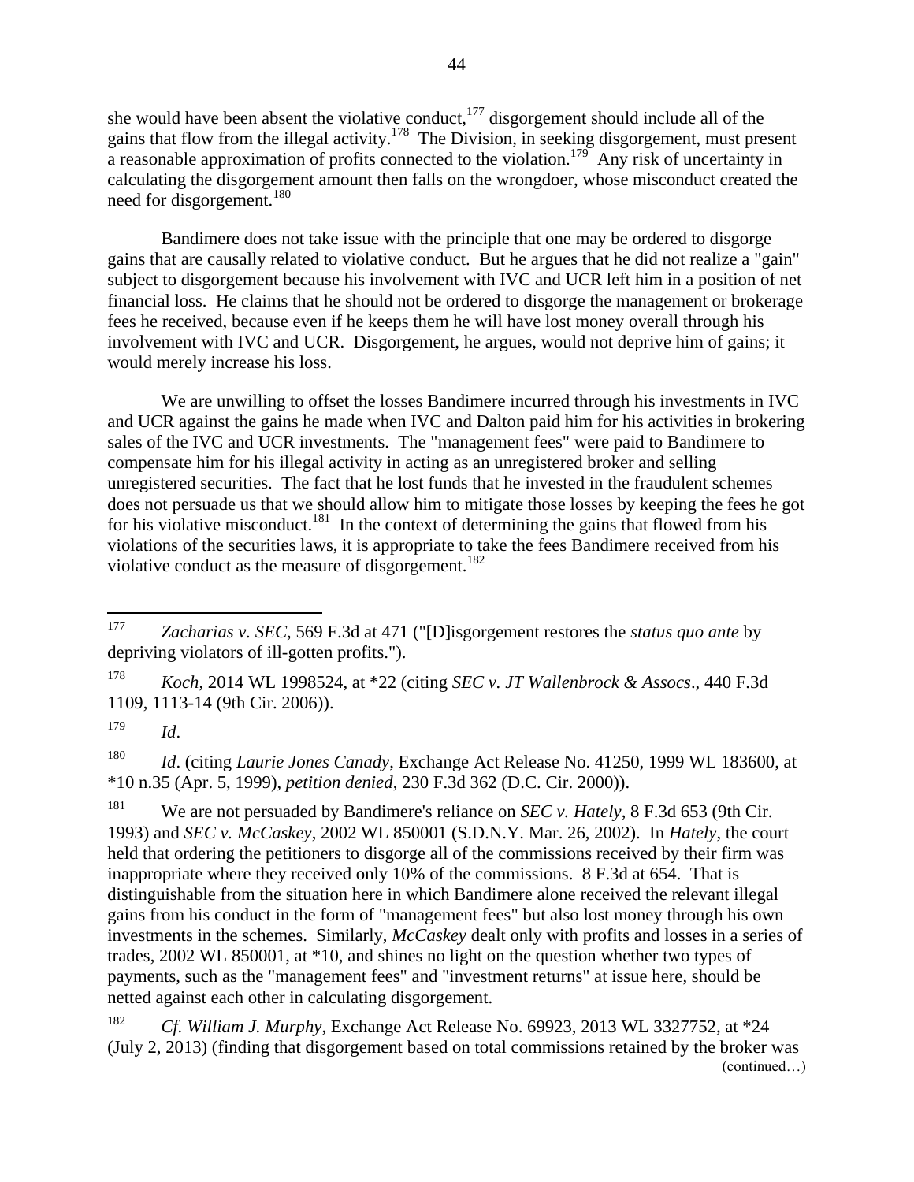she would have been absent the violative conduct,[177] disgorgement should include all of the gains that flow from the illegal activity.[178] The Division, in seeking disgorgement, must present a reasonable approximation of profits connected to the violation.[179] Any risk of uncertainty in calculating the disgorgement amount then falls on the wrongdoer, whose misconduct created the need for disgorgement.[180]

Bandimere does not take issue with the principle that one may be ordered to disgorge gains that are causally related to violative conduct. But he argues that he did not realize a "gain" subject to disgorgement because his involvement with IVC and UCR left him in a position of net financial loss. He claims that he should not be ordered to disgorge the management or brokerage fees he received, because even if he keeps them he will have lost money overall through his involvement with IVC and UCR. Disgorgement, he argues, would not deprive him of gains; it would merely increase his loss.

We are unwilling to offset the losses Bandimere incurred through his investments in IVC and UCR against the gains he made when IVC and Dalton paid him for his activities in brokering sales of the IVC and UCR investments. The "management fees" were paid to Bandimere to compensate him for his illegal activity in acting as an unregistered broker and selling unregistered securities. The fact that he lost funds that he invested in the fraudulent schemes does not persuade us that we should allow him to mitigate those losses by keeping the fees he got for his violative misconduct.[181] In the context of determining the gains that flowed from his violations of the securities laws, it is appropriate to take the fees Bandimere received from his violative conduct as the measure of disgorgement.[182]

---

[177] *Zacharias v. SEC*, 569 F.3d at 471 ("[D]isgorgement restores the *status quo ante* by depriving violators of ill-gotten profits.").

[178] *Koch*, 2014 WL 1998524, at *22 (citing *SEC v. JT Wallenbrock & Assocs*., 440 F.3d 1109, 1113-14 (9th Cir. 2006)).

[179] *Id*.

[180] *Id*. (citing *Laurie Jones Canady*, Exchange Act Release No. 41250, 1999 WL 183600, at *10 n.35 (Apr. 5, 1999), *petition denied*, 230 F.3d 362 (D.C. Cir. 2000)).

[181] We are not persuaded by Bandimere's reliance on *SEC v. Hately*, 8 F.3d 653 (9th Cir. 1993) and *SEC v. McCaskey*, 2002 WL 850001 (S.D.N.Y. Mar. 26, 2002). In *Hately*, the court held that ordering the petitioners to disgorge all of the commissions received by their firm was inappropriate where they received only 10% of the commissions. 8 F.3d at 654. That is distinguishable from the situation here in which Bandimere alone received the relevant illegal gains from his conduct in the form of "management fees" but also lost money through his own investments in the schemes. Similarly, *McCaskey* dealt only with profits and losses in a series of trades, 2002 WL 850001, at *10, and shines no light on the question whether two types of payments, such as the "management fees" and "investment returns" at issue here, should be netted against each other in calculating disgorgement.

[182] *Cf. William J. Murphy*, Exchange Act Release No. 69923, 2013 WL 3327752, at *24 (July 2, 2013) (finding that disgorgement based on total commissions retained by the broker was

(continued…)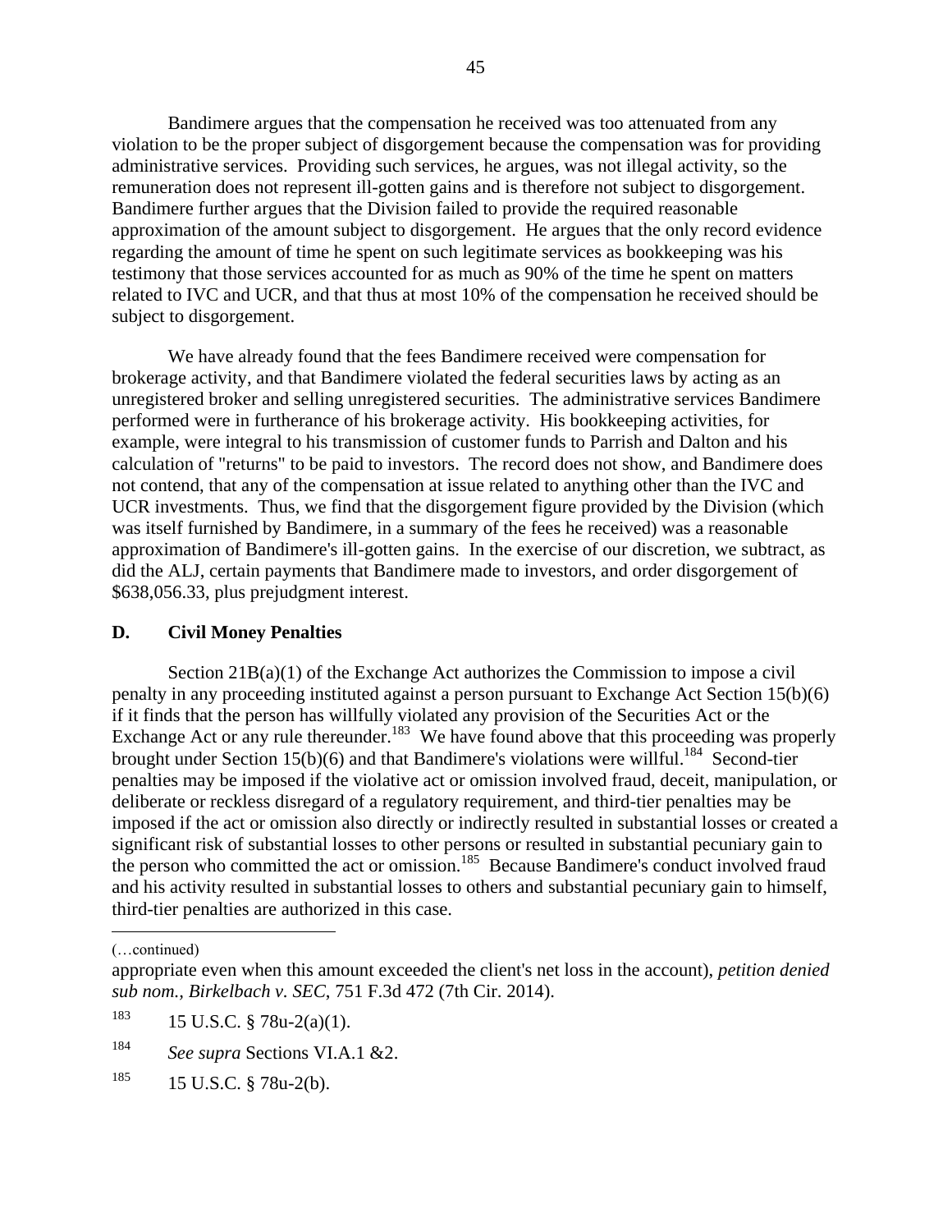Bandimere argues that the compensation he received was too attenuated from any violation to be the proper subject of disgorgement because the compensation was for providing administrative services. Providing such services, he argues, was not illegal activity, so the remuneration does not represent ill-gotten gains and is therefore not subject to disgorgement. Bandimere further argues that the Division failed to provide the required reasonable approximation of the amount subject to disgorgement. He argues that the only record evidence regarding the amount of time he spent on such legitimate services as bookkeeping was his testimony that those services accounted for as much as 90% of the time he spent on matters related to IVC and UCR, and that thus at most 10% of the compensation he received should be subject to disgorgement.

We have already found that the fees Bandimere received were compensation for brokerage activity, and that Bandimere violated the federal securities laws by acting as an unregistered broker and selling unregistered securities. The administrative services Bandimere performed were in furtherance of his brokerage activity. His bookkeeping activities, for example, were integral to his transmission of customer funds to Parrish and Dalton and his calculation of "returns" to be paid to investors. The record does not show, and Bandimere does not contend, that any of the compensation at issue related to anything other than the IVC and UCR investments. Thus, we find that the disgorgement figure provided by the Division (which was itself furnished by Bandimere, in a summary of the fees he received) was a reasonable approximation of Bandimere's ill-gotten gains. In the exercise of our discretion, we subtract, as did the ALJ, certain payments that Bandimere made to investors, and order disgorgement of $638,056.33, plus prejudgment interest.

## D. Civil Money Penalties

Section 21B(a)(1) of the Exchange Act authorizes the Commission to impose a civil penalty in any proceeding instituted against a person pursuant to Exchange Act Section 15(b)(6) if it finds that the person has willfully violated any provision of the Securities Act or the Exchange Act or any rule thereunder.[183] We have found above that this proceeding was properly brought under Section 15(b)(6) and that Bandimere's violations were willful.[184] Second-tier penalties may be imposed if the violative act or omission involved fraud, deceit, manipulation, or deliberate or reckless disregard of a regulatory requirement, and third-tier penalties may be imposed if the act or omission also directly or indirectly resulted in substantial losses or created a significant risk of substantial losses to other persons or resulted in substantial pecuniary gain to the person who committed the act or omission.[185] Because Bandimere's conduct involved fraud and his activity resulted in substantial losses to others and substantial pecuniary gain to himself, third-tier penalties are authorized in this case.

---

(…continued)

appropriate even when this amount exceeded the client's net loss in the account), *petition denied sub nom., Birkelbach v. SEC*, 751 F.3d 472 (7th Cir. 2014).

[183] 15 U.S.C. § 78u-2(a)(1).

[184] *See supra* Sections VI.A.1 &2.

[185] 15 U.S.C. § 78u-2(b).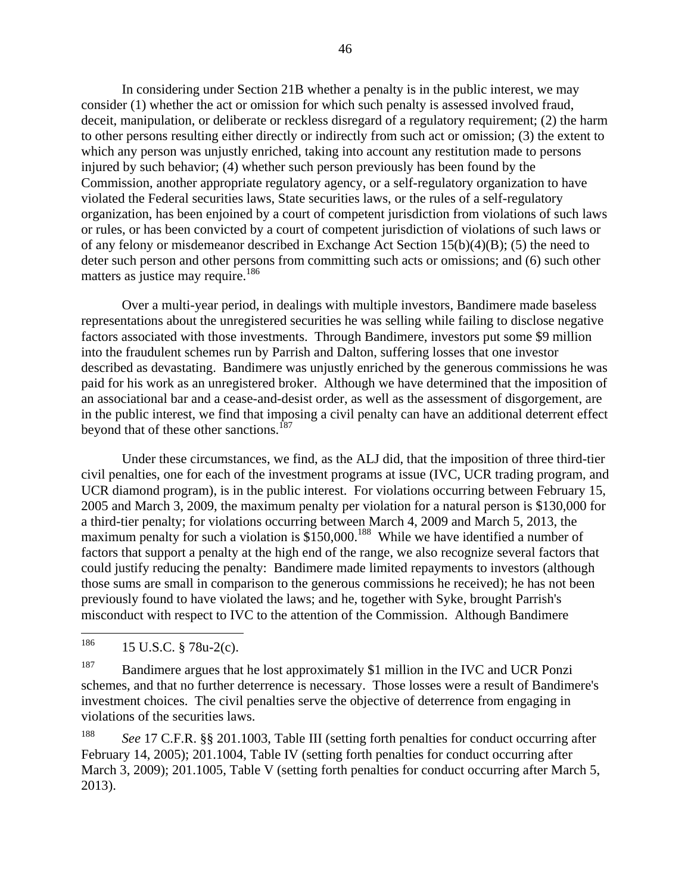In considering under Section 21B whether a penalty is in the public interest, we may consider (1) whether the act or omission for which such penalty is assessed involved fraud, deceit, manipulation, or deliberate or reckless disregard of a regulatory requirement; (2) the harm to other persons resulting either directly or indirectly from such act or omission; (3) the extent to which any person was unjustly enriched, taking into account any restitution made to persons injured by such behavior; (4) whether such person previously has been found by the Commission, another appropriate regulatory agency, or a self-regulatory organization to have violated the Federal securities laws, State securities laws, or the rules of a self-regulatory organization, has been enjoined by a court of competent jurisdiction from violations of such laws or rules, or has been convicted by a court of competent jurisdiction of violations of such laws or of any felony or misdemeanor described in Exchange Act Section 15(b)(4)(B); (5) the need to deter such person and other persons from committing such acts or omissions; and (6) such other matters as justice may require.[186]

Over a multi-year period, in dealings with multiple investors, Bandimere made baseless representations about the unregistered securities he was selling while failing to disclose negative factors associated with those investments. Through Bandimere, investors put some $9 million into the fraudulent schemes run by Parrish and Dalton, suffering losses that one investor described as devastating. Bandimere was unjustly enriched by the generous commissions he was paid for his work as an unregistered broker. Although we have determined that the imposition of an associational bar and a cease-and-desist order, as well as the assessment of disgorgement, are in the public interest, we find that imposing a civil penalty can have an additional deterrent effect beyond that of these other sanctions.[187]

Under these circumstances, we find, as the ALJ did, that the imposition of three third-tier civil penalties, one for each of the investment programs at issue (IVC, UCR trading program, and UCR diamond program), is in the public interest. For violations occurring between February 15, 2005 and March 3, 2009, the maximum penalty per violation for a natural person is $130,000 for a third-tier penalty; for violations occurring between March 4, 2009 and March 5, 2013, the maximum penalty for such a violation is $150,000.[188] While we have identified a number of factors that support a penalty at the high end of the range, we also recognize several factors that could justify reducing the penalty: Bandimere made limited repayments to investors (although those sums are small in comparison to the generous commissions he received); he has not been previously found to have violated the laws; and he, together with Syke, brought Parrish's misconduct with respect to IVC to the attention of the Commission. Although Bandimere

---

[186] 15 U.S.C. § 78u-2(c).

[187] Bandimere argues that he lost approximately $1 million in the IVC and UCR Ponzi schemes, and that no further deterrence is necessary. Those losses were a result of Bandimere's investment choices. The civil penalties serve the objective of deterrence from engaging in violations of the securities laws.

[188] *See* 17 C.F.R. §§ 201.1003, Table III (setting forth penalties for conduct occurring after February 14, 2005); 201.1004, Table IV (setting forth penalties for conduct occurring after March 3, 2009); 201.1005, Table V (setting forth penalties for conduct occurring after March 5, 2013).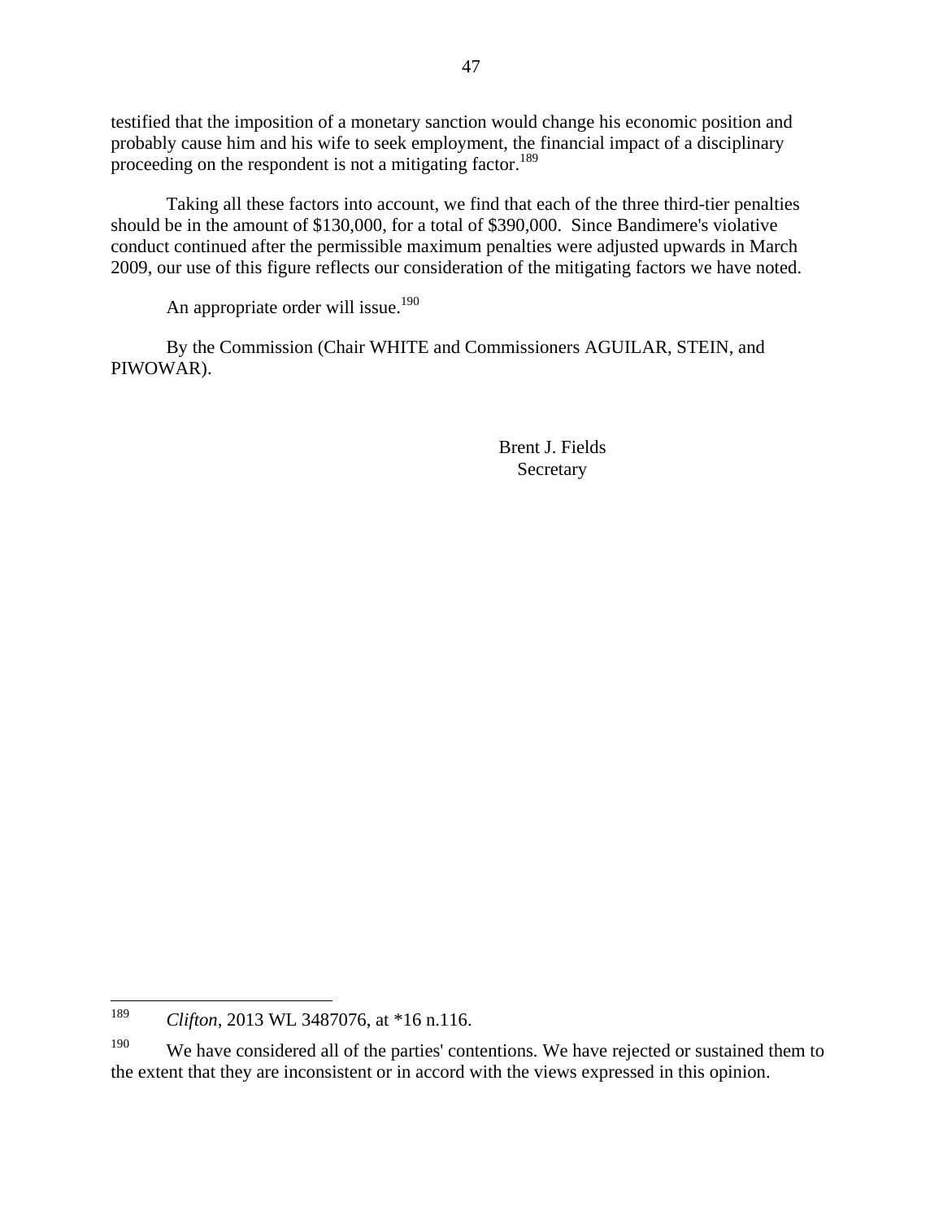testified that the imposition of a monetary sanction would change his economic position and probably cause him and his wife to seek employment, the financial impact of a disciplinary proceeding on the respondent is not a mitigating factor.[189]

Taking all these factors into account, we find that each of the three third-tier penalties should be in the amount of $130,000, for a total of $390,000. Since Bandimere's violative conduct continued after the permissible maximum penalties were adjusted upwards in March 2009, our use of this figure reflects our consideration of the mitigating factors we have noted.

An appropriate order will issue.[190]

By the Commission (Chair WHITE and Commissioners AGUILAR, STEIN, and PIWOWAR).

Brent J. Fields
Secretary

---

[189] *Clifton*, 2013 WL 3487076, at *16 n.116.

[190] We have considered all of the parties' contentions. We have rejected or sustained them to the extent that they are inconsistent or in accord with the views expressed in this opinion.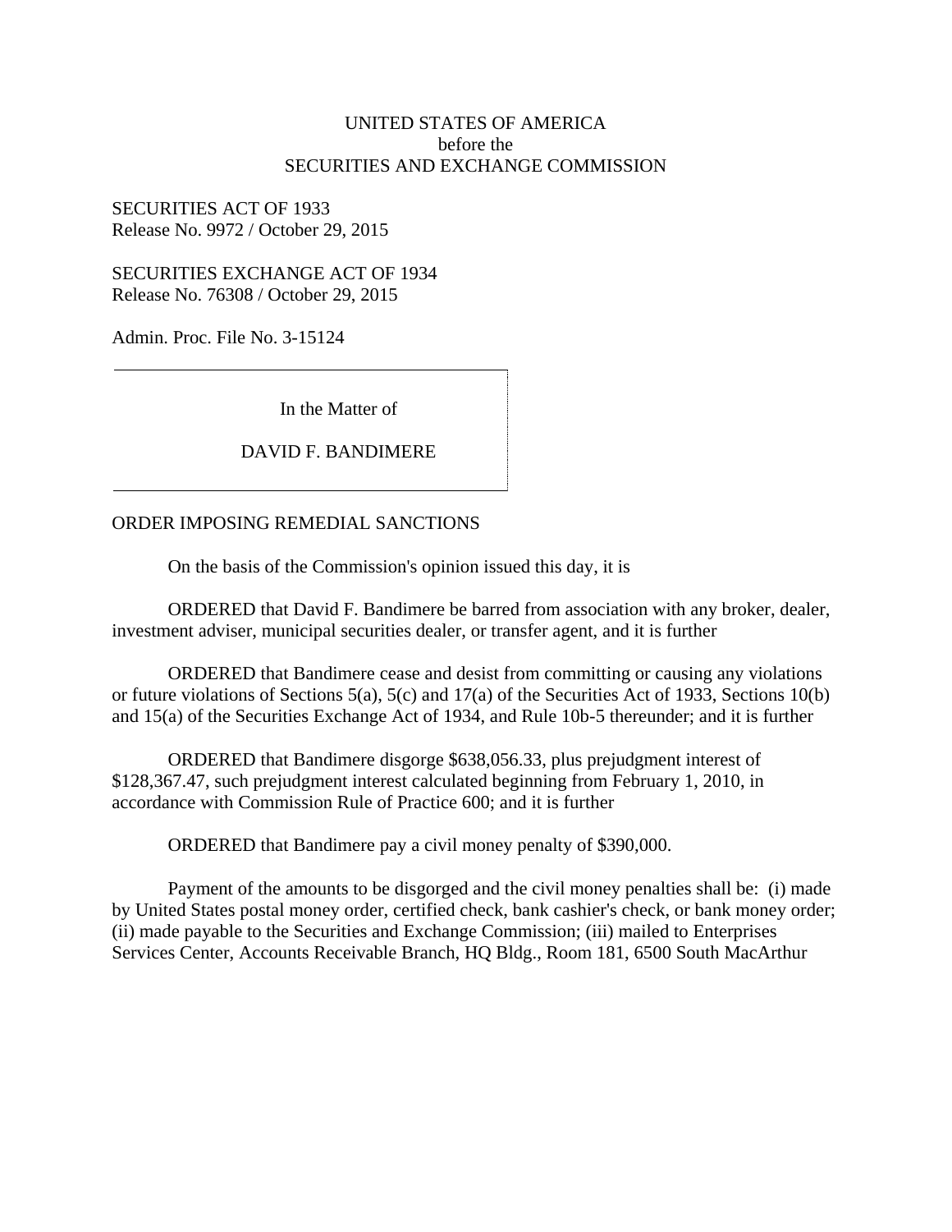UNITED STATES OF AMERICA
before the
SECURITIES AND EXCHANGE COMMISSION

SECURITIES ACT OF 1933
Release No. 9972 / October 29, 2015

SECURITIES EXCHANGE ACT OF 1934
Release No. 76308 / October 29, 2015

Admin. Proc. File No. 3-15124

In the Matter of

DAVID F. BANDIMERE

ORDER IMPOSING REMEDIAL SANCTIONS

On the basis of the Commission's opinion issued this day, it is

ORDERED that David F. Bandimere be barred from association with any broker, dealer, investment adviser, municipal securities dealer, or transfer agent, and it is further

ORDERED that Bandimere cease and desist from committing or causing any violations or future violations of Sections 5(a), 5(c) and 17(a) of the Securities Act of 1933, Sections 10(b) and 15(a) of the Securities Exchange Act of 1934, and Rule 10b-5 thereunder; and it is further

ORDERED that Bandimere disgorge $638,056.33, plus prejudgment interest of $128,367.47, such prejudgment interest calculated beginning from February 1, 2010, in accordance with Commission Rule of Practice 600; and it is further

ORDERED that Bandimere pay a civil money penalty of $390,000.

Payment of the amounts to be disgorged and the civil money penalties shall be: (i) made by United States postal money order, certified check, bank cashier's check, or bank money order; (ii) made payable to the Securities and Exchange Commission; (iii) mailed to Enterprises Services Center, Accounts Receivable Branch, HQ Bldg., Room 181, 6500 South MacArthur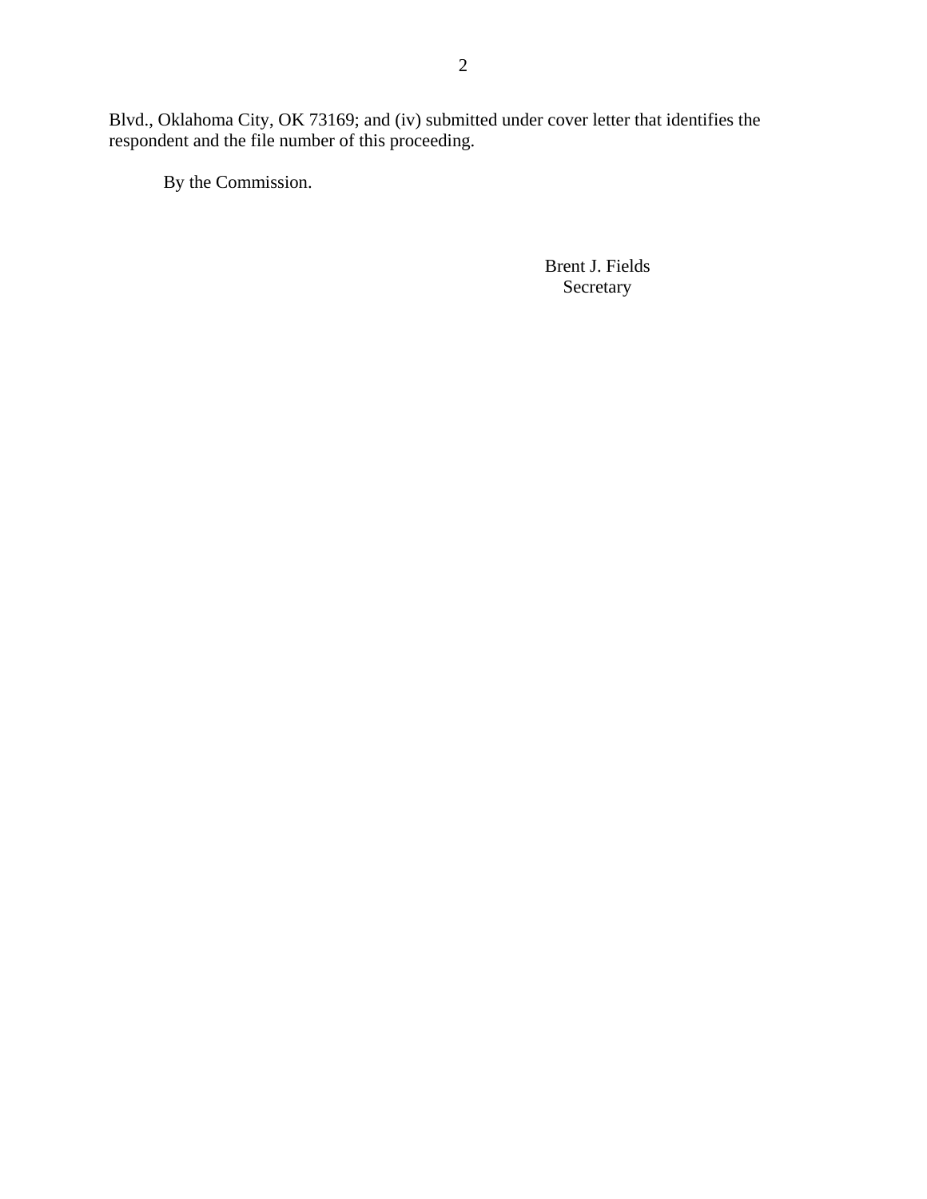Blvd., Oklahoma City, OK 73169; and (iv) submitted under cover letter that identifies the respondent and the file number of this proceeding.

By the Commission.

Brent J. Fields
Secretary